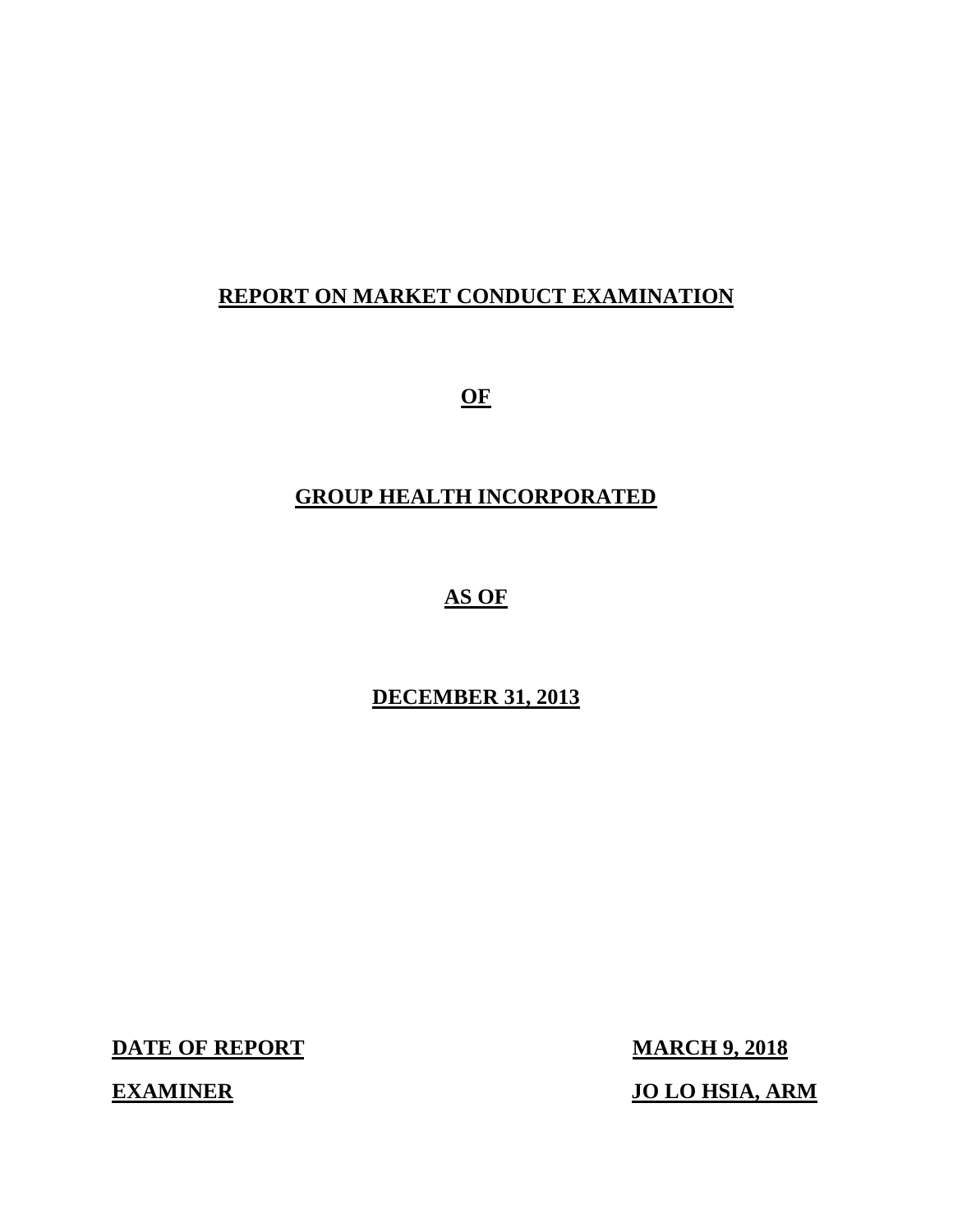# REPORT ON MARKET CONDUCT EXAMINATION

**OF**

**GROUP HEALTH INCORPORATED**

**AS OF**

**DECEMBER 31, 2013**

| | |
|---|---|
| **DATE OF REPORT** | **MARCH 9, 2018** |
| **EXAMINER** | **JO LO HSIA, ARM** |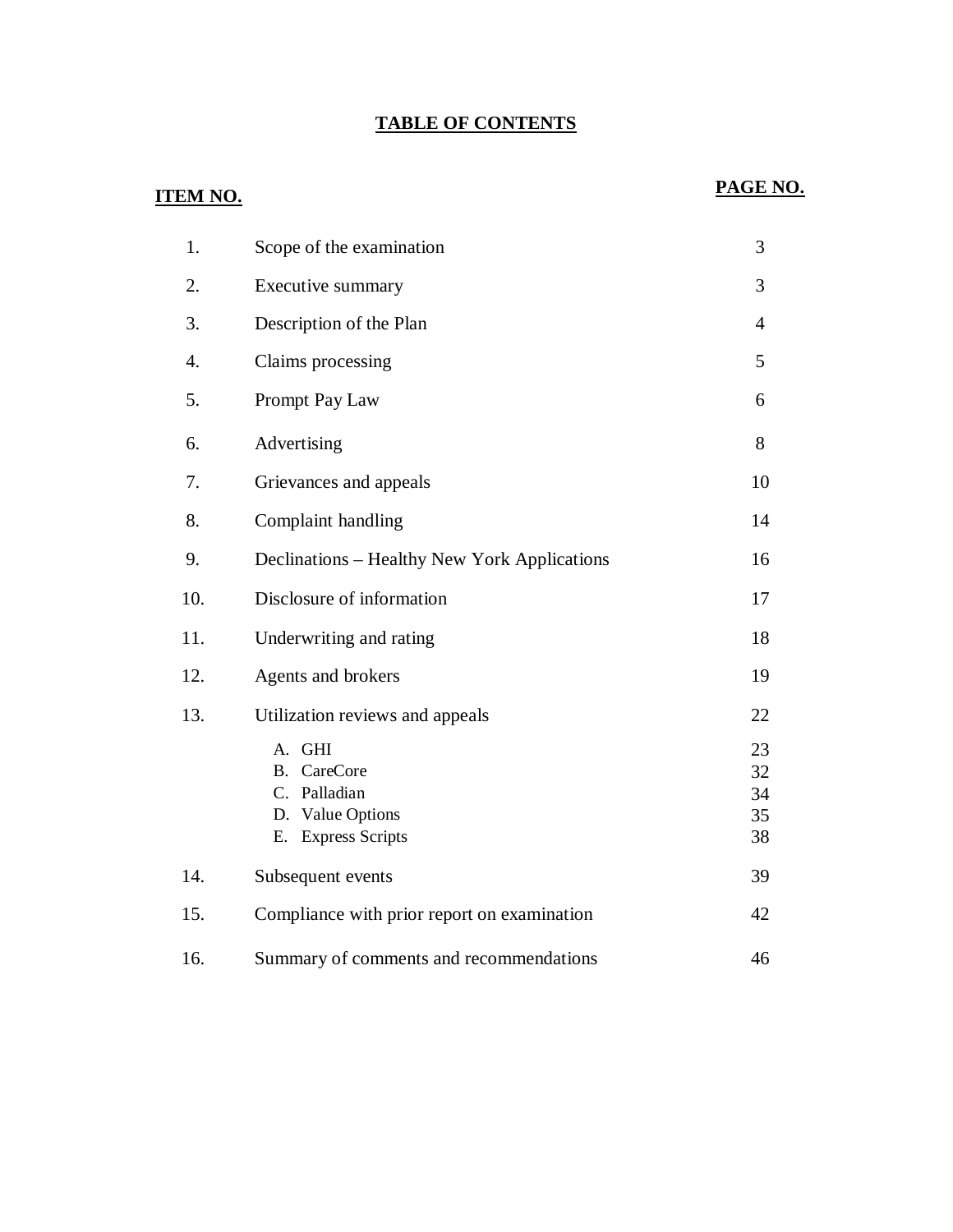# TABLE OF CONTENTS

| ITEM NO. | | PAGE NO. |
|---|---|---|
| 1. | Scope of the examination | 3 |
| 2. | Executive summary | 3 |
| 3. | Description of the Plan | 4 |
| 4. | Claims processing | 5 |
| 5. | Prompt Pay Law | 6 |
| 6. | Advertising | 8 |
| 7. | Grievances and appeals | 10 |
| 8. | Complaint handling | 14 |
| 9. | Declinations – Healthy New York Applications | 16 |
| 10. | Disclosure of information | 17 |
| 11. | Underwriting and rating | 18 |
| 12. | Agents and brokers | 19 |
| 13. | Utilization reviews and appeals | 22 |
| | A. GHI | 23 |
| | B. CareCore | 32 |
| | C. Palladian | 34 |
| | D. Value Options | 35 |
| | E. Express Scripts | 38 |
| 14. | Subsequent events | 39 |
| 15. | Compliance with prior report on examination | 42 |
| 16. | Summary of comments and recommendations | 46 |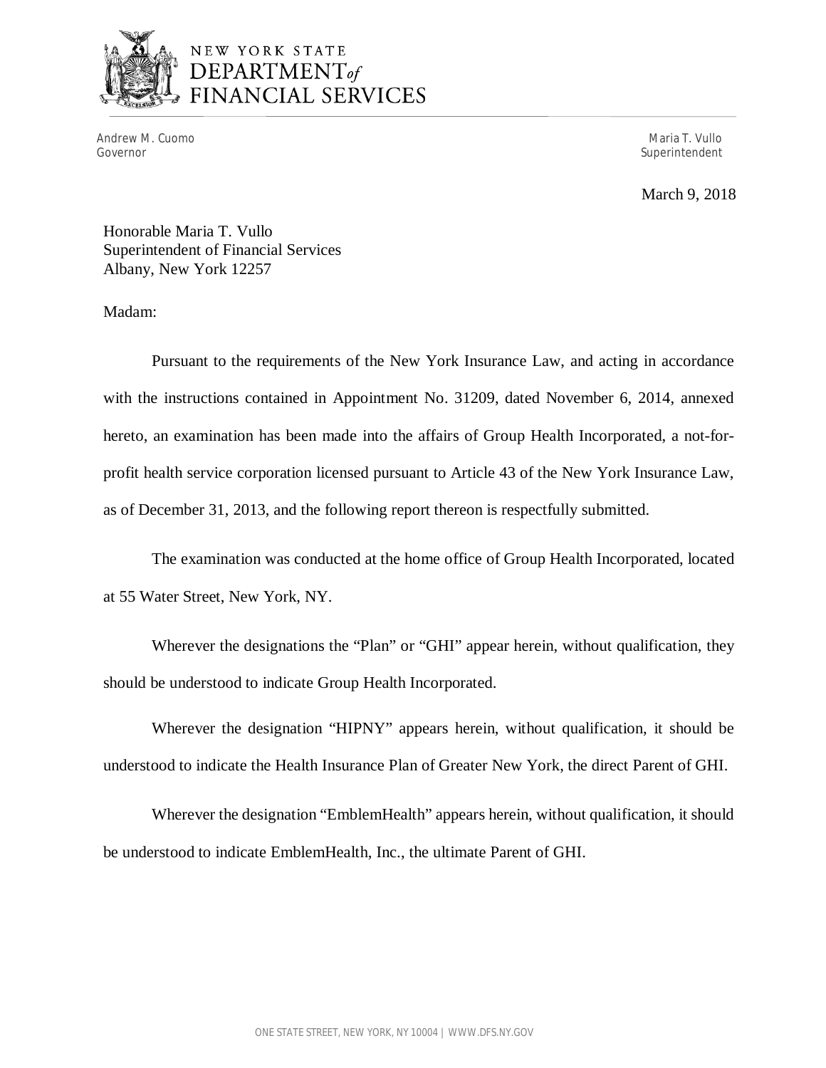NEW YORK STATE
DEPARTMENT *of*
FINANCIAL SERVICES

Andrew M. Cuomo
Governor

Maria T. Vullo
Superintendent

March 9, 2018

Honorable Maria T. Vullo
Superintendent of Financial Services
Albany, New York 12257

Madam:

Pursuant to the requirements of the New York Insurance Law, and acting in accordance with the instructions contained in Appointment No. 31209, dated November 6, 2014, annexed hereto, an examination has been made into the affairs of Group Health Incorporated, a not-for-profit health service corporation licensed pursuant to Article 43 of the New York Insurance Law, as of December 31, 2013, and the following report thereon is respectfully submitted.

The examination was conducted at the home office of Group Health Incorporated, located at 55 Water Street, New York, NY.

Wherever the designations the "Plan" or "GHI" appear herein, without qualification, they should be understood to indicate Group Health Incorporated.

Wherever the designation "HIPNY" appears herein, without qualification, it should be understood to indicate the Health Insurance Plan of Greater New York, the direct Parent of GHI.

Wherever the designation "EmblemHealth" appears herein, without qualification, it should be understood to indicate EmblemHealth, Inc., the ultimate Parent of GHI.

ONE STATE STREET, NEW YORK, NY 10004 | WWW.DFS.NY.GOV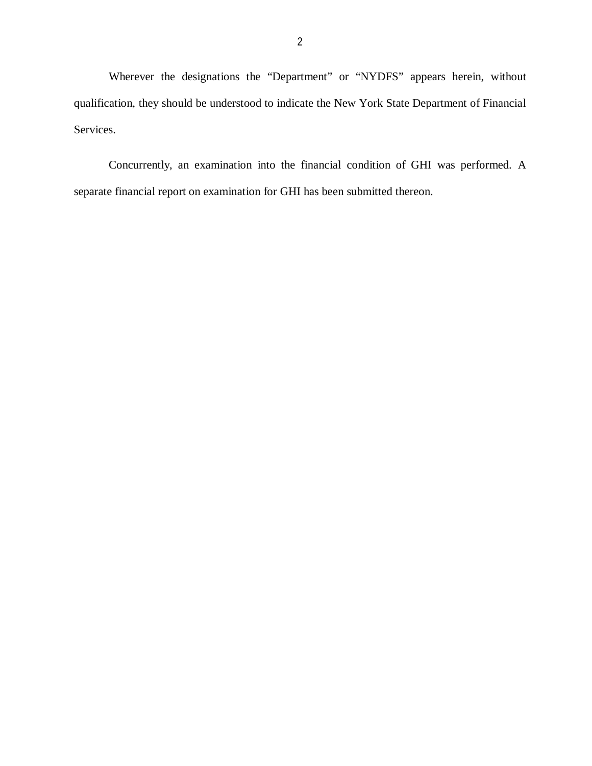Wherever the designations the "Department" or "NYDFS" appears herein, without qualification, they should be understood to indicate the New York State Department of Financial Services.

Concurrently, an examination into the financial condition of GHI was performed. A separate financial report on examination for GHI has been submitted thereon.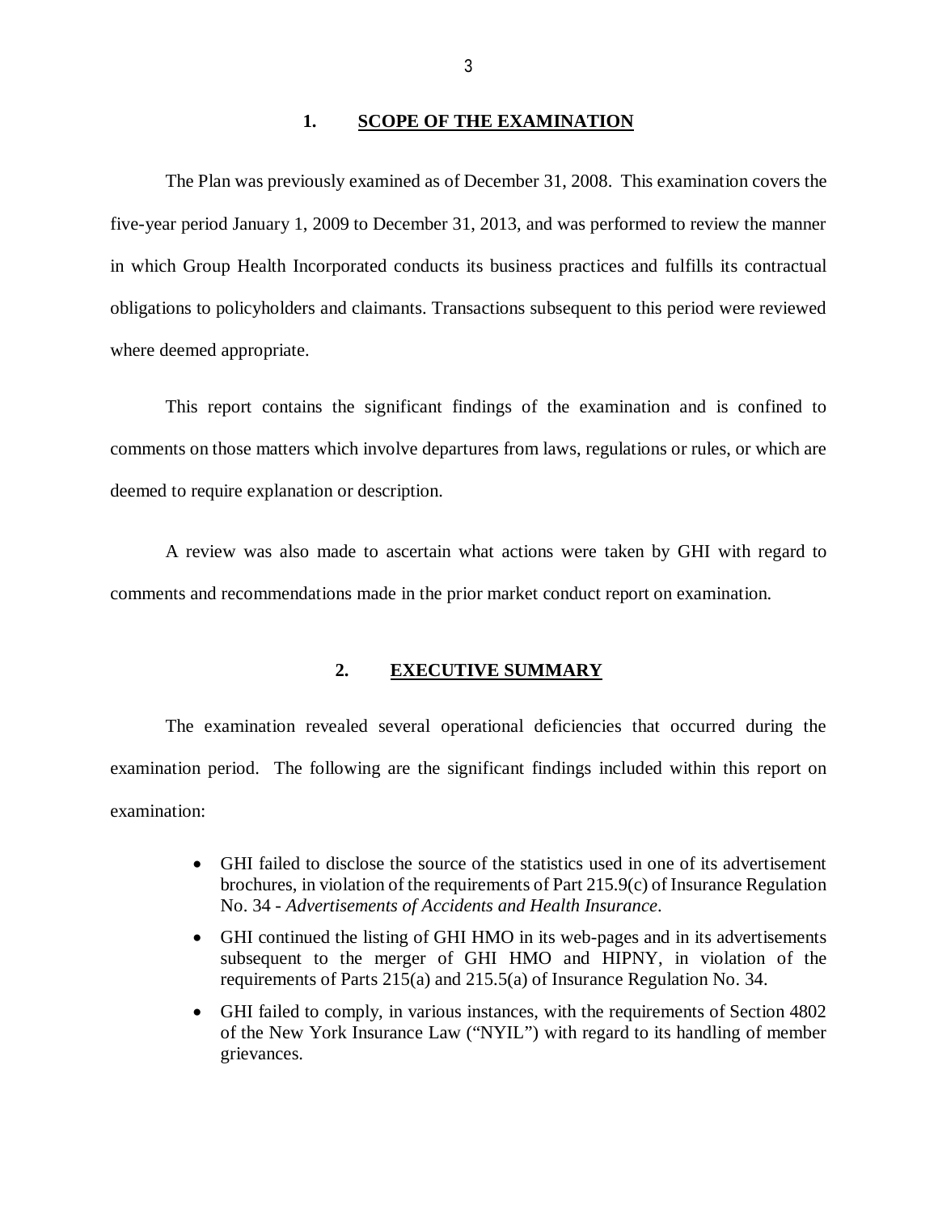## 1. SCOPE OF THE EXAMINATION

The Plan was previously examined as of December 31, 2008. This examination covers the five-year period January 1, 2009 to December 31, 2013, and was performed to review the manner in which Group Health Incorporated conducts its business practices and fulfills its contractual obligations to policyholders and claimants. Transactions subsequent to this period were reviewed where deemed appropriate.

This report contains the significant findings of the examination and is confined to comments on those matters which involve departures from laws, regulations or rules, or which are deemed to require explanation or description.

A review was also made to ascertain what actions were taken by GHI with regard to comments and recommendations made in the prior market conduct report on examination.

## 2. EXECUTIVE SUMMARY

The examination revealed several operational deficiencies that occurred during the examination period. The following are the significant findings included within this report on examination:

- GHI failed to disclose the source of the statistics used in one of its advertisement brochures, in violation of the requirements of Part 215.9(c) of Insurance Regulation No. 34 - *Advertisements of Accidents and Health Insurance*.
- GHI continued the listing of GHI HMO in its web-pages and in its advertisements subsequent to the merger of GHI HMO and HIPNY, in violation of the requirements of Parts 215(a) and 215.5(a) of Insurance Regulation No. 34.
- GHI failed to comply, in various instances, with the requirements of Section 4802 of the New York Insurance Law ("NYIL") with regard to its handling of member grievances.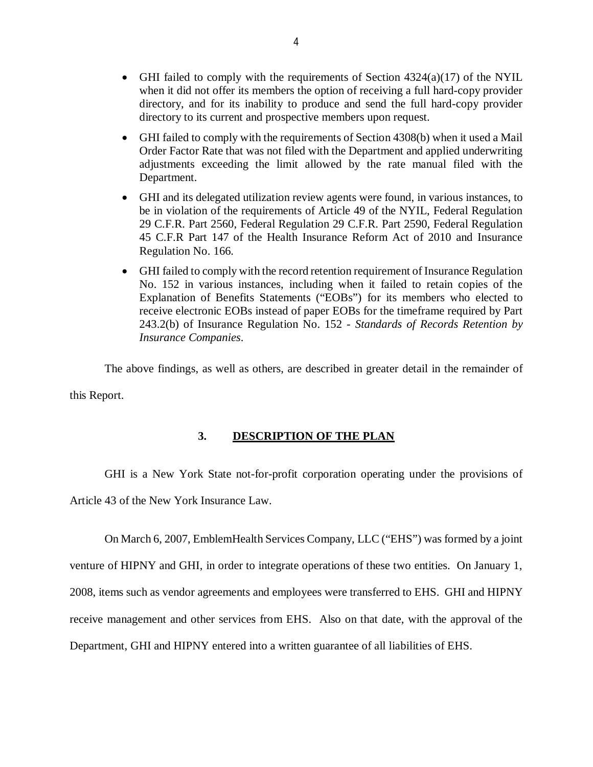- GHI failed to comply with the requirements of Section 4324(a)(17) of the NYIL when it did not offer its members the option of receiving a full hard-copy provider directory, and for its inability to produce and send the full hard-copy provider directory to its current and prospective members upon request.
- GHI failed to comply with the requirements of Section 4308(b) when it used a Mail Order Factor Rate that was not filed with the Department and applied underwriting adjustments exceeding the limit allowed by the rate manual filed with the Department.
- GHI and its delegated utilization review agents were found, in various instances, to be in violation of the requirements of Article 49 of the NYIL, Federal Regulation 29 C.F.R. Part 2560, Federal Regulation 29 C.F.R. Part 2590, Federal Regulation 45 C.F.R Part 147 of the Health Insurance Reform Act of 2010 and Insurance Regulation No. 166.
- GHI failed to comply with the record retention requirement of Insurance Regulation No. 152 in various instances, including when it failed to retain copies of the Explanation of Benefits Statements ("EOBs") for its members who elected to receive electronic EOBs instead of paper EOBs for the timeframe required by Part 243.2(b) of Insurance Regulation No. 152 - *Standards of Records Retention by Insurance Companies*.

The above findings, as well as others, are described in greater detail in the remainder of this Report.

## 3. DESCRIPTION OF THE PLAN

GHI is a New York State not-for-profit corporation operating under the provisions of Article 43 of the New York Insurance Law.

On March 6, 2007, EmblemHealth Services Company, LLC ("EHS") was formed by a joint venture of HIPNY and GHI, in order to integrate operations of these two entities. On January 1, 2008, items such as vendor agreements and employees were transferred to EHS. GHI and HIPNY receive management and other services from EHS. Also on that date, with the approval of the Department, GHI and HIPNY entered into a written guarantee of all liabilities of EHS.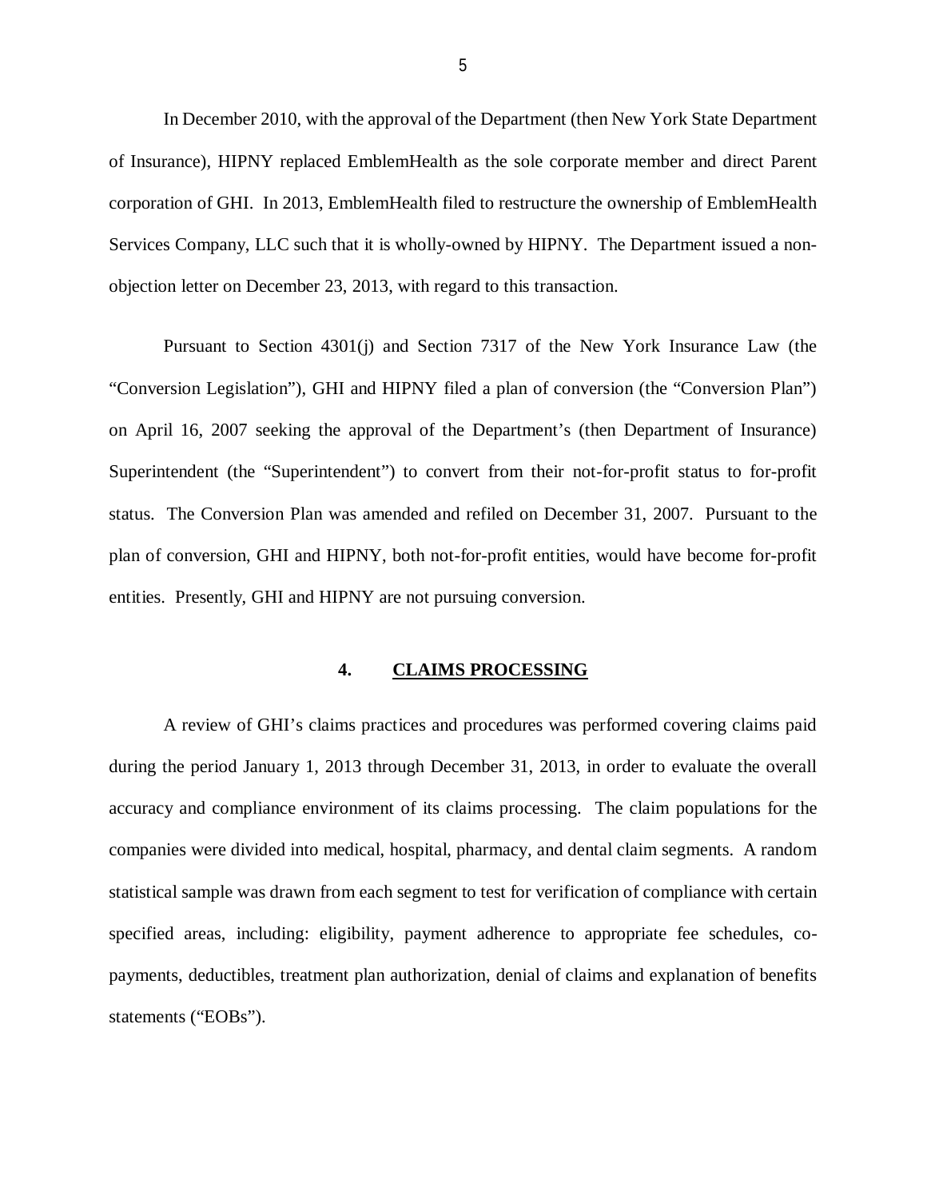In December 2010, with the approval of the Department (then New York State Department of Insurance), HIPNY replaced EmblemHealth as the sole corporate member and direct Parent corporation of GHI. In 2013, EmblemHealth filed to restructure the ownership of EmblemHealth Services Company, LLC such that it is wholly-owned by HIPNY. The Department issued a non-objection letter on December 23, 2013, with regard to this transaction.

Pursuant to Section 4301(j) and Section 7317 of the New York Insurance Law (the "Conversion Legislation"), GHI and HIPNY filed a plan of conversion (the "Conversion Plan") on April 16, 2007 seeking the approval of the Department's (then Department of Insurance) Superintendent (the "Superintendent") to convert from their not-for-profit status to for-profit status. The Conversion Plan was amended and refiled on December 31, 2007. Pursuant to the plan of conversion, GHI and HIPNY, both not-for-profit entities, would have become for-profit entities. Presently, GHI and HIPNY are not pursuing conversion.

## 4. CLAIMS PROCESSING

A review of GHI's claims practices and procedures was performed covering claims paid during the period January 1, 2013 through December 31, 2013, in order to evaluate the overall accuracy and compliance environment of its claims processing. The claim populations for the companies were divided into medical, hospital, pharmacy, and dental claim segments. A random statistical sample was drawn from each segment to test for verification of compliance with certain specified areas, including: eligibility, payment adherence to appropriate fee schedules, co-payments, deductibles, treatment plan authorization, denial of claims and explanation of benefits statements ("EOBs").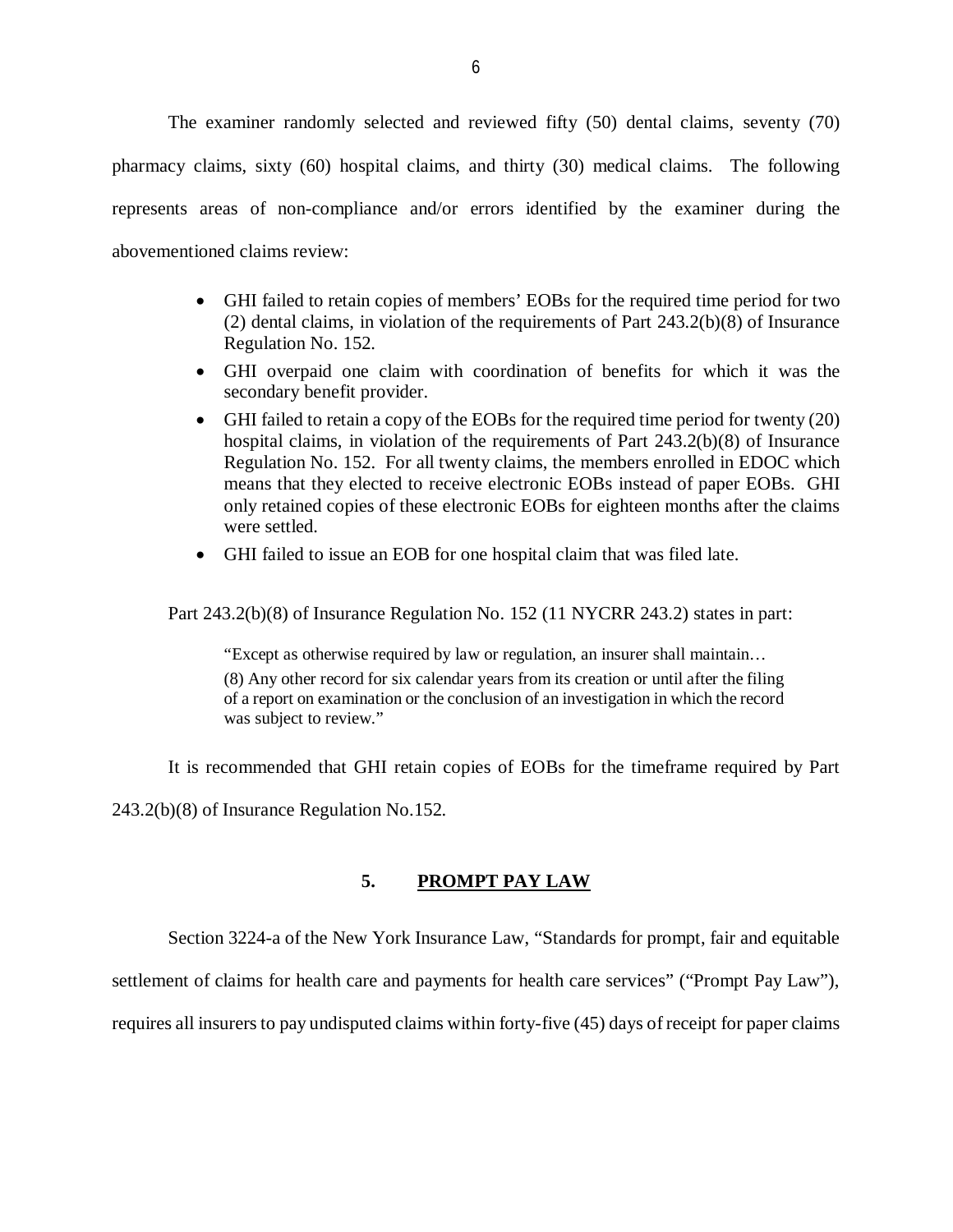The examiner randomly selected and reviewed fifty (50) dental claims, seventy (70) pharmacy claims, sixty (60) hospital claims, and thirty (30) medical claims. The following represents areas of non-compliance and/or errors identified by the examiner during the abovementioned claims review:

- GHI failed to retain copies of members' EOBs for the required time period for two (2) dental claims, in violation of the requirements of Part 243.2(b)(8) of Insurance Regulation No. 152.
- GHI overpaid one claim with coordination of benefits for which it was the secondary benefit provider.
- GHI failed to retain a copy of the EOBs for the required time period for twenty (20) hospital claims, in violation of the requirements of Part 243.2(b)(8) of Insurance Regulation No. 152. For all twenty claims, the members enrolled in EDOC which means that they elected to receive electronic EOBs instead of paper EOBs. GHI only retained copies of these electronic EOBs for eighteen months after the claims were settled.
- GHI failed to issue an EOB for one hospital claim that was filed late.

Part 243.2(b)(8) of Insurance Regulation No. 152 (11 NYCRR 243.2) states in part:

> "Except as otherwise required by law or regulation, an insurer shall maintain…
>
> (8) Any other record for six calendar years from its creation or until after the filing of a report on examination or the conclusion of an investigation in which the record was subject to review."

It is recommended that GHI retain copies of EOBs for the timeframe required by Part 243.2(b)(8) of Insurance Regulation No.152.

## 5. PROMPT PAY LAW

Section 3224-a of the New York Insurance Law, "Standards for prompt, fair and equitable settlement of claims for health care and payments for health care services" ("Prompt Pay Law"), requires all insurers to pay undisputed claims within forty-five (45) days of receipt for paper claims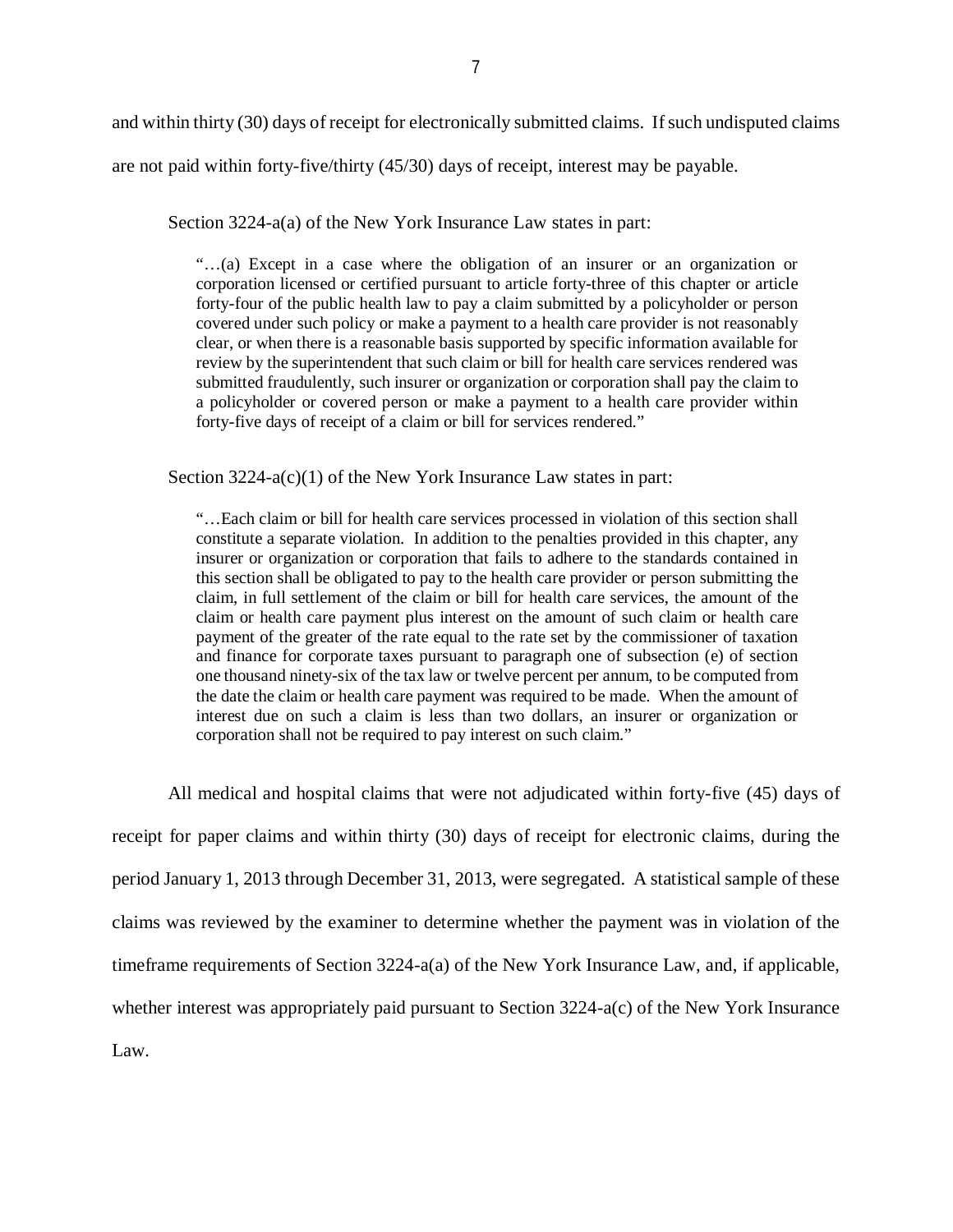and within thirty (30) days of receipt for electronically submitted claims. If such undisputed claims are not paid within forty-five/thirty (45/30) days of receipt, interest may be payable.

Section 3224-a(a) of the New York Insurance Law states in part:

> "…(a) Except in a case where the obligation of an insurer or an organization or corporation licensed or certified pursuant to article forty-three of this chapter or article forty-four of the public health law to pay a claim submitted by a policyholder or person covered under such policy or make a payment to a health care provider is not reasonably clear, or when there is a reasonable basis supported by specific information available for review by the superintendent that such claim or bill for health care services rendered was submitted fraudulently, such insurer or organization or corporation shall pay the claim to a policyholder or covered person or make a payment to a health care provider within forty-five days of receipt of a claim or bill for services rendered."

Section 3224-a(c)(1) of the New York Insurance Law states in part:

> "…Each claim or bill for health care services processed in violation of this section shall constitute a separate violation. In addition to the penalties provided in this chapter, any insurer or organization or corporation that fails to adhere to the standards contained in this section shall be obligated to pay to the health care provider or person submitting the claim, in full settlement of the claim or bill for health care services, the amount of the claim or health care payment plus interest on the amount of such claim or health care payment of the greater of the rate equal to the rate set by the commissioner of taxation and finance for corporate taxes pursuant to paragraph one of subsection (e) of section one thousand ninety-six of the tax law or twelve percent per annum, to be computed from the date the claim or health care payment was required to be made. When the amount of interest due on such a claim is less than two dollars, an insurer or organization or corporation shall not be required to pay interest on such claim."

All medical and hospital claims that were not adjudicated within forty-five (45) days of receipt for paper claims and within thirty (30) days of receipt for electronic claims, during the period January 1, 2013 through December 31, 2013, were segregated. A statistical sample of these claims was reviewed by the examiner to determine whether the payment was in violation of the timeframe requirements of Section 3224-a(a) of the New York Insurance Law, and, if applicable, whether interest was appropriately paid pursuant to Section 3224-a(c) of the New York Insurance Law.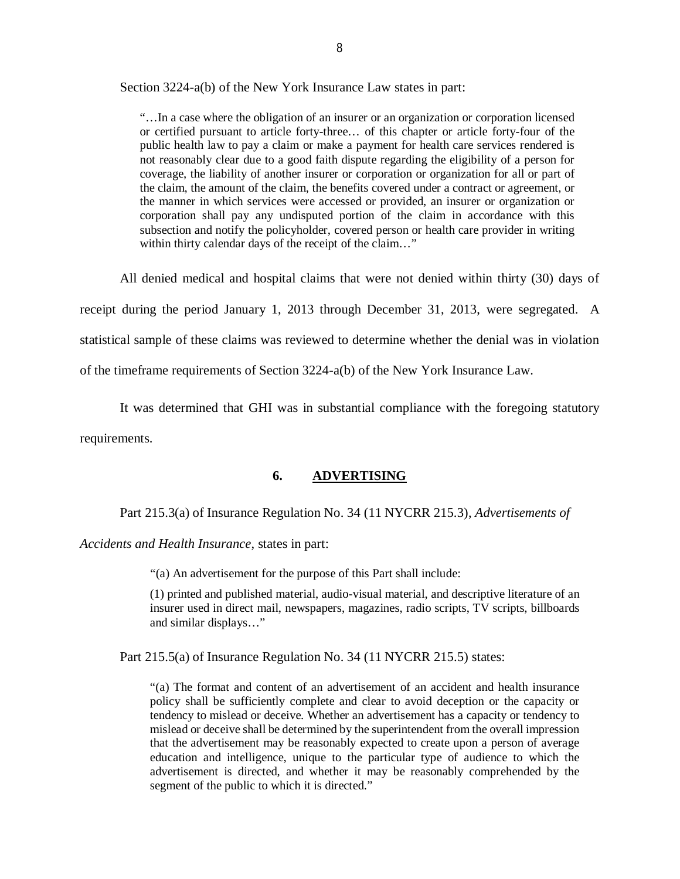Section 3224-a(b) of the New York Insurance Law states in part:

> "…In a case where the obligation of an insurer or an organization or corporation licensed or certified pursuant to article forty-three… of this chapter or article forty-four of the public health law to pay a claim or make a payment for health care services rendered is not reasonably clear due to a good faith dispute regarding the eligibility of a person for coverage, the liability of another insurer or corporation or organization for all or part of the claim, the amount of the claim, the benefits covered under a contract or agreement, or the manner in which services were accessed or provided, an insurer or organization or corporation shall pay any undisputed portion of the claim in accordance with this subsection and notify the policyholder, covered person or health care provider in writing within thirty calendar days of the receipt of the claim…"

All denied medical and hospital claims that were not denied within thirty (30) days of receipt during the period January 1, 2013 through December 31, 2013, were segregated. A statistical sample of these claims was reviewed to determine whether the denial was in violation of the timeframe requirements of Section 3224-a(b) of the New York Insurance Law.

It was determined that GHI was in substantial compliance with the foregoing statutory requirements.

## 6. ADVERTISING

Part 215.3(a) of Insurance Regulation No. 34 (11 NYCRR 215.3), *Advertisements of Accidents and Health Insurance*, states in part:

> "(a) An advertisement for the purpose of this Part shall include:
>
> (1) printed and published material, audio-visual material, and descriptive literature of an insurer used in direct mail, newspapers, magazines, radio scripts, TV scripts, billboards and similar displays…"

Part 215.5(a) of Insurance Regulation No. 34 (11 NYCRR 215.5) states:

> "(a) The format and content of an advertisement of an accident and health insurance policy shall be sufficiently complete and clear to avoid deception or the capacity or tendency to mislead or deceive. Whether an advertisement has a capacity or tendency to mislead or deceive shall be determined by the superintendent from the overall impression that the advertisement may be reasonably expected to create upon a person of average education and intelligence, unique to the particular type of audience to which the advertisement is directed, and whether it may be reasonably comprehended by the segment of the public to which it is directed."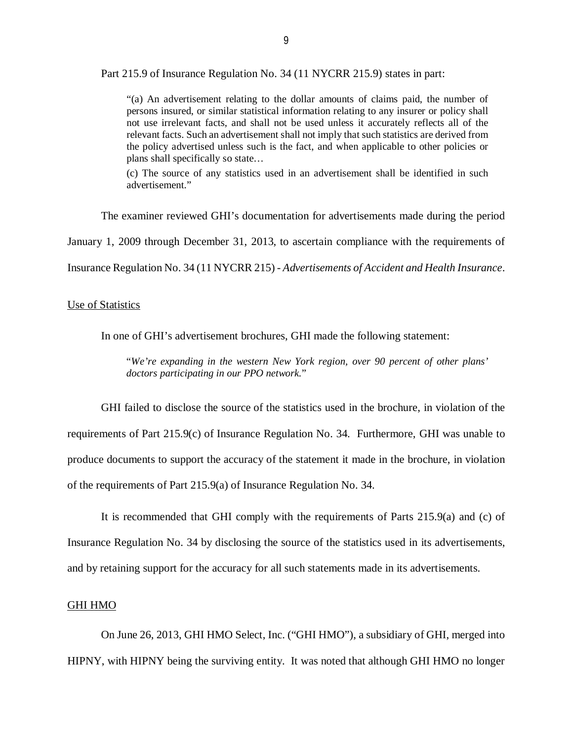Part 215.9 of Insurance Regulation No. 34 (11 NYCRR 215.9) states in part:

> "(a) An advertisement relating to the dollar amounts of claims paid, the number of persons insured, or similar statistical information relating to any insurer or policy shall not use irrelevant facts, and shall not be used unless it accurately reflects all of the relevant facts. Such an advertisement shall not imply that such statistics are derived from the policy advertised unless such is the fact, and when applicable to other policies or plans shall specifically so state…
>
> (c) The source of any statistics used in an advertisement shall be identified in such advertisement."

The examiner reviewed GHI's documentation for advertisements made during the period January 1, 2009 through December 31, 2013, to ascertain compliance with the requirements of Insurance Regulation No. 34 (11 NYCRR 215) - *Advertisements of Accident and Health Insurance*.

Use of Statistics

In one of GHI's advertisement brochures, GHI made the following statement:

> "*We're expanding in the western New York region, over 90 percent of other plans' doctors participating in our PPO network.*"

GHI failed to disclose the source of the statistics used in the brochure, in violation of the requirements of Part 215.9(c) of Insurance Regulation No. 34. Furthermore, GHI was unable to produce documents to support the accuracy of the statement it made in the brochure, in violation of the requirements of Part 215.9(a) of Insurance Regulation No. 34.

It is recommended that GHI comply with the requirements of Parts 215.9(a) and (c) of Insurance Regulation No. 34 by disclosing the source of the statistics used in its advertisements, and by retaining support for the accuracy for all such statements made in its advertisements.

GHI HMO

On June 26, 2013, GHI HMO Select, Inc. ("GHI HMO"), a subsidiary of GHI, merged into HIPNY, with HIPNY being the surviving entity. It was noted that although GHI HMO no longer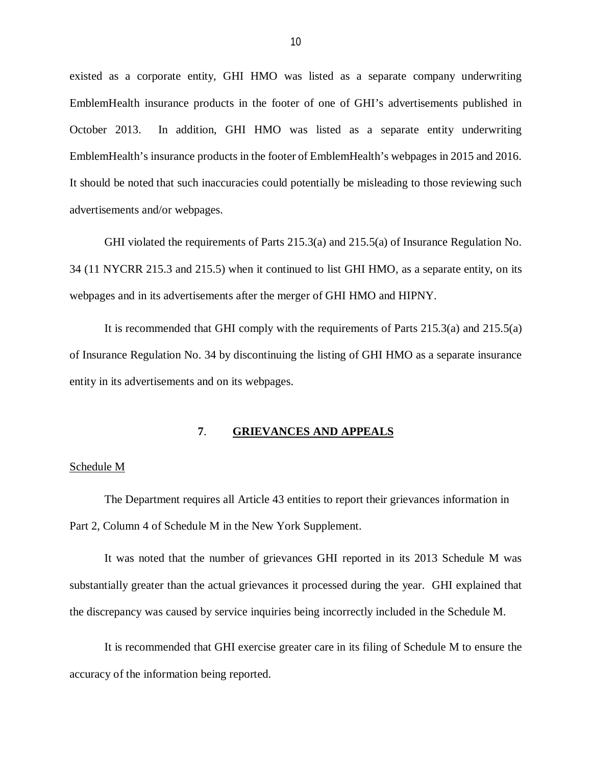existed as a corporate entity, GHI HMO was listed as a separate company underwriting EmblemHealth insurance products in the footer of one of GHI's advertisements published in October 2013. In addition, GHI HMO was listed as a separate entity underwriting EmblemHealth's insurance products in the footer of EmblemHealth's webpages in 2015 and 2016. It should be noted that such inaccuracies could potentially be misleading to those reviewing such advertisements and/or webpages.

GHI violated the requirements of Parts 215.3(a) and 215.5(a) of Insurance Regulation No. 34 (11 NYCRR 215.3 and 215.5) when it continued to list GHI HMO, as a separate entity, on its webpages and in its advertisements after the merger of GHI HMO and HIPNY.

It is recommended that GHI comply with the requirements of Parts 215.3(a) and 215.5(a) of Insurance Regulation No. 34 by discontinuing the listing of GHI HMO as a separate insurance entity in its advertisements and on its webpages.

## **7**. **GRIEVANCES AND APPEALS**

Schedule M

The Department requires all Article 43 entities to report their grievances information in Part 2, Column 4 of Schedule M in the New York Supplement.

It was noted that the number of grievances GHI reported in its 2013 Schedule M was substantially greater than the actual grievances it processed during the year. GHI explained that the discrepancy was caused by service inquiries being incorrectly included in the Schedule M.

It is recommended that GHI exercise greater care in its filing of Schedule M to ensure the accuracy of the information being reported.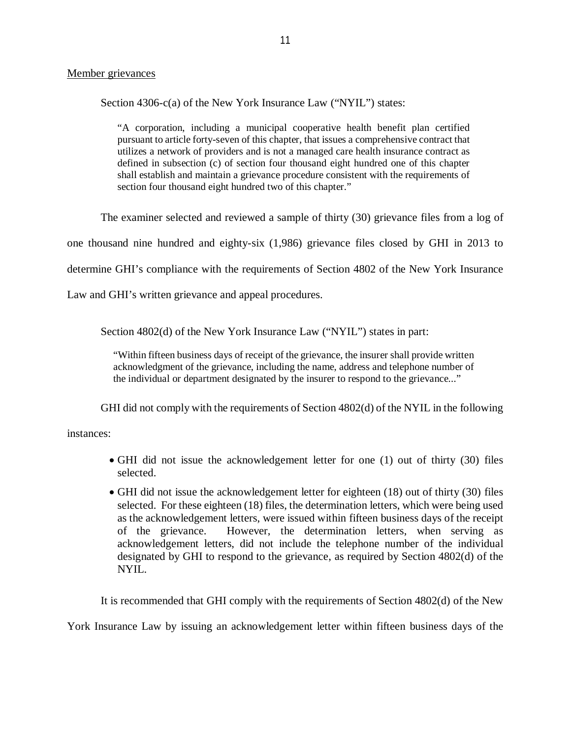Member grievances

Section 4306-c(a) of the New York Insurance Law ("NYIL") states:

> "A corporation, including a municipal cooperative health benefit plan certified pursuant to article forty-seven of this chapter, that issues a comprehensive contract that utilizes a network of providers and is not a managed care health insurance contract as defined in subsection (c) of section four thousand eight hundred one of this chapter shall establish and maintain a grievance procedure consistent with the requirements of section four thousand eight hundred two of this chapter."

The examiner selected and reviewed a sample of thirty (30) grievance files from a log of one thousand nine hundred and eighty-six (1,986) grievance files closed by GHI in 2013 to determine GHI's compliance with the requirements of Section 4802 of the New York Insurance Law and GHI's written grievance and appeal procedures.

Section 4802(d) of the New York Insurance Law ("NYIL") states in part:

> "Within fifteen business days of receipt of the grievance, the insurer shall provide written acknowledgment of the grievance, including the name, address and telephone number of the individual or department designated by the insurer to respond to the grievance..."

GHI did not comply with the requirements of Section 4802(d) of the NYIL in the following instances:

- GHI did not issue the acknowledgement letter for one (1) out of thirty (30) files selected.
- GHI did not issue the acknowledgement letter for eighteen (18) out of thirty (30) files selected. For these eighteen (18) files, the determination letters, which were being used as the acknowledgement letters, were issued within fifteen business days of the receipt of the grievance. However, the determination letters, when serving as acknowledgement letters, did not include the telephone number of the individual designated by GHI to respond to the grievance, as required by Section 4802(d) of the NYIL.

It is recommended that GHI comply with the requirements of Section 4802(d) of the New York Insurance Law by issuing an acknowledgement letter within fifteen business days of the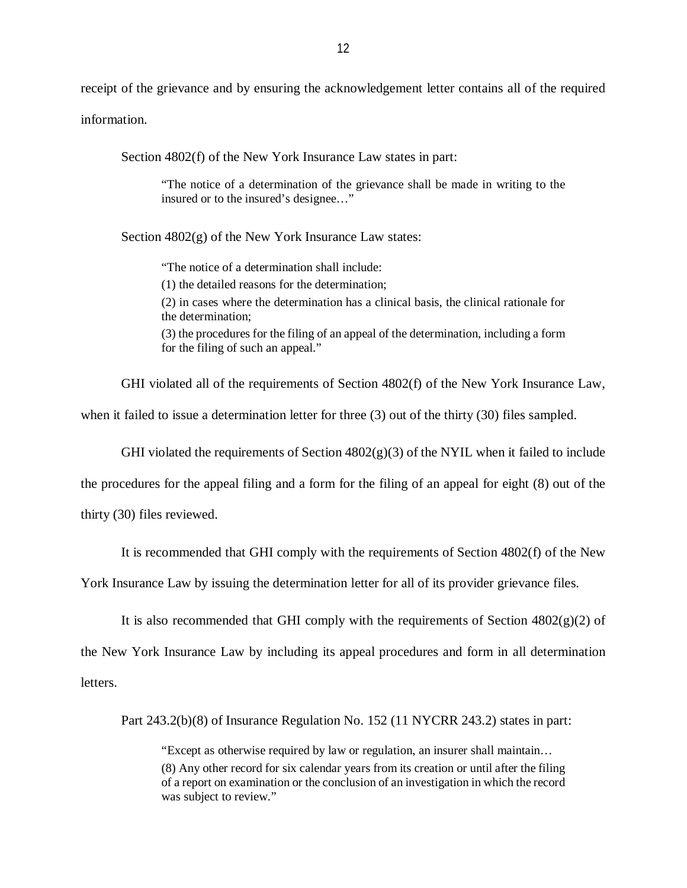receipt of the grievance and by ensuring the acknowledgement letter contains all of the required information.

Section 4802(f) of the New York Insurance Law states in part:

> "The notice of a determination of the grievance shall be made in writing to the insured or to the insured's designee…"

Section 4802(g) of the New York Insurance Law states:

> "The notice of a determination shall include:
>
> (1) the detailed reasons for the determination;
>
> (2) in cases where the determination has a clinical basis, the clinical rationale for the determination;
>
> (3) the procedures for the filing of an appeal of the determination, including a form for the filing of such an appeal."

GHI violated all of the requirements of Section 4802(f) of the New York Insurance Law, when it failed to issue a determination letter for three (3) out of the thirty (30) files sampled.

GHI violated the requirements of Section 4802(g)(3) of the NYIL when it failed to include the procedures for the appeal filing and a form for the filing of an appeal for eight (8) out of the thirty (30) files reviewed.

It is recommended that GHI comply with the requirements of Section 4802(f) of the New York Insurance Law by issuing the determination letter for all of its provider grievance files.

It is also recommended that GHI comply with the requirements of Section 4802(g)(2) of the New York Insurance Law by including its appeal procedures and form in all determination letters.

Part 243.2(b)(8) of Insurance Regulation No. 152 (11 NYCRR 243.2) states in part:

> "Except as otherwise required by law or regulation, an insurer shall maintain…
>
> (8) Any other record for six calendar years from its creation or until after the filing of a report on examination or the conclusion of an investigation in which the record was subject to review."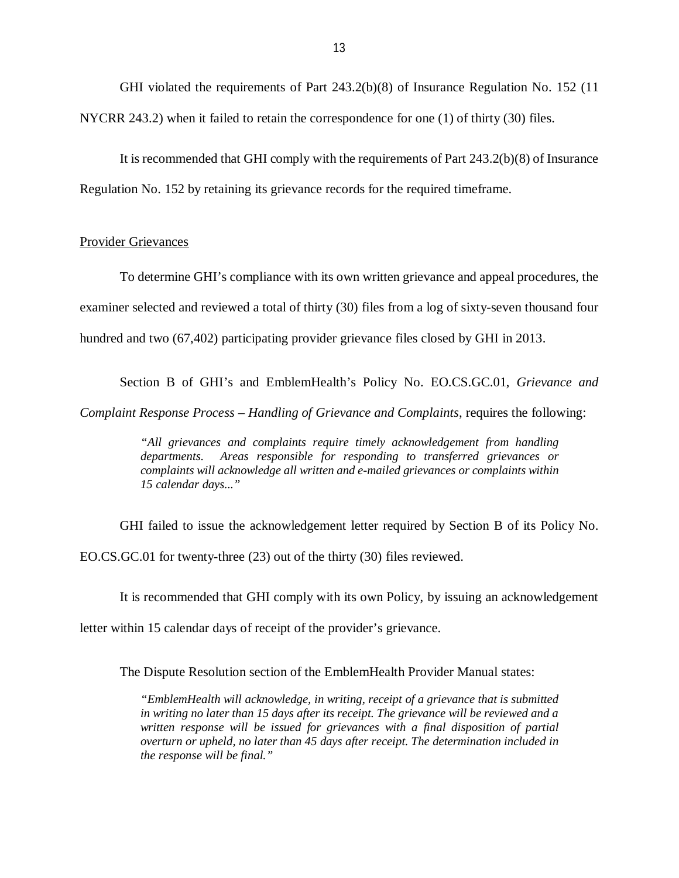GHI violated the requirements of Part 243.2(b)(8) of Insurance Regulation No. 152 (11 NYCRR 243.2) when it failed to retain the correspondence for one (1) of thirty (30) files.

It is recommended that GHI comply with the requirements of Part 243.2(b)(8) of Insurance Regulation No. 152 by retaining its grievance records for the required timeframe.

## Provider Grievances

To determine GHI's compliance with its own written grievance and appeal procedures, the examiner selected and reviewed a total of thirty (30) files from a log of sixty-seven thousand four hundred and two (67,402) participating provider grievance files closed by GHI in 2013.

Section B of GHI's and EmblemHealth's Policy No. EO.CS.GC.01, *Grievance and Complaint Response Process – Handling of Grievance and Complaints*, requires the following:

> *"All grievances and complaints require timely acknowledgement from handling departments. Areas responsible for responding to transferred grievances or complaints will acknowledge all written and e-mailed grievances or complaints within 15 calendar days..."*

GHI failed to issue the acknowledgement letter required by Section B of its Policy No. EO.CS.GC.01 for twenty-three (23) out of the thirty (30) files reviewed.

It is recommended that GHI comply with its own Policy, by issuing an acknowledgement letter within 15 calendar days of receipt of the provider's grievance.

The Dispute Resolution section of the EmblemHealth Provider Manual states:

> *"EmblemHealth will acknowledge, in writing, receipt of a grievance that is submitted in writing no later than 15 days after its receipt. The grievance will be reviewed and a written response will be issued for grievances with a final disposition of partial overturn or upheld, no later than 45 days after receipt. The determination included in the response will be final."*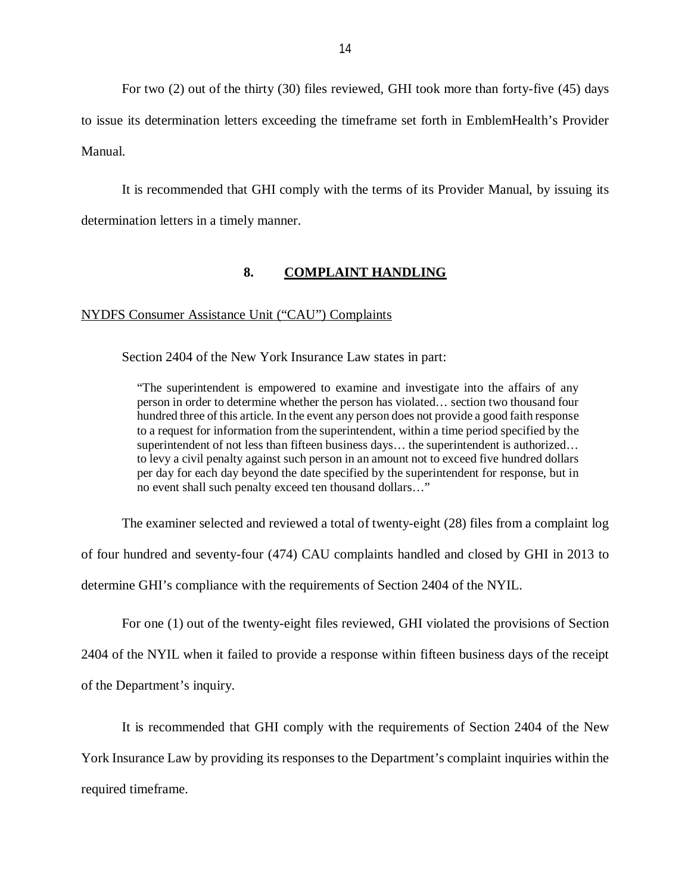For two (2) out of the thirty (30) files reviewed, GHI took more than forty-five (45) days to issue its determination letters exceeding the timeframe set forth in EmblemHealth's Provider Manual.

It is recommended that GHI comply with the terms of its Provider Manual, by issuing its determination letters in a timely manner.

## 8. COMPLAINT HANDLING

NYDFS Consumer Assistance Unit ("CAU") Complaints

Section 2404 of the New York Insurance Law states in part:

> "The superintendent is empowered to examine and investigate into the affairs of any person in order to determine whether the person has violated… section two thousand four hundred three of this article. In the event any person does not provide a good faith response to a request for information from the superintendent, within a time period specified by the superintendent of not less than fifteen business days… the superintendent is authorized… to levy a civil penalty against such person in an amount not to exceed five hundred dollars per day for each day beyond the date specified by the superintendent for response, but in no event shall such penalty exceed ten thousand dollars…"

The examiner selected and reviewed a total of twenty-eight (28) files from a complaint log of four hundred and seventy-four (474) CAU complaints handled and closed by GHI in 2013 to determine GHI's compliance with the requirements of Section 2404 of the NYIL.

For one (1) out of the twenty-eight files reviewed, GHI violated the provisions of Section 2404 of the NYIL when it failed to provide a response within fifteen business days of the receipt of the Department's inquiry.

It is recommended that GHI comply with the requirements of Section 2404 of the New York Insurance Law by providing its responses to the Department's complaint inquiries within the required timeframe.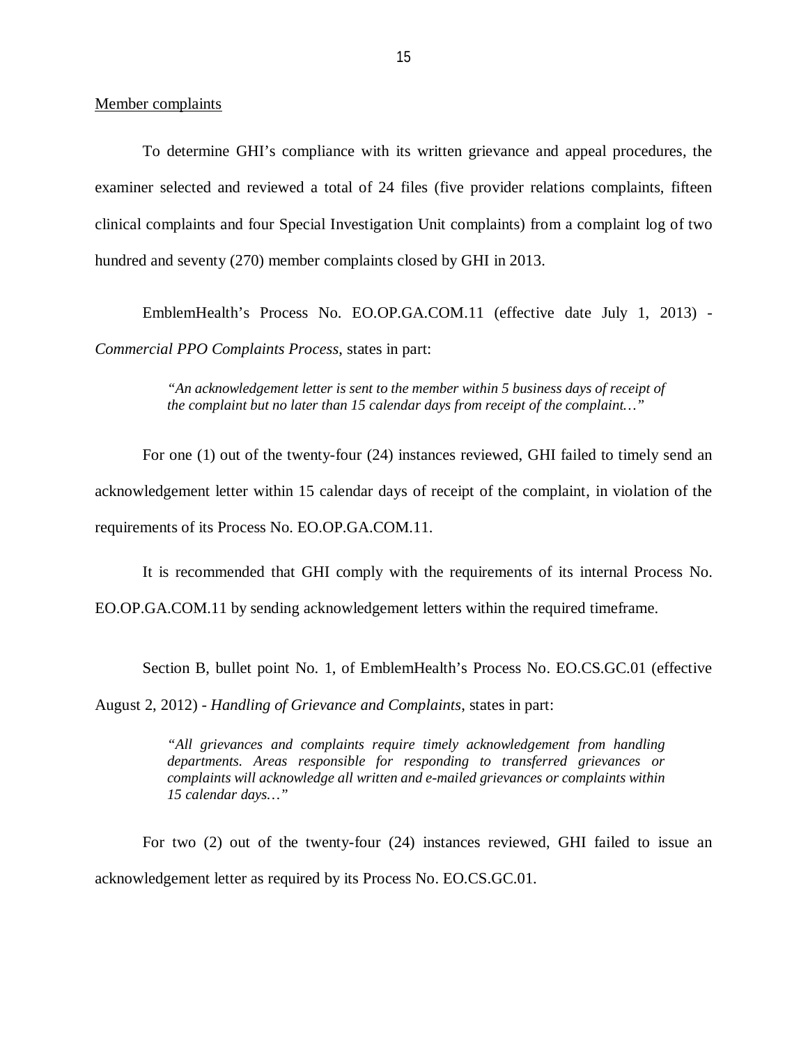Member complaints

To determine GHI's compliance with its written grievance and appeal procedures, the examiner selected and reviewed a total of 24 files (five provider relations complaints, fifteen clinical complaints and four Special Investigation Unit complaints) from a complaint log of two hundred and seventy (270) member complaints closed by GHI in 2013.

EmblemHealth's Process No. EO.OP.GA.COM.11 (effective date July 1, 2013) - *Commercial PPO Complaints Process*, states in part:

> *"An acknowledgement letter is sent to the member within 5 business days of receipt of the complaint but no later than 15 calendar days from receipt of the complaint…"*

For one (1) out of the twenty-four (24) instances reviewed, GHI failed to timely send an acknowledgement letter within 15 calendar days of receipt of the complaint, in violation of the requirements of its Process No. EO.OP.GA.COM.11.

It is recommended that GHI comply with the requirements of its internal Process No. EO.OP.GA.COM.11 by sending acknowledgement letters within the required timeframe.

Section B, bullet point No. 1, of EmblemHealth's Process No. EO.CS.GC.01 (effective August 2, 2012) - *Handling of Grievance and Complaints*, states in part:

> *"All grievances and complaints require timely acknowledgement from handling departments. Areas responsible for responding to transferred grievances or complaints will acknowledge all written and e-mailed grievances or complaints within 15 calendar days…"*

For two (2) out of the twenty-four (24) instances reviewed, GHI failed to issue an acknowledgement letter as required by its Process No. EO.CS.GC.01.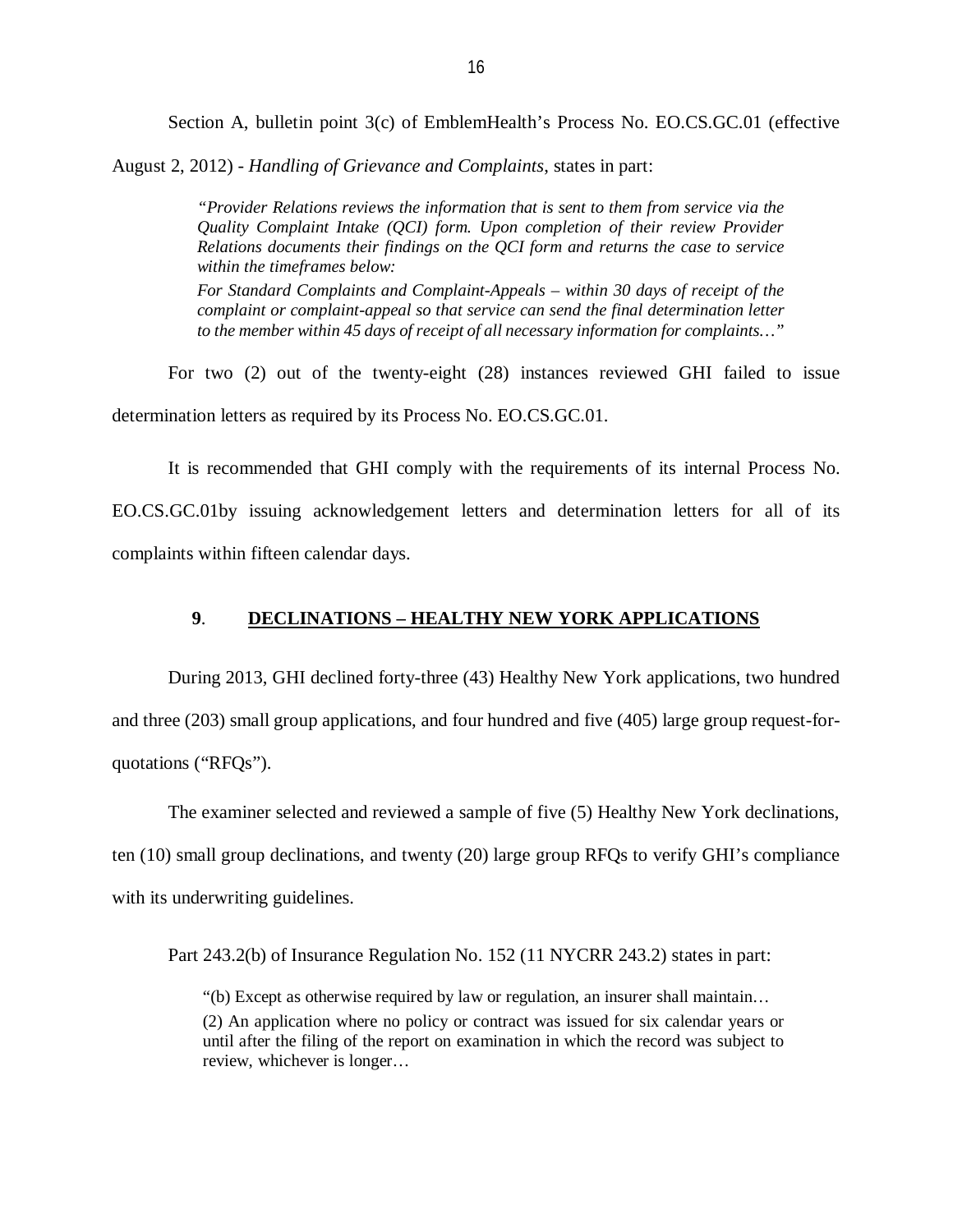Section A, bulletin point 3(c) of EmblemHealth's Process No. EO.CS.GC.01 (effective August 2, 2012) - *Handling of Grievance and Complaints*, states in part:

> *"Provider Relations reviews the information that is sent to them from service via the Quality Complaint Intake (QCI) form. Upon completion of their review Provider Relations documents their findings on the QCI form and returns the case to service within the timeframes below:*
>
> *For Standard Complaints and Complaint-Appeals – within 30 days of receipt of the complaint or complaint-appeal so that service can send the final determination letter to the member within 45 days of receipt of all necessary information for complaints…"*

For two (2) out of the twenty-eight (28) instances reviewed GHI failed to issue determination letters as required by its Process No. EO.CS.GC.01.

It is recommended that GHI comply with the requirements of its internal Process No. EO.CS.GC.01by issuing acknowledgement letters and determination letters for all of its complaints within fifteen calendar days.

## 9. DECLINATIONS – HEALTHY NEW YORK APPLICATIONS

During 2013, GHI declined forty-three (43) Healthy New York applications, two hundred and three (203) small group applications, and four hundred and five (405) large group request-for-quotations ("RFQs").

The examiner selected and reviewed a sample of five (5) Healthy New York declinations, ten (10) small group declinations, and twenty (20) large group RFQs to verify GHI's compliance with its underwriting guidelines.

Part 243.2(b) of Insurance Regulation No. 152 (11 NYCRR 243.2) states in part:

> "(b) Except as otherwise required by law or regulation, an insurer shall maintain…
>
> (2) An application where no policy or contract was issued for six calendar years or until after the filing of the report on examination in which the record was subject to review, whichever is longer…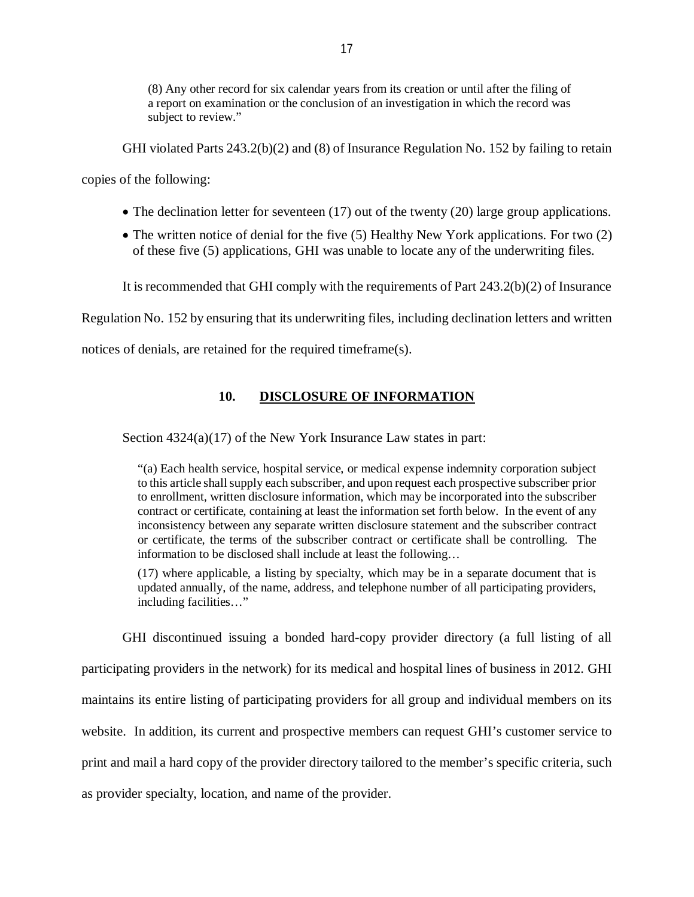> (8) Any other record for six calendar years from its creation or until after the filing of a report on examination or the conclusion of an investigation in which the record was subject to review."

GHI violated Parts 243.2(b)(2) and (8) of Insurance Regulation No. 152 by failing to retain copies of the following:

- The declination letter for seventeen (17) out of the twenty (20) large group applications.
- The written notice of denial for the five (5) Healthy New York applications. For two (2) of these five (5) applications, GHI was unable to locate any of the underwriting files.

It is recommended that GHI comply with the requirements of Part 243.2(b)(2) of Insurance Regulation No. 152 by ensuring that its underwriting files, including declination letters and written notices of denials, are retained for the required timeframe(s).

## 10. DISCLOSURE OF INFORMATION

Section 4324(a)(17) of the New York Insurance Law states in part:

> "(a) Each health service, hospital service, or medical expense indemnity corporation subject to this article shall supply each subscriber, and upon request each prospective subscriber prior to enrollment, written disclosure information, which may be incorporated into the subscriber contract or certificate, containing at least the information set forth below. In the event of any inconsistency between any separate written disclosure statement and the subscriber contract or certificate, the terms of the subscriber contract or certificate shall be controlling. The information to be disclosed shall include at least the following…
>
> (17) where applicable, a listing by specialty, which may be in a separate document that is updated annually, of the name, address, and telephone number of all participating providers, including facilities…"

GHI discontinued issuing a bonded hard-copy provider directory (a full listing of all participating providers in the network) for its medical and hospital lines of business in 2012. GHI maintains its entire listing of participating providers for all group and individual members on its website. In addition, its current and prospective members can request GHI's customer service to print and mail a hard copy of the provider directory tailored to the member's specific criteria, such as provider specialty, location, and name of the provider.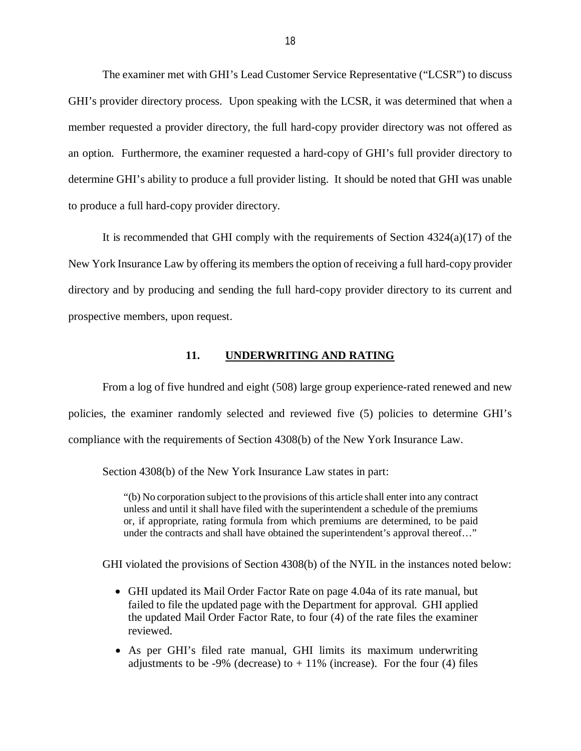The examiner met with GHI's Lead Customer Service Representative ("LCSR") to discuss GHI's provider directory process. Upon speaking with the LCSR, it was determined that when a member requested a provider directory, the full hard-copy provider directory was not offered as an option. Furthermore, the examiner requested a hard-copy of GHI's full provider directory to determine GHI's ability to produce a full provider listing. It should be noted that GHI was unable to produce a full hard-copy provider directory.

It is recommended that GHI comply with the requirements of Section 4324(a)(17) of the New York Insurance Law by offering its members the option of receiving a full hard-copy provider directory and by producing and sending the full hard-copy provider directory to its current and prospective members, upon request.

## 11. UNDERWRITING AND RATING

From a log of five hundred and eight (508) large group experience-rated renewed and new policies, the examiner randomly selected and reviewed five (5) policies to determine GHI's compliance with the requirements of Section 4308(b) of the New York Insurance Law.

Section 4308(b) of the New York Insurance Law states in part:

> "(b) No corporation subject to the provisions of this article shall enter into any contract unless and until it shall have filed with the superintendent a schedule of the premiums or, if appropriate, rating formula from which premiums are determined, to be paid under the contracts and shall have obtained the superintendent's approval thereof…"

GHI violated the provisions of Section 4308(b) of the NYIL in the instances noted below:

- GHI updated its Mail Order Factor Rate on page 4.04a of its rate manual, but failed to file the updated page with the Department for approval. GHI applied the updated Mail Order Factor Rate, to four (4) of the rate files the examiner reviewed.
- As per GHI's filed rate manual, GHI limits its maximum underwriting adjustments to be -9% (decrease) to + 11% (increase). For the four (4) files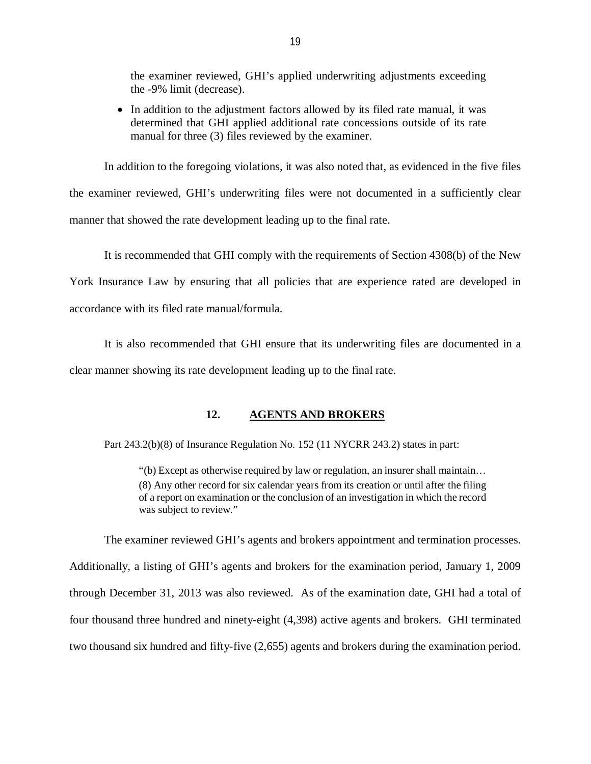the examiner reviewed, GHI's applied underwriting adjustments exceeding the -9% limit (decrease).

- In addition to the adjustment factors allowed by its filed rate manual, it was determined that GHI applied additional rate concessions outside of its rate manual for three (3) files reviewed by the examiner.

In addition to the foregoing violations, it was also noted that, as evidenced in the five files the examiner reviewed, GHI's underwriting files were not documented in a sufficiently clear manner that showed the rate development leading up to the final rate.

It is recommended that GHI comply with the requirements of Section 4308(b) of the New York Insurance Law by ensuring that all policies that are experience rated are developed in accordance with its filed rate manual/formula.

It is also recommended that GHI ensure that its underwriting files are documented in a clear manner showing its rate development leading up to the final rate.

## 12. AGENTS AND BROKERS

Part 243.2(b)(8) of Insurance Regulation No. 152 (11 NYCRR 243.2) states in part:

> "(b) Except as otherwise required by law or regulation, an insurer shall maintain…
> (8) Any other record for six calendar years from its creation or until after the filing of a report on examination or the conclusion of an investigation in which the record was subject to review."

The examiner reviewed GHI's agents and brokers appointment and termination processes. Additionally, a listing of GHI's agents and brokers for the examination period, January 1, 2009 through December 31, 2013 was also reviewed. As of the examination date, GHI had a total of four thousand three hundred and ninety-eight (4,398) active agents and brokers. GHI terminated two thousand six hundred and fifty-five (2,655) agents and brokers during the examination period.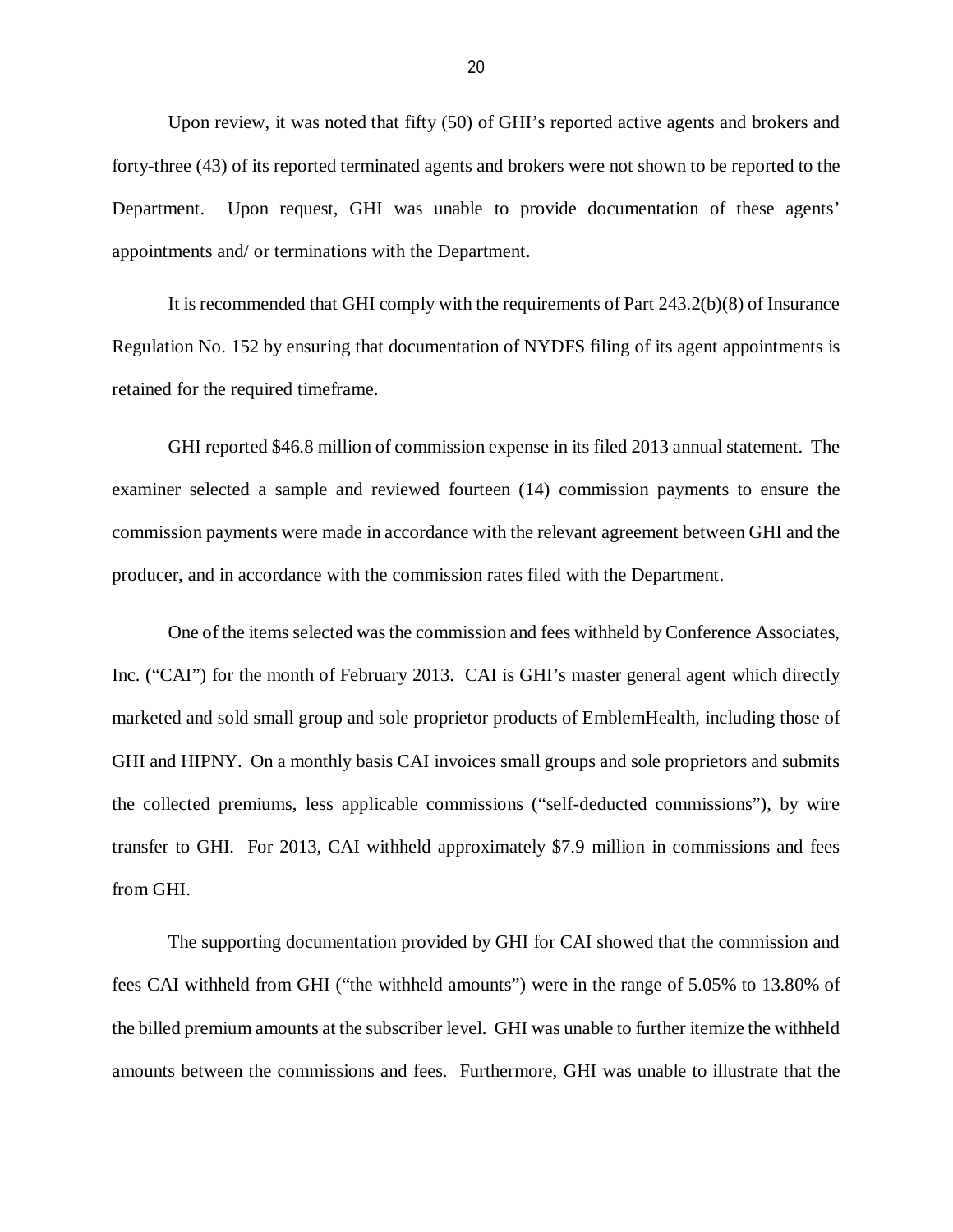Upon review, it was noted that fifty (50) of GHI's reported active agents and brokers and forty-three (43) of its reported terminated agents and brokers were not shown to be reported to the Department. Upon request, GHI was unable to provide documentation of these agents' appointments and/ or terminations with the Department.

It is recommended that GHI comply with the requirements of Part 243.2(b)(8) of Insurance Regulation No. 152 by ensuring that documentation of NYDFS filing of its agent appointments is retained for the required timeframe.

GHI reported $46.8 million of commission expense in its filed 2013 annual statement. The examiner selected a sample and reviewed fourteen (14) commission payments to ensure the commission payments were made in accordance with the relevant agreement between GHI and the producer, and in accordance with the commission rates filed with the Department.

One of the items selected was the commission and fees withheld by Conference Associates, Inc. ("CAI") for the month of February 2013. CAI is GHI's master general agent which directly marketed and sold small group and sole proprietor products of EmblemHealth, including those of GHI and HIPNY. On a monthly basis CAI invoices small groups and sole proprietors and submits the collected premiums, less applicable commissions ("self-deducted commissions"), by wire transfer to GHI. For 2013, CAI withheld approximately $7.9 million in commissions and fees from GHI.

The supporting documentation provided by GHI for CAI showed that the commission and fees CAI withheld from GHI ("the withheld amounts") were in the range of 5.05% to 13.80% of the billed premium amounts at the subscriber level. GHI was unable to further itemize the withheld amounts between the commissions and fees. Furthermore, GHI was unable to illustrate that the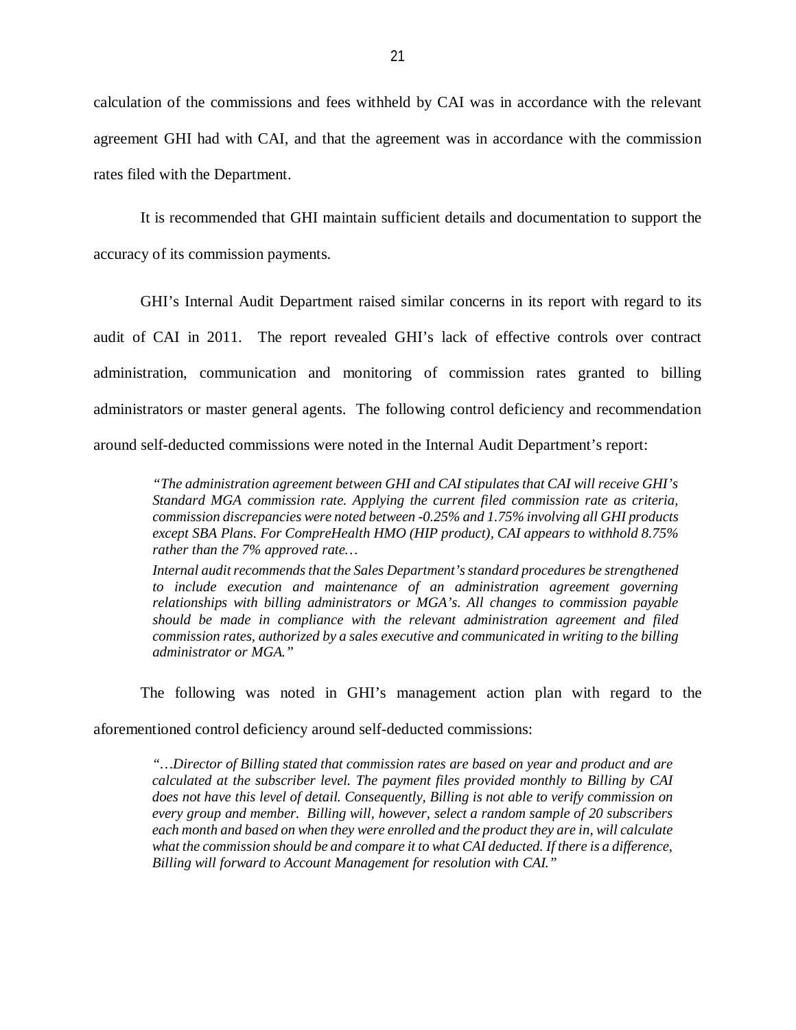calculation of the commissions and fees withheld by CAI was in accordance with the relevant agreement GHI had with CAI, and that the agreement was in accordance with the commission rates filed with the Department.

It is recommended that GHI maintain sufficient details and documentation to support the accuracy of its commission payments.

GHI's Internal Audit Department raised similar concerns in its report with regard to its audit of CAI in 2011. The report revealed GHI's lack of effective controls over contract administration, communication and monitoring of commission rates granted to billing administrators or master general agents. The following control deficiency and recommendation around self-deducted commissions were noted in the Internal Audit Department's report:

> *"The administration agreement between GHI and CAI stipulates that CAI will receive GHI's Standard MGA commission rate. Applying the current filed commission rate as criteria, commission discrepancies were noted between -0.25% and 1.75% involving all GHI products except SBA Plans. For CompreHealth HMO (HIP product), CAI appears to withhold 8.75% rather than the 7% approved rate…*
>
> *Internal audit recommends that the Sales Department's standard procedures be strengthened to include execution and maintenance of an administration agreement governing relationships with billing administrators or MGA's. All changes to commission payable should be made in compliance with the relevant administration agreement and filed commission rates, authorized by a sales executive and communicated in writing to the billing administrator or MGA."*

The following was noted in GHI's management action plan with regard to the aforementioned control deficiency around self-deducted commissions:

> *"…Director of Billing stated that commission rates are based on year and product and are calculated at the subscriber level. The payment files provided monthly to Billing by CAI does not have this level of detail. Consequently, Billing is not able to verify commission on every group and member. Billing will, however, select a random sample of 20 subscribers each month and based on when they were enrolled and the product they are in, will calculate what the commission should be and compare it to what CAI deducted. If there is a difference, Billing will forward to Account Management for resolution with CAI."*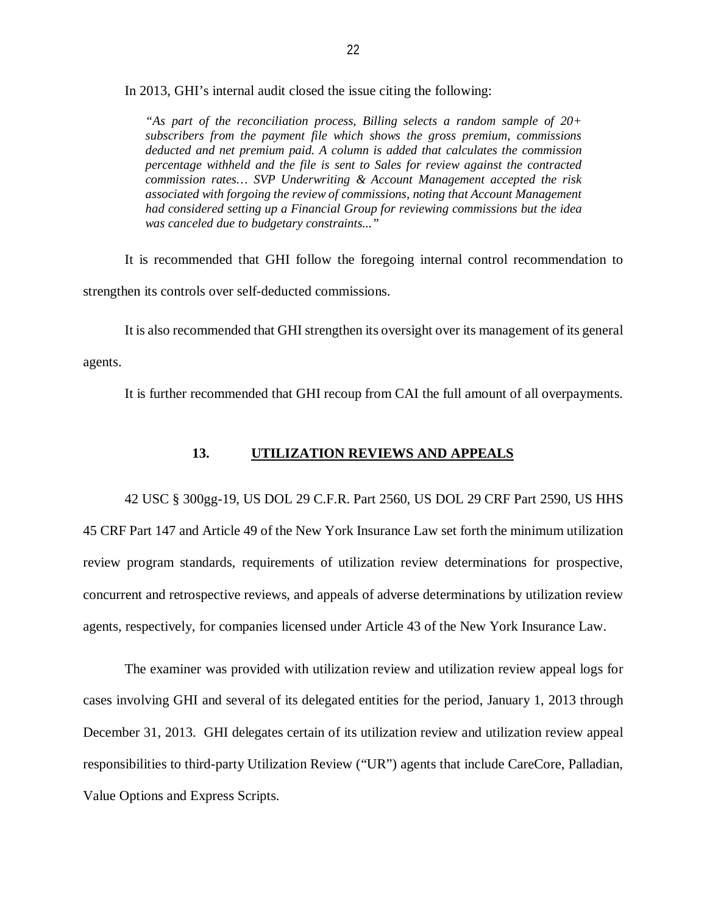In 2013, GHI's internal audit closed the issue citing the following:

> *"As part of the reconciliation process, Billing selects a random sample of 20+ subscribers from the payment file which shows the gross premium, commissions deducted and net premium paid. A column is added that calculates the commission percentage withheld and the file is sent to Sales for review against the contracted commission rates… SVP Underwriting & Account Management accepted the risk associated with forgoing the review of commissions, noting that Account Management had considered setting up a Financial Group for reviewing commissions but the idea was canceled due to budgetary constraints..."*

It is recommended that GHI follow the foregoing internal control recommendation to strengthen its controls over self-deducted commissions.

It is also recommended that GHI strengthen its oversight over its management of its general agents.

It is further recommended that GHI recoup from CAI the full amount of all overpayments.

## 13. UTILIZATION REVIEWS AND APPEALS

42 USC § 300gg-19, US DOL 29 C.F.R. Part 2560, US DOL 29 CRF Part 2590, US HHS 45 CRF Part 147 and Article 49 of the New York Insurance Law set forth the minimum utilization review program standards, requirements of utilization review determinations for prospective, concurrent and retrospective reviews, and appeals of adverse determinations by utilization review agents, respectively, for companies licensed under Article 43 of the New York Insurance Law.

The examiner was provided with utilization review and utilization review appeal logs for cases involving GHI and several of its delegated entities for the period, January 1, 2013 through December 31, 2013. GHI delegates certain of its utilization review and utilization review appeal responsibilities to third-party Utilization Review ("UR") agents that include CareCore, Palladian, Value Options and Express Scripts.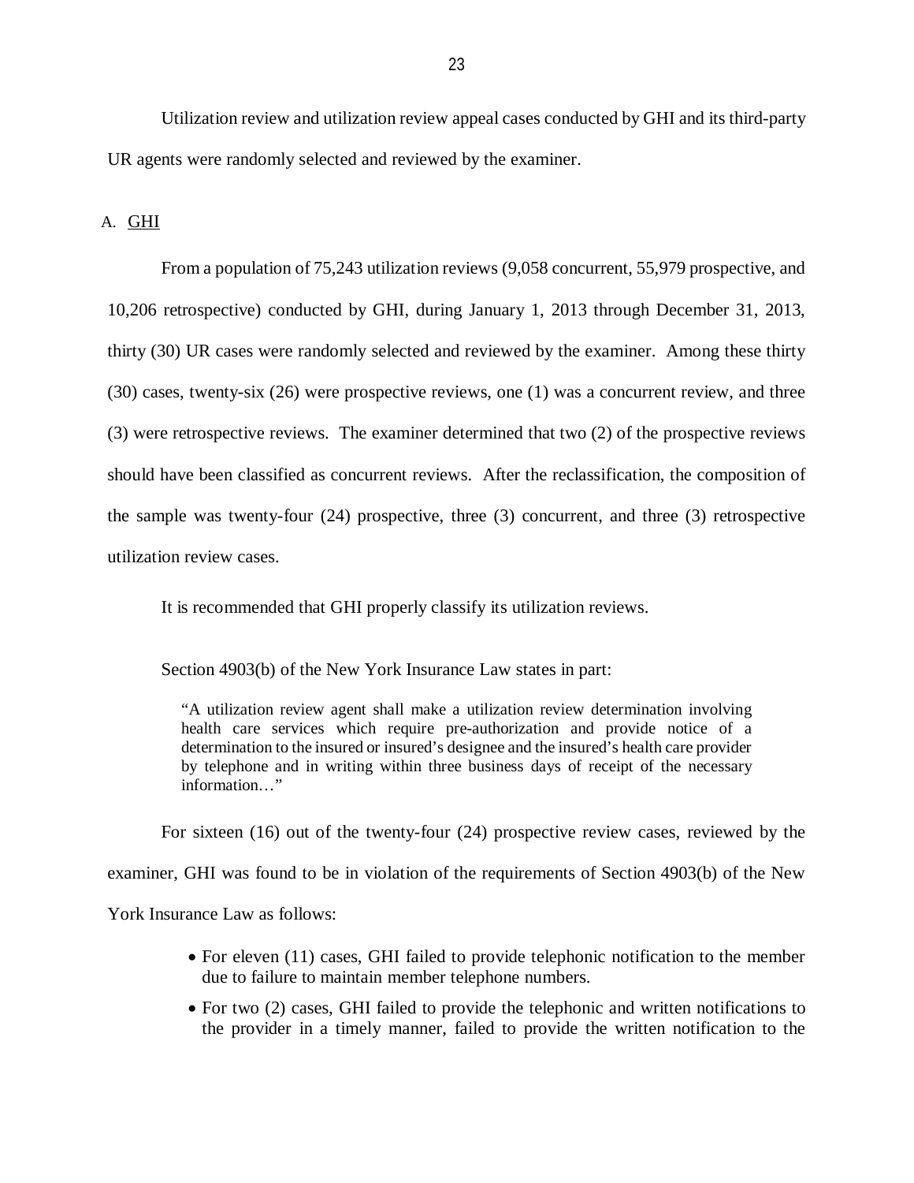Utilization review and utilization review appeal cases conducted by GHI and its third-party UR agents were randomly selected and reviewed by the examiner.

A. GHI

From a population of 75,243 utilization reviews (9,058 concurrent, 55,979 prospective, and 10,206 retrospective) conducted by GHI, during January 1, 2013 through December 31, 2013, thirty (30) UR cases were randomly selected and reviewed by the examiner. Among these thirty (30) cases, twenty-six (26) were prospective reviews, one (1) was a concurrent review, and three (3) were retrospective reviews. The examiner determined that two (2) of the prospective reviews should have been classified as concurrent reviews. After the reclassification, the composition of the sample was twenty-four (24) prospective, three (3) concurrent, and three (3) retrospective utilization review cases.

It is recommended that GHI properly classify its utilization reviews.

Section 4903(b) of the New York Insurance Law states in part:

> "A utilization review agent shall make a utilization review determination involving health care services which require pre-authorization and provide notice of a determination to the insured or insured's designee and the insured's health care provider by telephone and in writing within three business days of receipt of the necessary information…"

For sixteen (16) out of the twenty-four (24) prospective review cases, reviewed by the examiner, GHI was found to be in violation of the requirements of Section 4903(b) of the New York Insurance Law as follows:

- For eleven (11) cases, GHI failed to provide telephonic notification to the member due to failure to maintain member telephone numbers.
- For two (2) cases, GHI failed to provide the telephonic and written notifications to the provider in a timely manner, failed to provide the written notification to the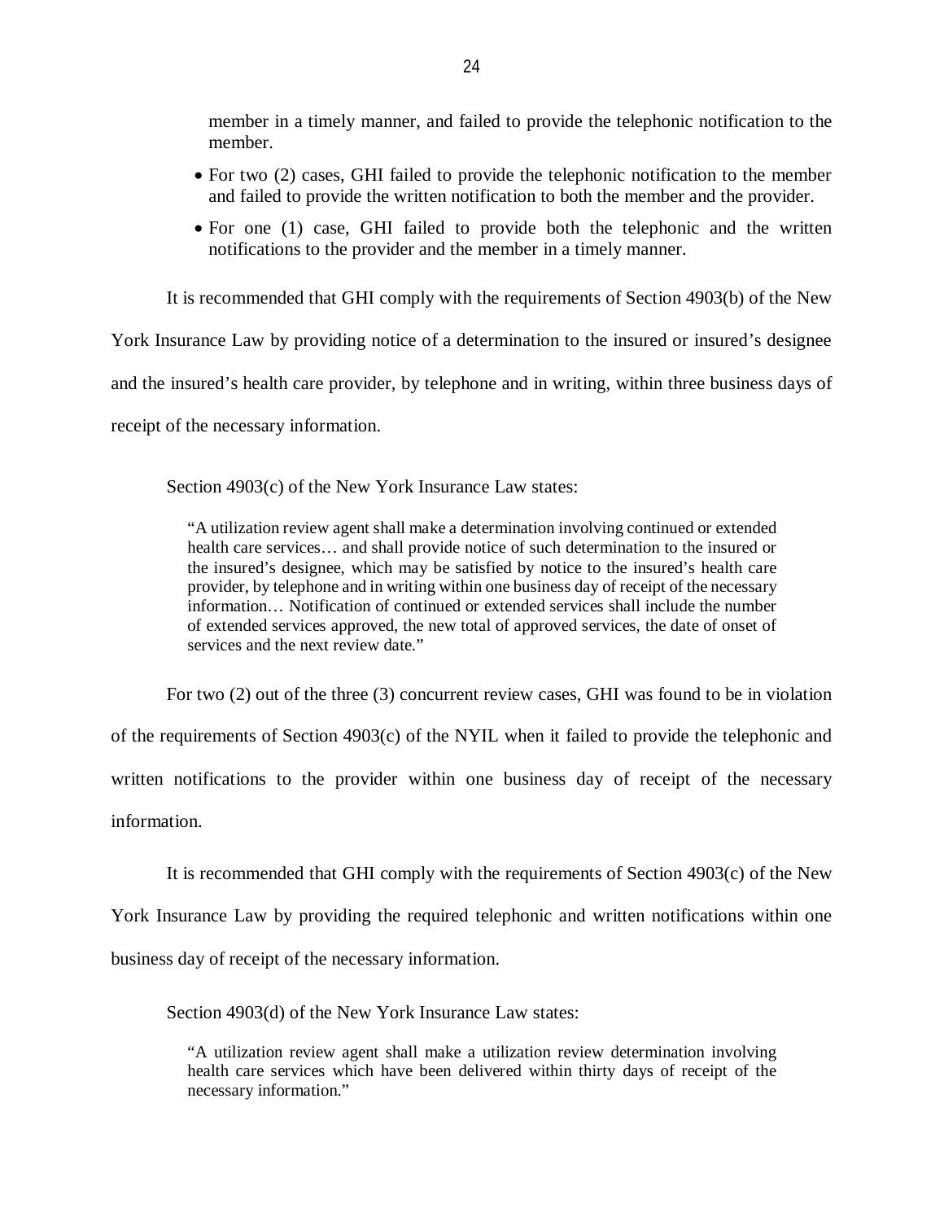member in a timely manner, and failed to provide the telephonic notification to the member.

- For two (2) cases, GHI failed to provide the telephonic notification to the member and failed to provide the written notification to both the member and the provider.
- For one (1) case, GHI failed to provide both the telephonic and the written notifications to the provider and the member in a timely manner.

It is recommended that GHI comply with the requirements of Section 4903(b) of the New York Insurance Law by providing notice of a determination to the insured or insured's designee and the insured's health care provider, by telephone and in writing, within three business days of receipt of the necessary information.

Section 4903(c) of the New York Insurance Law states:

> "A utilization review agent shall make a determination involving continued or extended health care services… and shall provide notice of such determination to the insured or the insured's designee, which may be satisfied by notice to the insured's health care provider, by telephone and in writing within one business day of receipt of the necessary information… Notification of continued or extended services shall include the number of extended services approved, the new total of approved services, the date of onset of services and the next review date."

For two (2) out of the three (3) concurrent review cases, GHI was found to be in violation of the requirements of Section 4903(c) of the NYIL when it failed to provide the telephonic and written notifications to the provider within one business day of receipt of the necessary information.

It is recommended that GHI comply with the requirements of Section 4903(c) of the New York Insurance Law by providing the required telephonic and written notifications within one business day of receipt of the necessary information.

Section 4903(d) of the New York Insurance Law states:

> "A utilization review agent shall make a utilization review determination involving health care services which have been delivered within thirty days of receipt of the necessary information."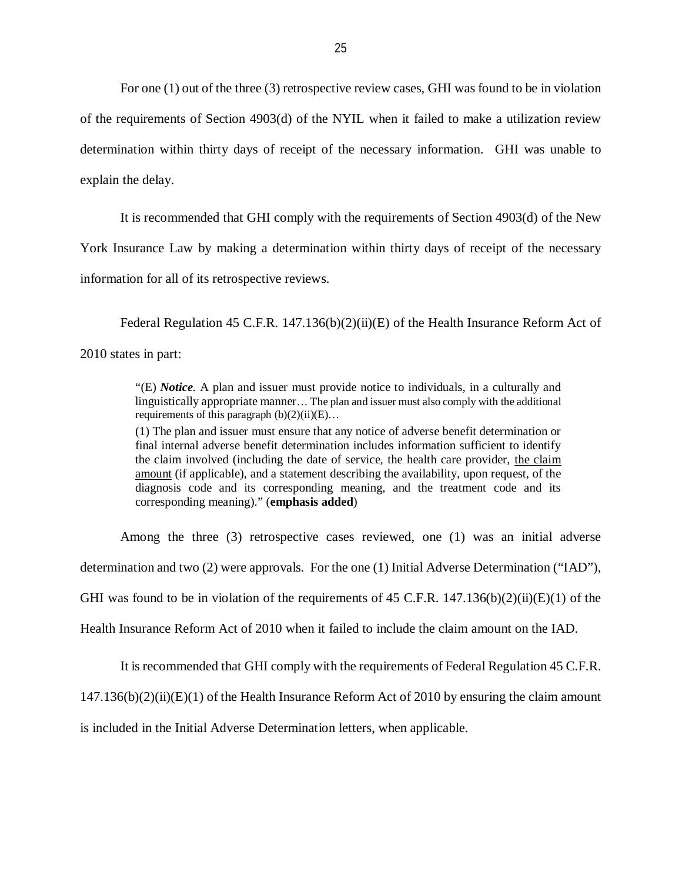For one (1) out of the three (3) retrospective review cases, GHI was found to be in violation of the requirements of Section 4903(d) of the NYIL when it failed to make a utilization review determination within thirty days of receipt of the necessary information. GHI was unable to explain the delay.

It is recommended that GHI comply with the requirements of Section 4903(d) of the New York Insurance Law by making a determination within thirty days of receipt of the necessary information for all of its retrospective reviews.

Federal Regulation 45 C.F.R. 147.136(b)(2)(ii)(E) of the Health Insurance Reform Act of 2010 states in part:

> "(E) ***Notice***. A plan and issuer must provide notice to individuals, in a culturally and linguistically appropriate manner… The plan and issuer must also comply with the additional requirements of this paragraph (b)(2)(ii)(E)…
>
> (1) The plan and issuer must ensure that any notice of adverse benefit determination or final internal adverse benefit determination includes information sufficient to identify the claim involved (including the date of service, the health care provider, <u>the claim amount</u> (if applicable), and a statement describing the availability, upon request, of the diagnosis code and its corresponding meaning, and the treatment code and its corresponding meaning)." (**emphasis added**)

Among the three (3) retrospective cases reviewed, one (1) was an initial adverse determination and two (2) were approvals. For the one (1) Initial Adverse Determination ("IAD"), GHI was found to be in violation of the requirements of 45 C.F.R. 147.136(b)(2)(ii)(E)(1) of the Health Insurance Reform Act of 2010 when it failed to include the claim amount on the IAD.

It is recommended that GHI comply with the requirements of Federal Regulation 45 C.F.R. 147.136(b)(2)(ii)(E)(1) of the Health Insurance Reform Act of 2010 by ensuring the claim amount is included in the Initial Adverse Determination letters, when applicable.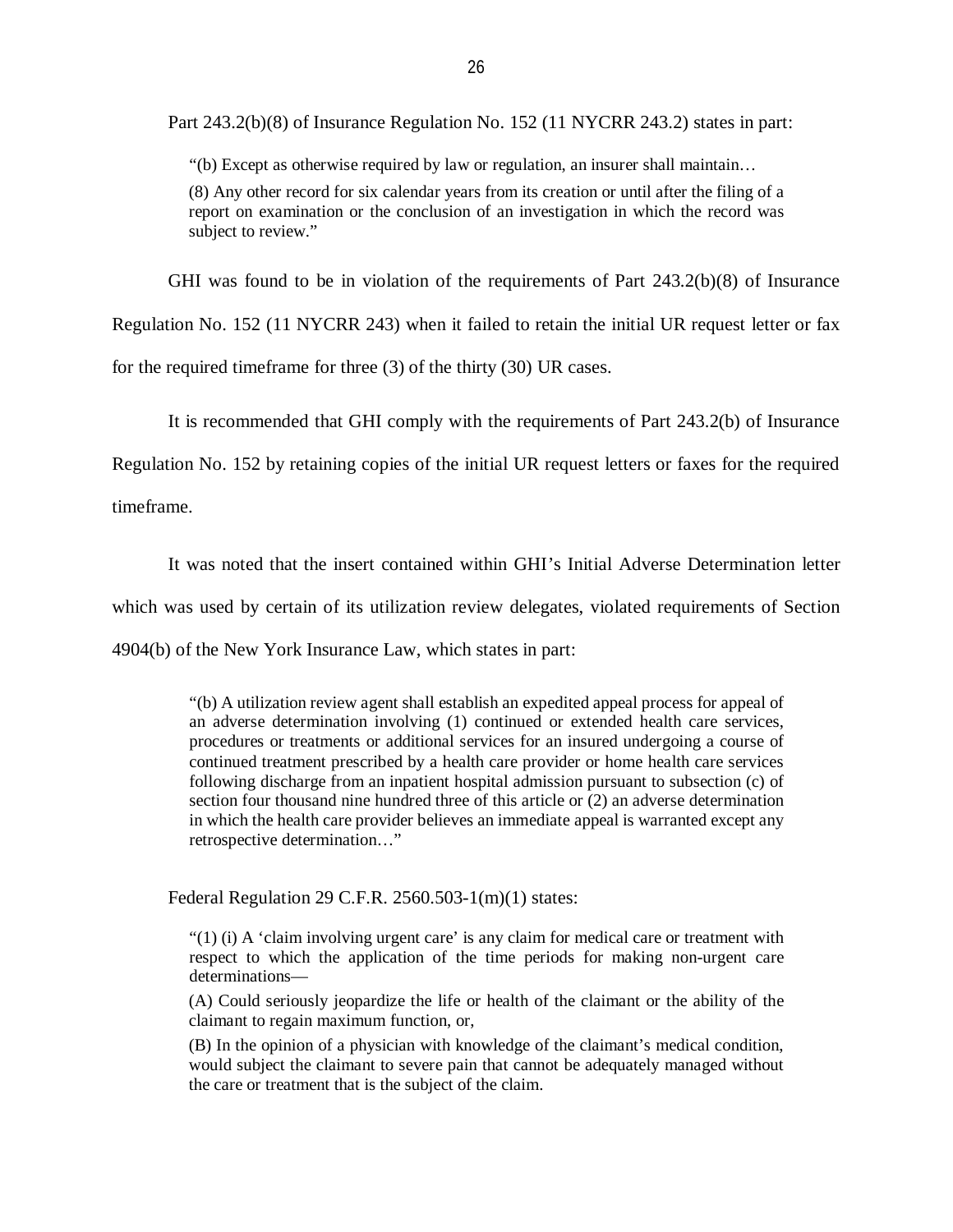Part 243.2(b)(8) of Insurance Regulation No. 152 (11 NYCRR 243.2) states in part:

> "(b) Except as otherwise required by law or regulation, an insurer shall maintain…
>
> (8) Any other record for six calendar years from its creation or until after the filing of a report on examination or the conclusion of an investigation in which the record was subject to review."

GHI was found to be in violation of the requirements of Part 243.2(b)(8) of Insurance Regulation No. 152 (11 NYCRR 243) when it failed to retain the initial UR request letter or fax for the required timeframe for three (3) of the thirty (30) UR cases.

It is recommended that GHI comply with the requirements of Part 243.2(b) of Insurance Regulation No. 152 by retaining copies of the initial UR request letters or faxes for the required timeframe.

It was noted that the insert contained within GHI's Initial Adverse Determination letter which was used by certain of its utilization review delegates, violated requirements of Section 4904(b) of the New York Insurance Law, which states in part:

> "(b) A utilization review agent shall establish an expedited appeal process for appeal of an adverse determination involving (1) continued or extended health care services, procedures or treatments or additional services for an insured undergoing a course of continued treatment prescribed by a health care provider or home health care services following discharge from an inpatient hospital admission pursuant to subsection (c) of section four thousand nine hundred three of this article or (2) an adverse determination in which the health care provider believes an immediate appeal is warranted except any retrospective determination…"

Federal Regulation 29 C.F.R. 2560.503-1(m)(1) states:

> "(1) (i) A 'claim involving urgent care' is any claim for medical care or treatment with respect to which the application of the time periods for making non-urgent care determinations—
>
> (A) Could seriously jeopardize the life or health of the claimant or the ability of the claimant to regain maximum function, or,
>
> (B) In the opinion of a physician with knowledge of the claimant's medical condition, would subject the claimant to severe pain that cannot be adequately managed without the care or treatment that is the subject of the claim.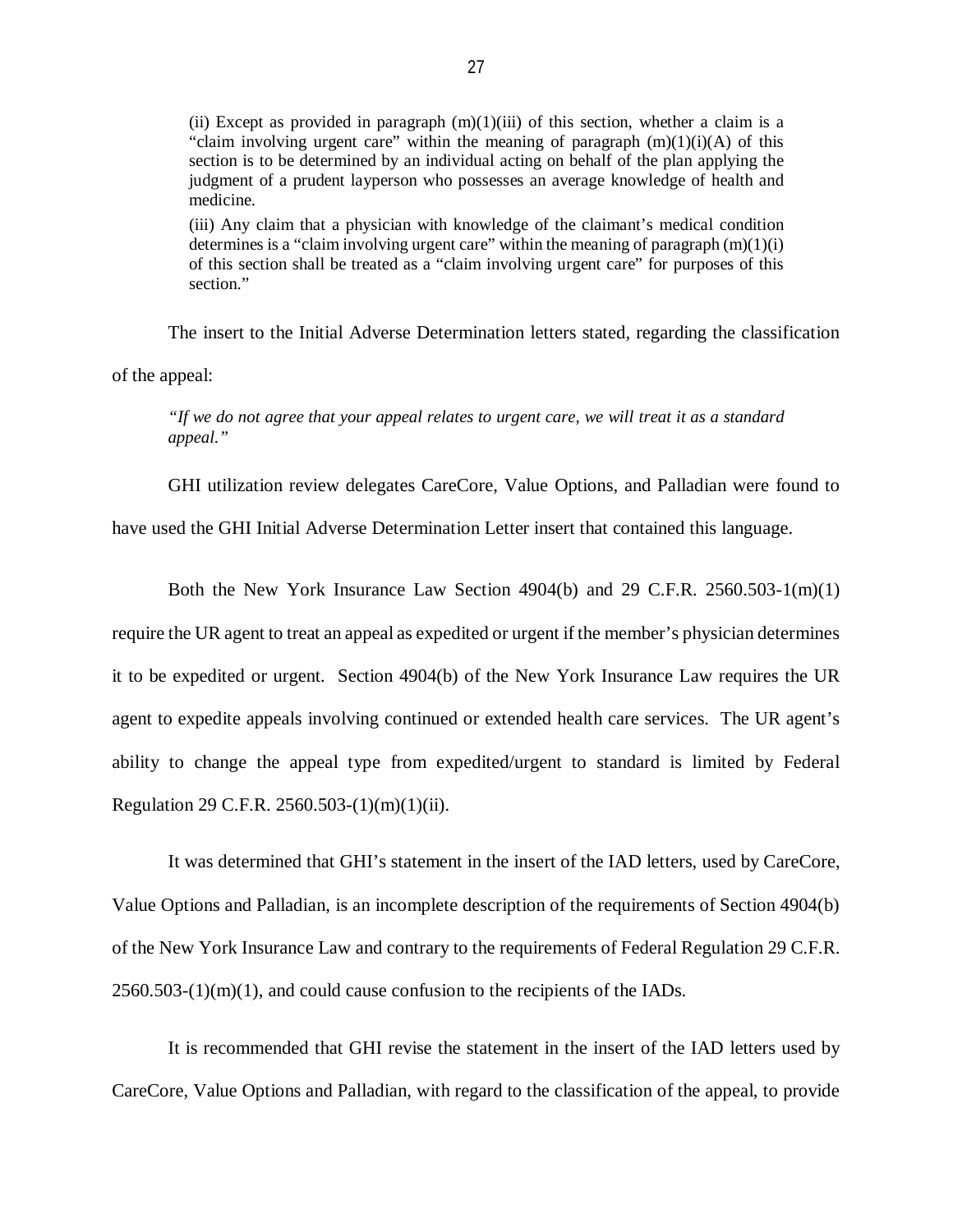> (ii) Except as provided in paragraph (m)(1)(iii) of this section, whether a claim is a "claim involving urgent care" within the meaning of paragraph (m)(1)(i)(A) of this section is to be determined by an individual acting on behalf of the plan applying the judgment of a prudent layperson who possesses an average knowledge of health and medicine.
>
> (iii) Any claim that a physician with knowledge of the claimant's medical condition determines is a "claim involving urgent care" within the meaning of paragraph (m)(1)(i) of this section shall be treated as a "claim involving urgent care" for purposes of this section."

The insert to the Initial Adverse Determination letters stated, regarding the classification of the appeal:

> *"If we do not agree that your appeal relates to urgent care, we will treat it as a standard appeal."*

GHI utilization review delegates CareCore, Value Options, and Palladian were found to have used the GHI Initial Adverse Determination Letter insert that contained this language.

Both the New York Insurance Law Section 4904(b) and 29 C.F.R. 2560.503-1(m)(1) require the UR agent to treat an appeal as expedited or urgent if the member's physician determines it to be expedited or urgent. Section 4904(b) of the New York Insurance Law requires the UR agent to expedite appeals involving continued or extended health care services. The UR agent's ability to change the appeal type from expedited/urgent to standard is limited by Federal Regulation 29 C.F.R. 2560.503-(1)(m)(1)(ii).

It was determined that GHI's statement in the insert of the IAD letters, used by CareCore, Value Options and Palladian, is an incomplete description of the requirements of Section 4904(b) of the New York Insurance Law and contrary to the requirements of Federal Regulation 29 C.F.R. 2560.503-(1)(m)(1), and could cause confusion to the recipients of the IADs.

It is recommended that GHI revise the statement in the insert of the IAD letters used by CareCore, Value Options and Palladian, with regard to the classification of the appeal, to provide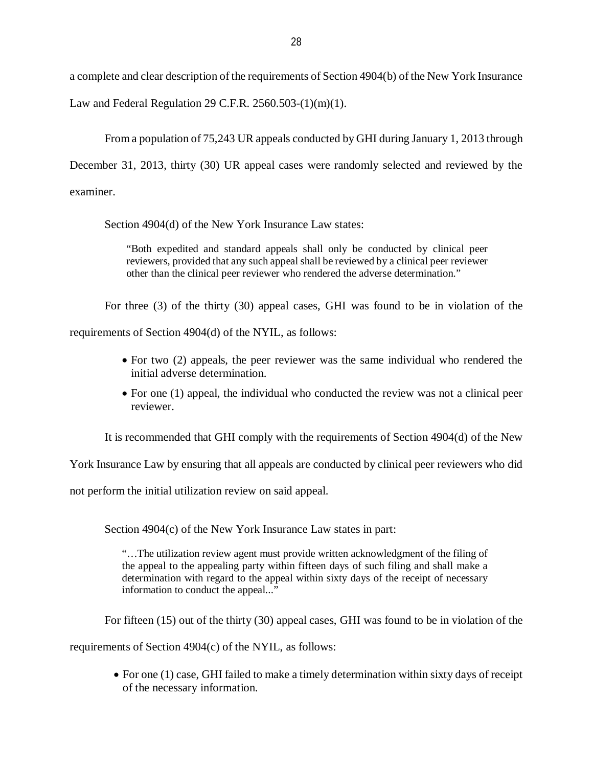a complete and clear description of the requirements of Section 4904(b) of the New York Insurance Law and Federal Regulation 29 C.F.R. 2560.503-(1)(m)(1).

From a population of 75,243 UR appeals conducted by GHI during January 1, 2013 through December 31, 2013, thirty (30) UR appeal cases were randomly selected and reviewed by the examiner.

Section 4904(d) of the New York Insurance Law states:

> "Both expedited and standard appeals shall only be conducted by clinical peer reviewers, provided that any such appeal shall be reviewed by a clinical peer reviewer other than the clinical peer reviewer who rendered the adverse determination."

For three (3) of the thirty (30) appeal cases, GHI was found to be in violation of the requirements of Section 4904(d) of the NYIL, as follows:

- For two (2) appeals, the peer reviewer was the same individual who rendered the initial adverse determination.
- For one (1) appeal, the individual who conducted the review was not a clinical peer reviewer.

It is recommended that GHI comply with the requirements of Section 4904(d) of the New York Insurance Law by ensuring that all appeals are conducted by clinical peer reviewers who did not perform the initial utilization review on said appeal.

Section 4904(c) of the New York Insurance Law states in part:

> "…The utilization review agent must provide written acknowledgment of the filing of the appeal to the appealing party within fifteen days of such filing and shall make a determination with regard to the appeal within sixty days of the receipt of necessary information to conduct the appeal..."

For fifteen (15) out of the thirty (30) appeal cases, GHI was found to be in violation of the requirements of Section 4904(c) of the NYIL, as follows:

- For one (1) case, GHI failed to make a timely determination within sixty days of receipt of the necessary information.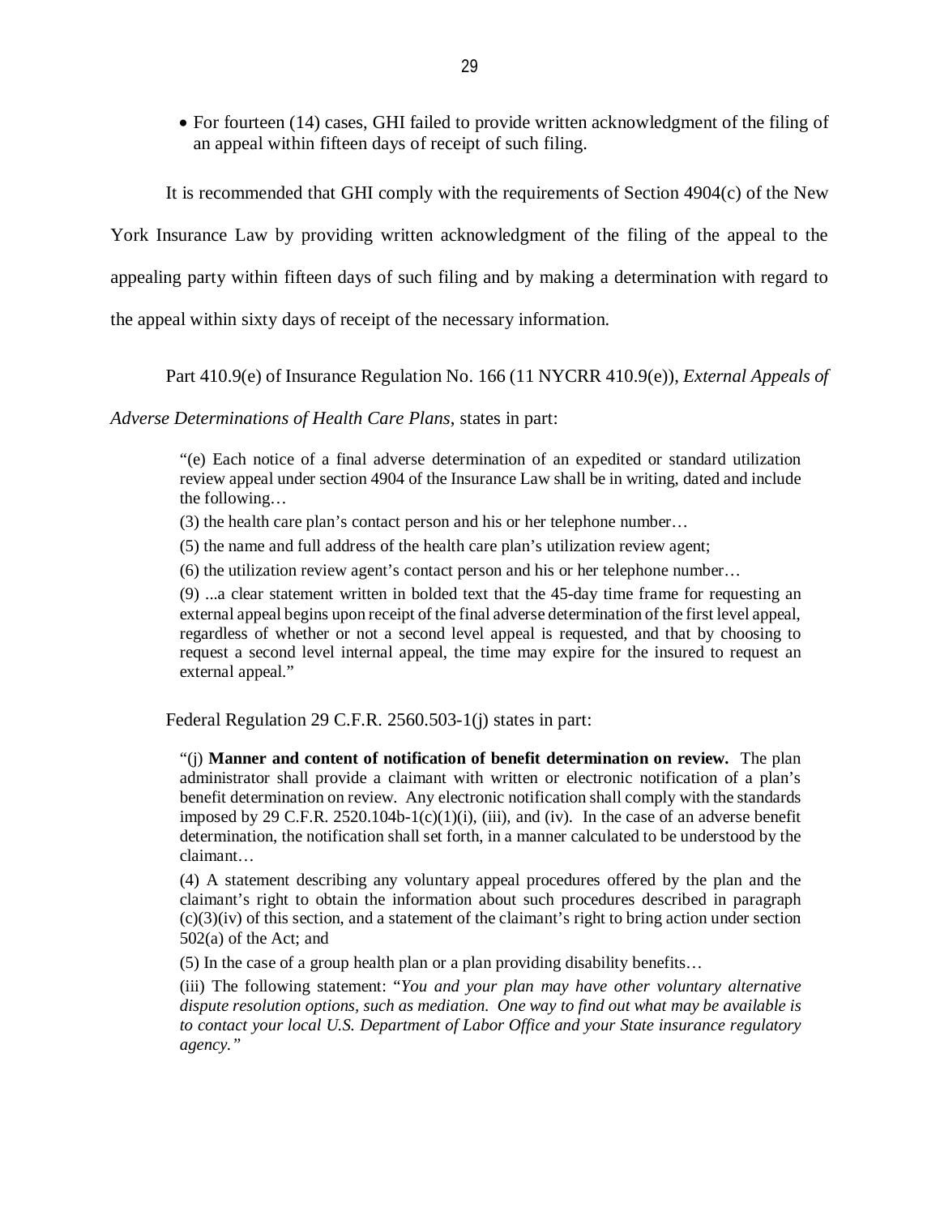- For fourteen (14) cases, GHI failed to provide written acknowledgment of the filing of an appeal within fifteen days of receipt of such filing.

It is recommended that GHI comply with the requirements of Section 4904(c) of the New York Insurance Law by providing written acknowledgment of the filing of the appeal to the appealing party within fifteen days of such filing and by making a determination with regard to the appeal within sixty days of receipt of the necessary information.

Part 410.9(e) of Insurance Regulation No. 166 (11 NYCRR 410.9(e)), *External Appeals of Adverse Determinations of Health Care Plans*, states in part:

> "(e) Each notice of a final adverse determination of an expedited or standard utilization review appeal under section 4904 of the Insurance Law shall be in writing, dated and include the following…
>
> (3) the health care plan's contact person and his or her telephone number…
>
> (5) the name and full address of the health care plan's utilization review agent;
>
> (6) the utilization review agent's contact person and his or her telephone number…
>
> (9) ...a clear statement written in bolded text that the 45-day time frame for requesting an external appeal begins upon receipt of the final adverse determination of the first level appeal, regardless of whether or not a second level appeal is requested, and that by choosing to request a second level internal appeal, the time may expire for the insured to request an external appeal."

Federal Regulation 29 C.F.R. 2560.503-1(j) states in part:

> "(j) **Manner and content of notification of benefit determination on review.** The plan administrator shall provide a claimant with written or electronic notification of a plan's benefit determination on review. Any electronic notification shall comply with the standards imposed by 29 C.F.R. 2520.104b-1(c)(1)(i), (iii), and (iv). In the case of an adverse benefit determination, the notification shall set forth, in a manner calculated to be understood by the claimant…
>
> (4) A statement describing any voluntary appeal procedures offered by the plan and the claimant's right to obtain the information about such procedures described in paragraph (c)(3)(iv) of this section, and a statement of the claimant's right to bring action under section 502(a) of the Act; and
>
> (5) In the case of a group health plan or a plan providing disability benefits…
>
> (iii) The following statement: "*You and your plan may have other voluntary alternative dispute resolution options, such as mediation. One way to find out what may be available is to contact your local U.S. Department of Labor Office and your State insurance regulatory agency.*"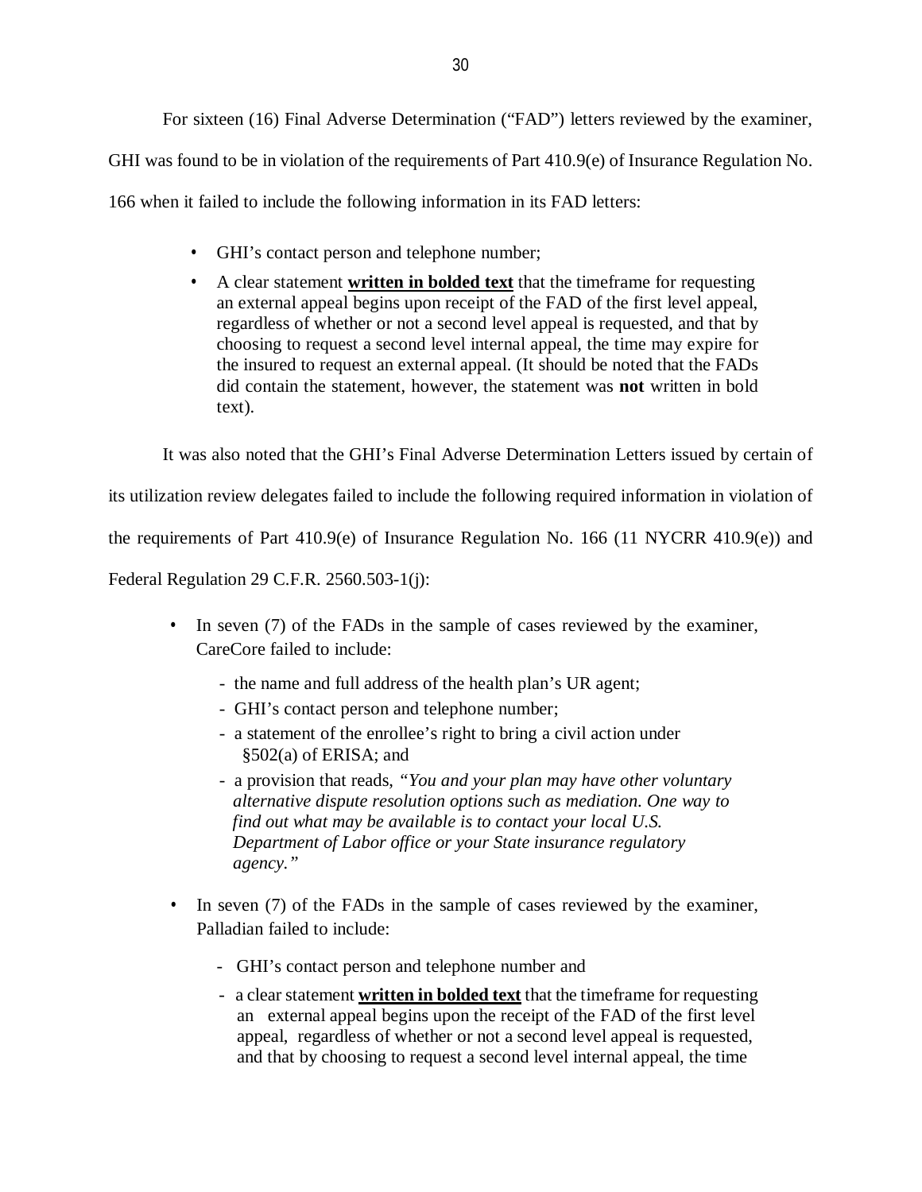For sixteen (16) Final Adverse Determination ("FAD") letters reviewed by the examiner, GHI was found to be in violation of the requirements of Part 410.9(e) of Insurance Regulation No. 166 when it failed to include the following information in its FAD letters:

- GHI's contact person and telephone number;
- A clear statement **written in bolded text** that the timeframe for requesting an external appeal begins upon receipt of the FAD of the first level appeal, regardless of whether or not a second level appeal is requested, and that by choosing to request a second level internal appeal, the time may expire for the insured to request an external appeal. (It should be noted that the FADs did contain the statement, however, the statement was **not** written in bold text).

It was also noted that the GHI's Final Adverse Determination Letters issued by certain of its utilization review delegates failed to include the following required information in violation of the requirements of Part 410.9(e) of Insurance Regulation No. 166 (11 NYCRR 410.9(e)) and Federal Regulation 29 C.F.R. 2560.503-1(j):

- In seven (7) of the FADs in the sample of cases reviewed by the examiner, CareCore failed to include:
  - the name and full address of the health plan's UR agent;
  - GHI's contact person and telephone number;
  - a statement of the enrollee's right to bring a civil action under §502(a) of ERISA; and
  - a provision that reads, *"You and your plan may have other voluntary alternative dispute resolution options such as mediation. One way to find out what may be available is to contact your local U.S. Department of Labor office or your State insurance regulatory agency."*
- In seven (7) of the FADs in the sample of cases reviewed by the examiner, Palladian failed to include:
  - GHI's contact person and telephone number and
  - a clear statement **written in bolded text** that the timeframe for requesting an external appeal begins upon the receipt of the FAD of the first level appeal, regardless of whether or not a second level appeal is requested, and that by choosing to request a second level internal appeal, the time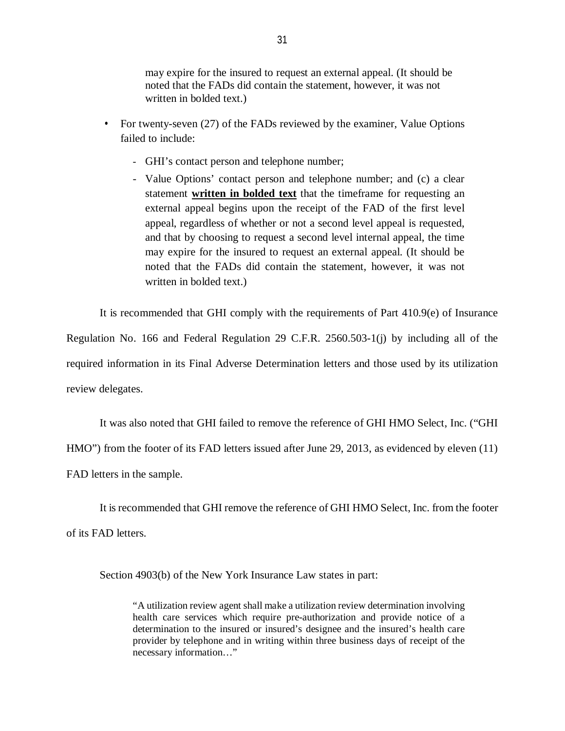may expire for the insured to request an external appeal. (It should be noted that the FADs did contain the statement, however, it was not written in bolded text.)

- For twenty-seven (27) of the FADs reviewed by the examiner, Value Options failed to include:
  - GHI's contact person and telephone number;
  - Value Options' contact person and telephone number; and (c) a clear statement **written in bolded text** that the timeframe for requesting an external appeal begins upon the receipt of the FAD of the first level appeal, regardless of whether or not a second level appeal is requested, and that by choosing to request a second level internal appeal, the time may expire for the insured to request an external appeal. (It should be noted that the FADs did contain the statement, however, it was not written in bolded text.)

It is recommended that GHI comply with the requirements of Part 410.9(e) of Insurance Regulation No. 166 and Federal Regulation 29 C.F.R. 2560.503-1(j) by including all of the required information in its Final Adverse Determination letters and those used by its utilization review delegates.

It was also noted that GHI failed to remove the reference of GHI HMO Select, Inc. ("GHI HMO") from the footer of its FAD letters issued after June 29, 2013, as evidenced by eleven (11) FAD letters in the sample.

It is recommended that GHI remove the reference of GHI HMO Select, Inc. from the footer of its FAD letters.

Section 4903(b) of the New York Insurance Law states in part:

> "A utilization review agent shall make a utilization review determination involving health care services which require pre-authorization and provide notice of a determination to the insured or insured's designee and the insured's health care provider by telephone and in writing within three business days of receipt of the necessary information…"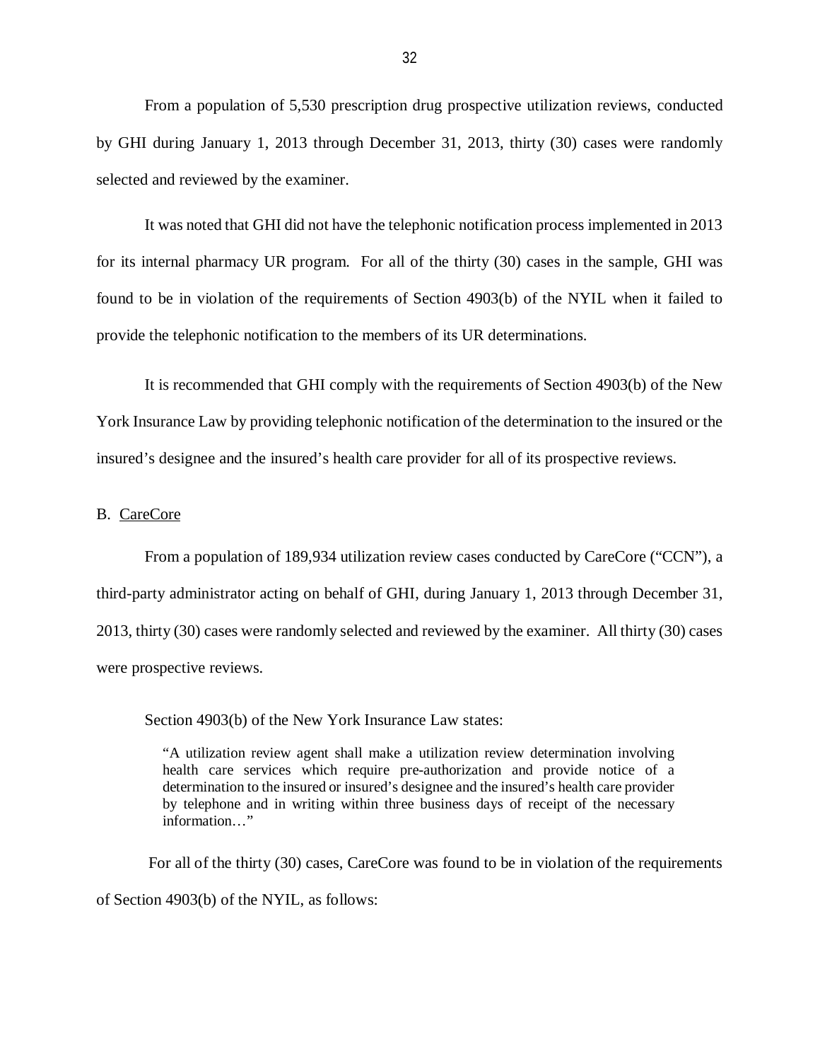From a population of 5,530 prescription drug prospective utilization reviews, conducted by GHI during January 1, 2013 through December 31, 2013, thirty (30) cases were randomly selected and reviewed by the examiner.

It was noted that GHI did not have the telephonic notification process implemented in 2013 for its internal pharmacy UR program. For all of the thirty (30) cases in the sample, GHI was found to be in violation of the requirements of Section 4903(b) of the NYIL when it failed to provide the telephonic notification to the members of its UR determinations.

It is recommended that GHI comply with the requirements of Section 4903(b) of the New York Insurance Law by providing telephonic notification of the determination to the insured or the insured's designee and the insured's health care provider for all of its prospective reviews.

B. CareCore

From a population of 189,934 utilization review cases conducted by CareCore ("CCN"), a third-party administrator acting on behalf of GHI, during January 1, 2013 through December 31, 2013, thirty (30) cases were randomly selected and reviewed by the examiner. All thirty (30) cases were prospective reviews.

Section 4903(b) of the New York Insurance Law states:

> "A utilization review agent shall make a utilization review determination involving health care services which require pre-authorization and provide notice of a determination to the insured or insured's designee and the insured's health care provider by telephone and in writing within three business days of receipt of the necessary information…"

For all of the thirty (30) cases, CareCore was found to be in violation of the requirements of Section 4903(b) of the NYIL, as follows: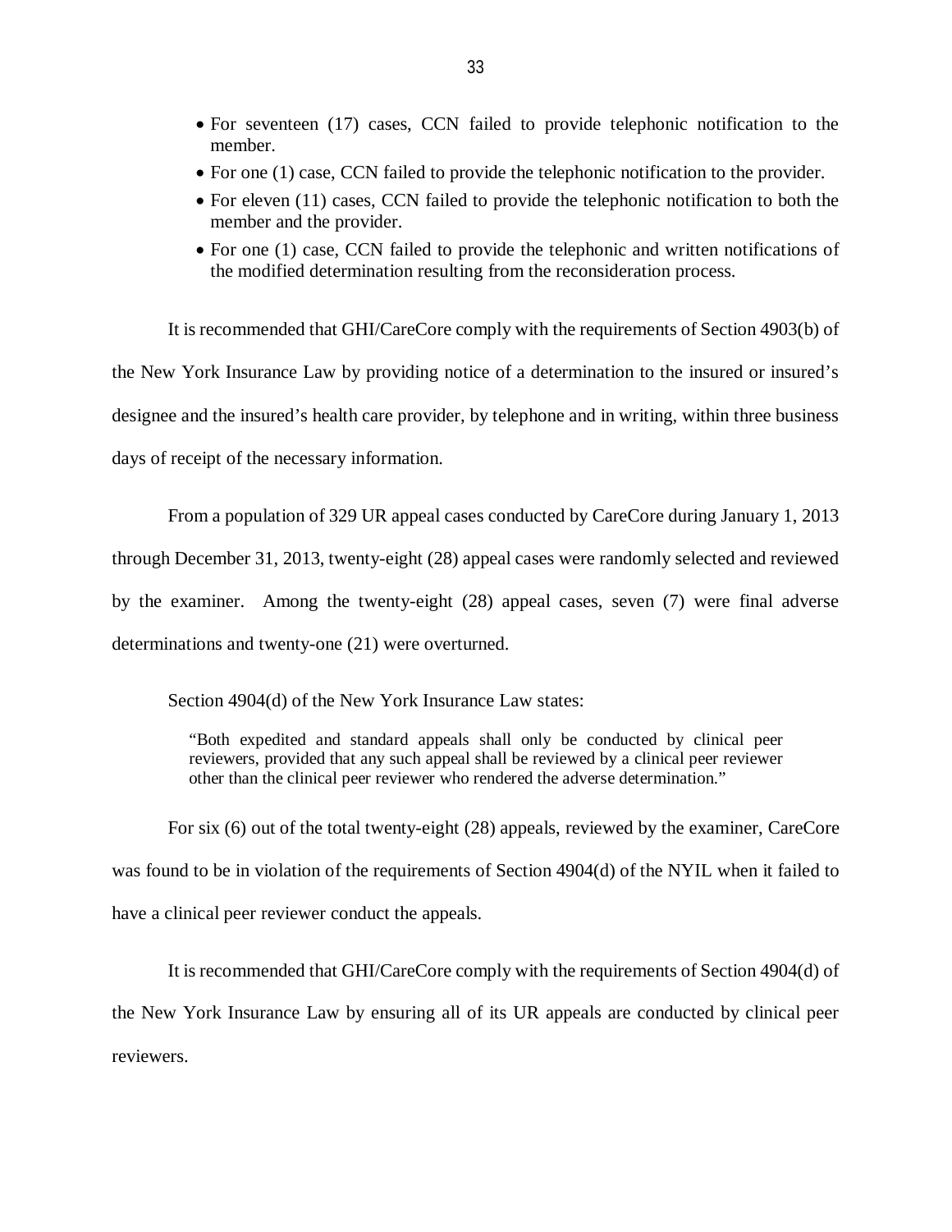- For seventeen (17) cases, CCN failed to provide telephonic notification to the member.
- For one (1) case, CCN failed to provide the telephonic notification to the provider.
- For eleven (11) cases, CCN failed to provide the telephonic notification to both the member and the provider.
- For one (1) case, CCN failed to provide the telephonic and written notifications of the modified determination resulting from the reconsideration process.

It is recommended that GHI/CareCore comply with the requirements of Section 4903(b) of the New York Insurance Law by providing notice of a determination to the insured or insured's designee and the insured's health care provider, by telephone and in writing, within three business days of receipt of the necessary information.

From a population of 329 UR appeal cases conducted by CareCore during January 1, 2013 through December 31, 2013, twenty-eight (28) appeal cases were randomly selected and reviewed by the examiner. Among the twenty-eight (28) appeal cases, seven (7) were final adverse determinations and twenty-one (21) were overturned.

Section 4904(d) of the New York Insurance Law states:

> "Both expedited and standard appeals shall only be conducted by clinical peer reviewers, provided that any such appeal shall be reviewed by a clinical peer reviewer other than the clinical peer reviewer who rendered the adverse determination."

For six (6) out of the total twenty-eight (28) appeals, reviewed by the examiner, CareCore was found to be in violation of the requirements of Section 4904(d) of the NYIL when it failed to have a clinical peer reviewer conduct the appeals.

It is recommended that GHI/CareCore comply with the requirements of Section 4904(d) of the New York Insurance Law by ensuring all of its UR appeals are conducted by clinical peer reviewers.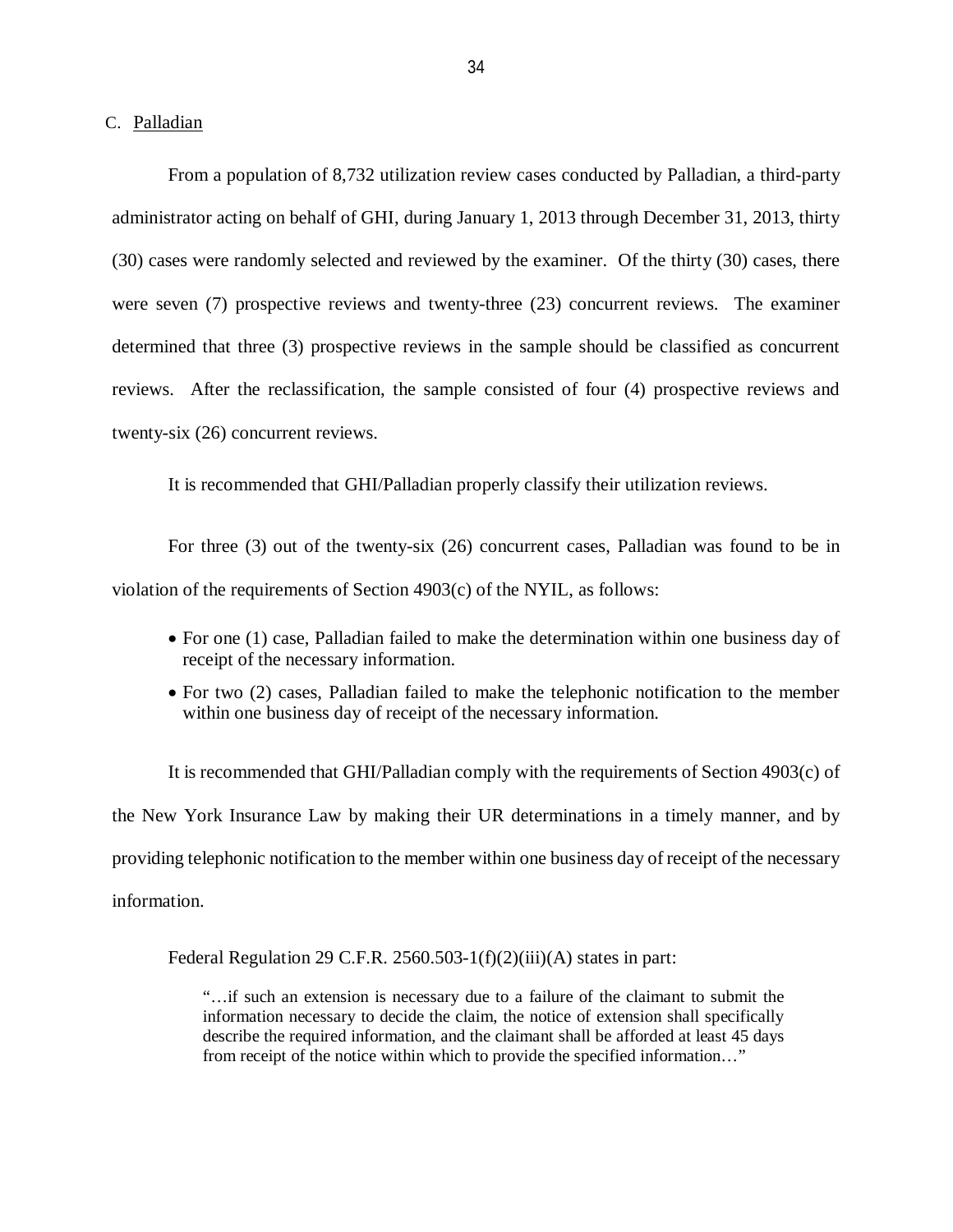C. Palladian

From a population of 8,732 utilization review cases conducted by Palladian, a third-party administrator acting on behalf of GHI, during January 1, 2013 through December 31, 2013, thirty (30) cases were randomly selected and reviewed by the examiner. Of the thirty (30) cases, there were seven (7) prospective reviews and twenty-three (23) concurrent reviews. The examiner determined that three (3) prospective reviews in the sample should be classified as concurrent reviews. After the reclassification, the sample consisted of four (4) prospective reviews and twenty-six (26) concurrent reviews.

It is recommended that GHI/Palladian properly classify their utilization reviews.

For three (3) out of the twenty-six (26) concurrent cases, Palladian was found to be in violation of the requirements of Section 4903(c) of the NYIL, as follows:

- For one (1) case, Palladian failed to make the determination within one business day of receipt of the necessary information.
- For two (2) cases, Palladian failed to make the telephonic notification to the member within one business day of receipt of the necessary information.

It is recommended that GHI/Palladian comply with the requirements of Section 4903(c) of the New York Insurance Law by making their UR determinations in a timely manner, and by providing telephonic notification to the member within one business day of receipt of the necessary information.

Federal Regulation 29 C.F.R. 2560.503-1(f)(2)(iii)(A) states in part:

> "…if such an extension is necessary due to a failure of the claimant to submit the information necessary to decide the claim, the notice of extension shall specifically describe the required information, and the claimant shall be afforded at least 45 days from receipt of the notice within which to provide the specified information…"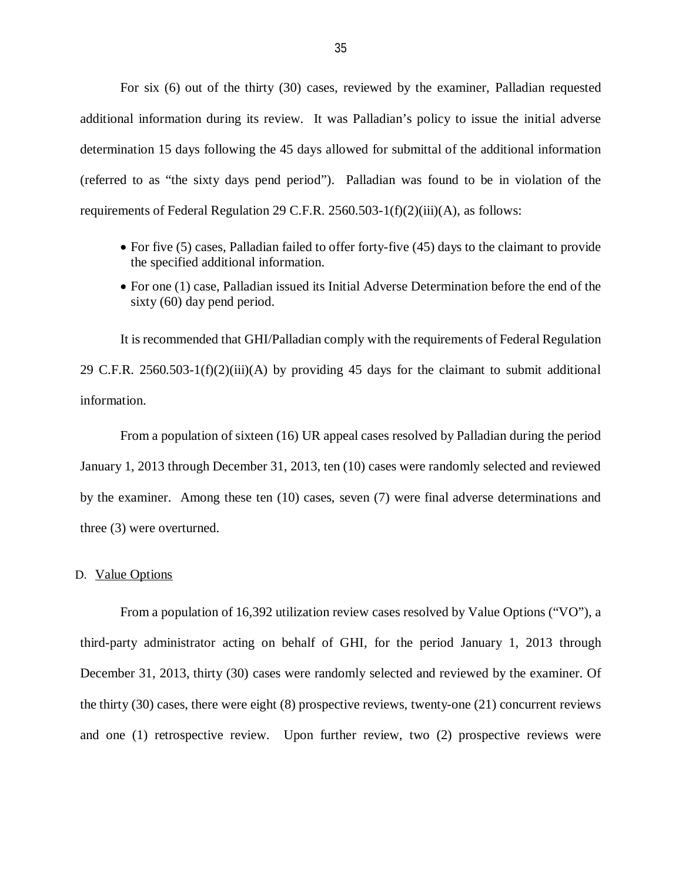For six (6) out of the thirty (30) cases, reviewed by the examiner, Palladian requested additional information during its review. It was Palladian's policy to issue the initial adverse determination 15 days following the 45 days allowed for submittal of the additional information (referred to as "the sixty days pend period"). Palladian was found to be in violation of the requirements of Federal Regulation 29 C.F.R. 2560.503-1(f)(2)(iii)(A), as follows:

- For five (5) cases, Palladian failed to offer forty-five (45) days to the claimant to provide the specified additional information.
- For one (1) case, Palladian issued its Initial Adverse Determination before the end of the sixty (60) day pend period.

It is recommended that GHI/Palladian comply with the requirements of Federal Regulation 29 C.F.R. 2560.503-1(f)(2)(iii)(A) by providing 45 days for the claimant to submit additional information.

From a population of sixteen (16) UR appeal cases resolved by Palladian during the period January 1, 2013 through December 31, 2013, ten (10) cases were randomly selected and reviewed by the examiner. Among these ten (10) cases, seven (7) were final adverse determinations and three (3) were overturned.

D. Value Options

From a population of 16,392 utilization review cases resolved by Value Options ("VO"), a third-party administrator acting on behalf of GHI, for the period January 1, 2013 through December 31, 2013, thirty (30) cases were randomly selected and reviewed by the examiner. Of the thirty (30) cases, there were eight (8) prospective reviews, twenty-one (21) concurrent reviews and one (1) retrospective review. Upon further review, two (2) prospective reviews were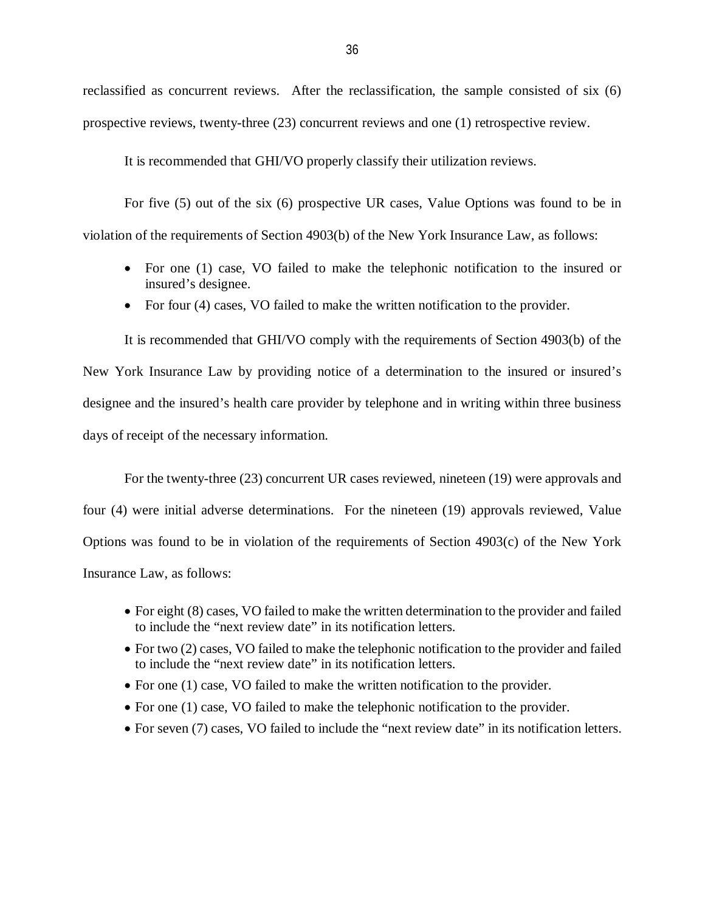reclassified as concurrent reviews. After the reclassification, the sample consisted of six (6) prospective reviews, twenty-three (23) concurrent reviews and one (1) retrospective review.

It is recommended that GHI/VO properly classify their utilization reviews.

For five (5) out of the six (6) prospective UR cases, Value Options was found to be in violation of the requirements of Section 4903(b) of the New York Insurance Law, as follows:

- For one (1) case, VO failed to make the telephonic notification to the insured or insured's designee.
- For four (4) cases, VO failed to make the written notification to the provider.

It is recommended that GHI/VO comply with the requirements of Section 4903(b) of the New York Insurance Law by providing notice of a determination to the insured or insured's designee and the insured's health care provider by telephone and in writing within three business days of receipt of the necessary information.

For the twenty-three (23) concurrent UR cases reviewed, nineteen (19) were approvals and four (4) were initial adverse determinations. For the nineteen (19) approvals reviewed, Value Options was found to be in violation of the requirements of Section 4903(c) of the New York Insurance Law, as follows:

- For eight (8) cases, VO failed to make the written determination to the provider and failed to include the "next review date" in its notification letters.
- For two (2) cases, VO failed to make the telephonic notification to the provider and failed to include the "next review date" in its notification letters.
- For one (1) case, VO failed to make the written notification to the provider.
- For one (1) case, VO failed to make the telephonic notification to the provider.
- For seven (7) cases, VO failed to include the "next review date" in its notification letters.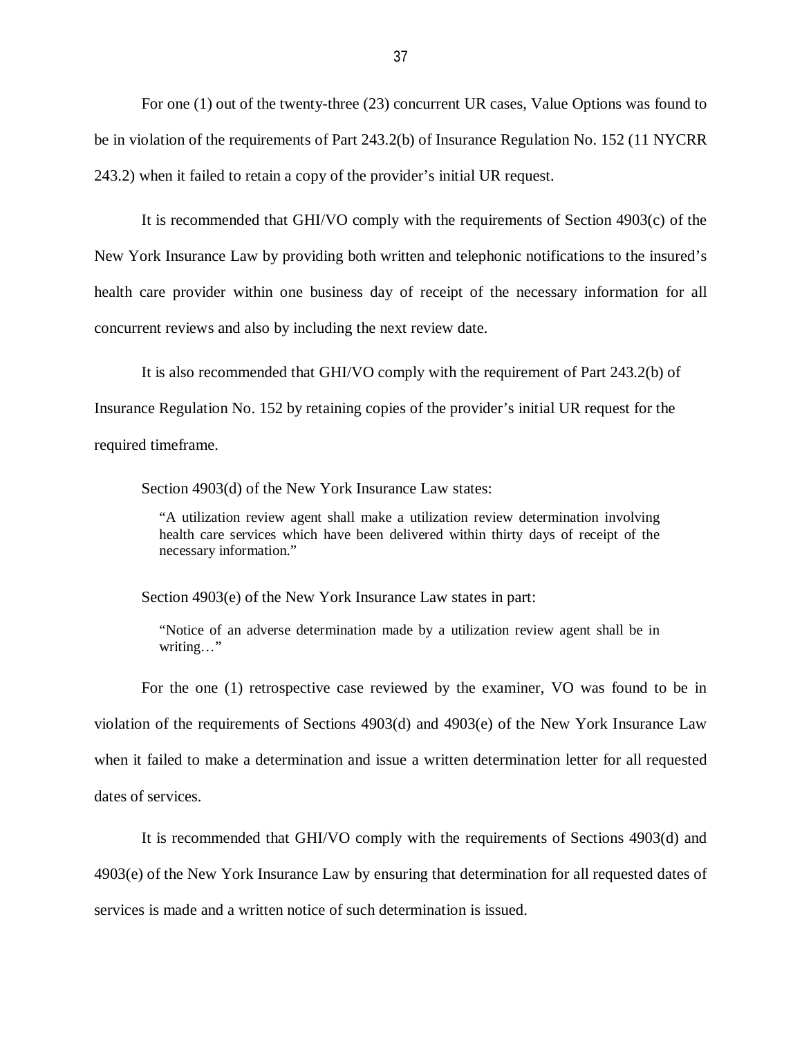For one (1) out of the twenty-three (23) concurrent UR cases, Value Options was found to be in violation of the requirements of Part 243.2(b) of Insurance Regulation No. 152 (11 NYCRR 243.2) when it failed to retain a copy of the provider's initial UR request.

It is recommended that GHI/VO comply with the requirements of Section 4903(c) of the New York Insurance Law by providing both written and telephonic notifications to the insured's health care provider within one business day of receipt of the necessary information for all concurrent reviews and also by including the next review date.

It is also recommended that GHI/VO comply with the requirement of Part 243.2(b) of Insurance Regulation No. 152 by retaining copies of the provider's initial UR request for the required timeframe.

Section 4903(d) of the New York Insurance Law states:

> "A utilization review agent shall make a utilization review determination involving health care services which have been delivered within thirty days of receipt of the necessary information."

Section 4903(e) of the New York Insurance Law states in part:

> "Notice of an adverse determination made by a utilization review agent shall be in writing…"

For the one (1) retrospective case reviewed by the examiner, VO was found to be in violation of the requirements of Sections 4903(d) and 4903(e) of the New York Insurance Law when it failed to make a determination and issue a written determination letter for all requested dates of services.

It is recommended that GHI/VO comply with the requirements of Sections 4903(d) and 4903(e) of the New York Insurance Law by ensuring that determination for all requested dates of services is made and a written notice of such determination is issued.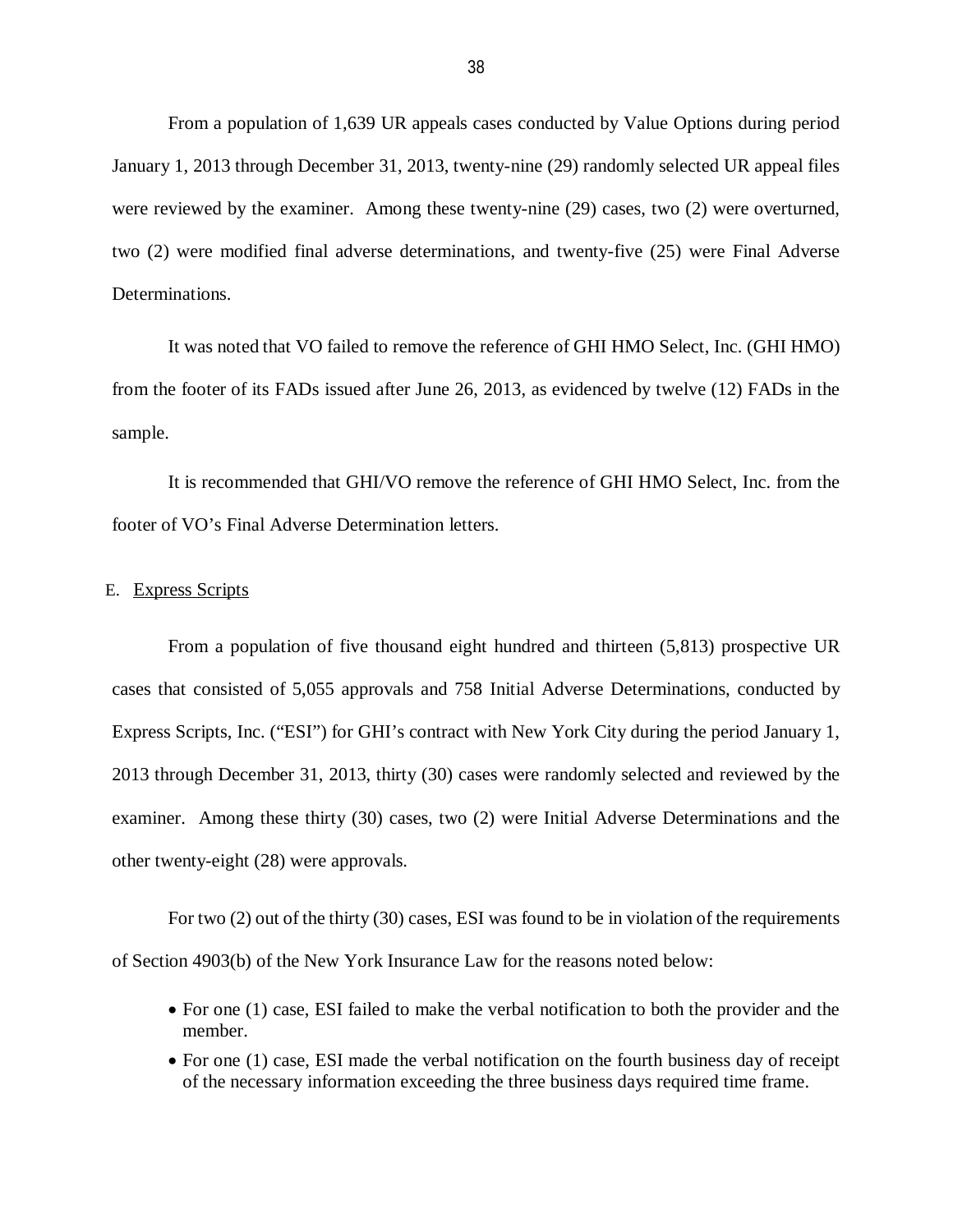From a population of 1,639 UR appeals cases conducted by Value Options during period January 1, 2013 through December 31, 2013, twenty-nine (29) randomly selected UR appeal files were reviewed by the examiner. Among these twenty-nine (29) cases, two (2) were overturned, two (2) were modified final adverse determinations, and twenty-five (25) were Final Adverse Determinations.

It was noted that VO failed to remove the reference of GHI HMO Select, Inc. (GHI HMO) from the footer of its FADs issued after June 26, 2013, as evidenced by twelve (12) FADs in the sample.

It is recommended that GHI/VO remove the reference of GHI HMO Select, Inc. from the footer of VO's Final Adverse Determination letters.

E. <u>Express Scripts</u>

From a population of five thousand eight hundred and thirteen (5,813) prospective UR cases that consisted of 5,055 approvals and 758 Initial Adverse Determinations, conducted by Express Scripts, Inc. ("ESI") for GHI's contract with New York City during the period January 1, 2013 through December 31, 2013, thirty (30) cases were randomly selected and reviewed by the examiner. Among these thirty (30) cases, two (2) were Initial Adverse Determinations and the other twenty-eight (28) were approvals.

For two (2) out of the thirty (30) cases, ESI was found to be in violation of the requirements of Section 4903(b) of the New York Insurance Law for the reasons noted below:

- For one (1) case, ESI failed to make the verbal notification to both the provider and the member.
- For one (1) case, ESI made the verbal notification on the fourth business day of receipt of the necessary information exceeding the three business days required time frame.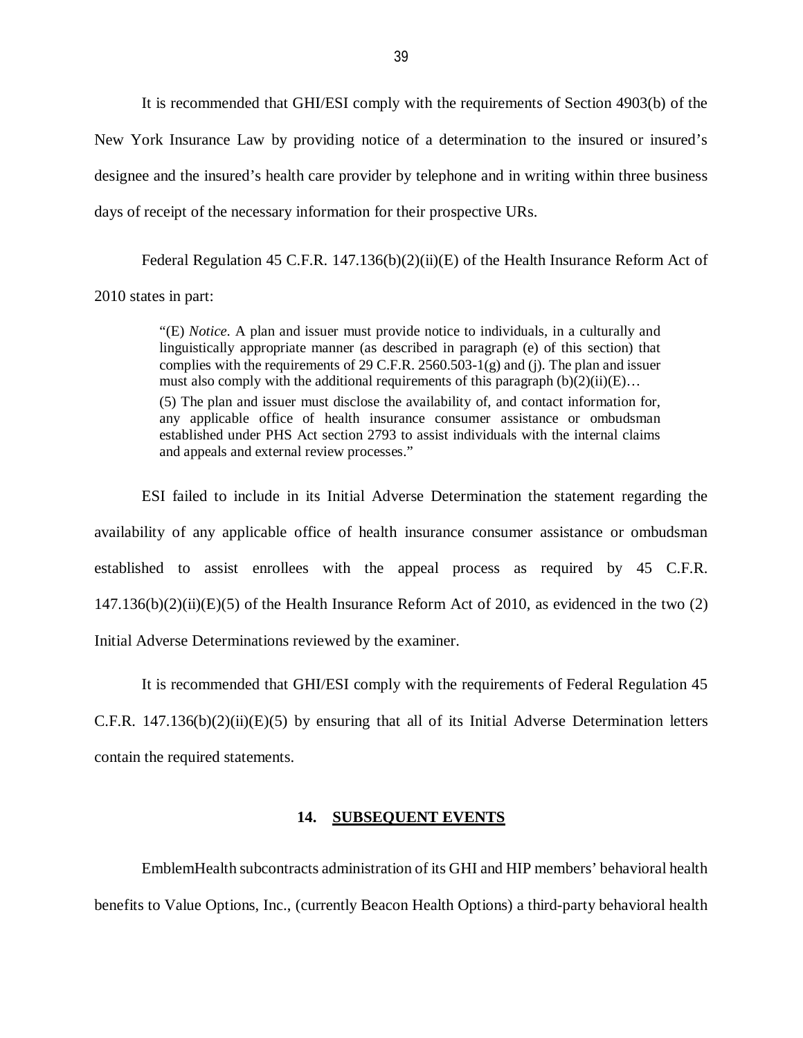It is recommended that GHI/ESI comply with the requirements of Section 4903(b) of the New York Insurance Law by providing notice of a determination to the insured or insured's designee and the insured's health care provider by telephone and in writing within three business days of receipt of the necessary information for their prospective URs.

Federal Regulation 45 C.F.R. 147.136(b)(2)(ii)(E) of the Health Insurance Reform Act of 2010 states in part:

> "(E) *Notice*. A plan and issuer must provide notice to individuals, in a culturally and linguistically appropriate manner (as described in paragraph (e) of this section) that complies with the requirements of 29 C.F.R. 2560.503-1(g) and (j). The plan and issuer must also comply with the additional requirements of this paragraph (b)(2)(ii)(E)…
>
> (5) The plan and issuer must disclose the availability of, and contact information for, any applicable office of health insurance consumer assistance or ombudsman established under PHS Act section 2793 to assist individuals with the internal claims and appeals and external review processes."

ESI failed to include in its Initial Adverse Determination the statement regarding the availability of any applicable office of health insurance consumer assistance or ombudsman established to assist enrollees with the appeal process as required by 45 C.F.R. 147.136(b)(2)(ii)(E)(5) of the Health Insurance Reform Act of 2010, as evidenced in the two (2) Initial Adverse Determinations reviewed by the examiner.

It is recommended that GHI/ESI comply with the requirements of Federal Regulation 45 C.F.R. 147.136(b)(2)(ii)(E)(5) by ensuring that all of its Initial Adverse Determination letters contain the required statements.

## 14. SUBSEQUENT EVENTS

EmblemHealth subcontracts administration of its GHI and HIP members' behavioral health benefits to Value Options, Inc., (currently Beacon Health Options) a third-party behavioral health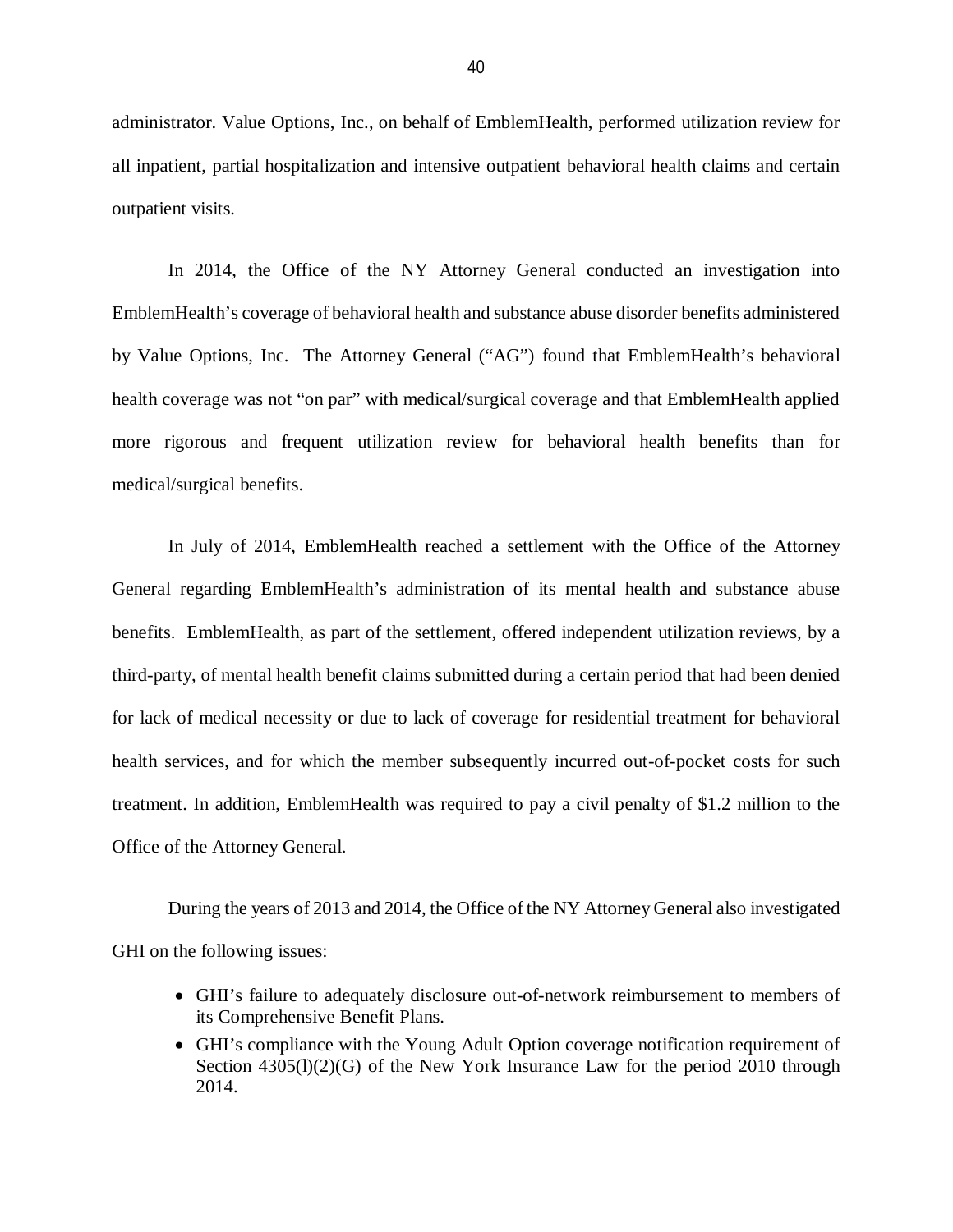administrator. Value Options, Inc., on behalf of EmblemHealth, performed utilization review for all inpatient, partial hospitalization and intensive outpatient behavioral health claims and certain outpatient visits.

In 2014, the Office of the NY Attorney General conducted an investigation into EmblemHealth's coverage of behavioral health and substance abuse disorder benefits administered by Value Options, Inc. The Attorney General ("AG") found that EmblemHealth's behavioral health coverage was not "on par" with medical/surgical coverage and that EmblemHealth applied more rigorous and frequent utilization review for behavioral health benefits than for medical/surgical benefits.

In July of 2014, EmblemHealth reached a settlement with the Office of the Attorney General regarding EmblemHealth's administration of its mental health and substance abuse benefits. EmblemHealth, as part of the settlement, offered independent utilization reviews, by a third-party, of mental health benefit claims submitted during a certain period that had been denied for lack of medical necessity or due to lack of coverage for residential treatment for behavioral health services, and for which the member subsequently incurred out-of-pocket costs for such treatment. In addition, EmblemHealth was required to pay a civil penalty of $1.2 million to the Office of the Attorney General.

During the years of 2013 and 2014, the Office of the NY Attorney General also investigated GHI on the following issues:

- GHI's failure to adequately disclosure out-of-network reimbursement to members of its Comprehensive Benefit Plans.
- GHI's compliance with the Young Adult Option coverage notification requirement of Section 4305(l)(2)(G) of the New York Insurance Law for the period 2010 through 2014.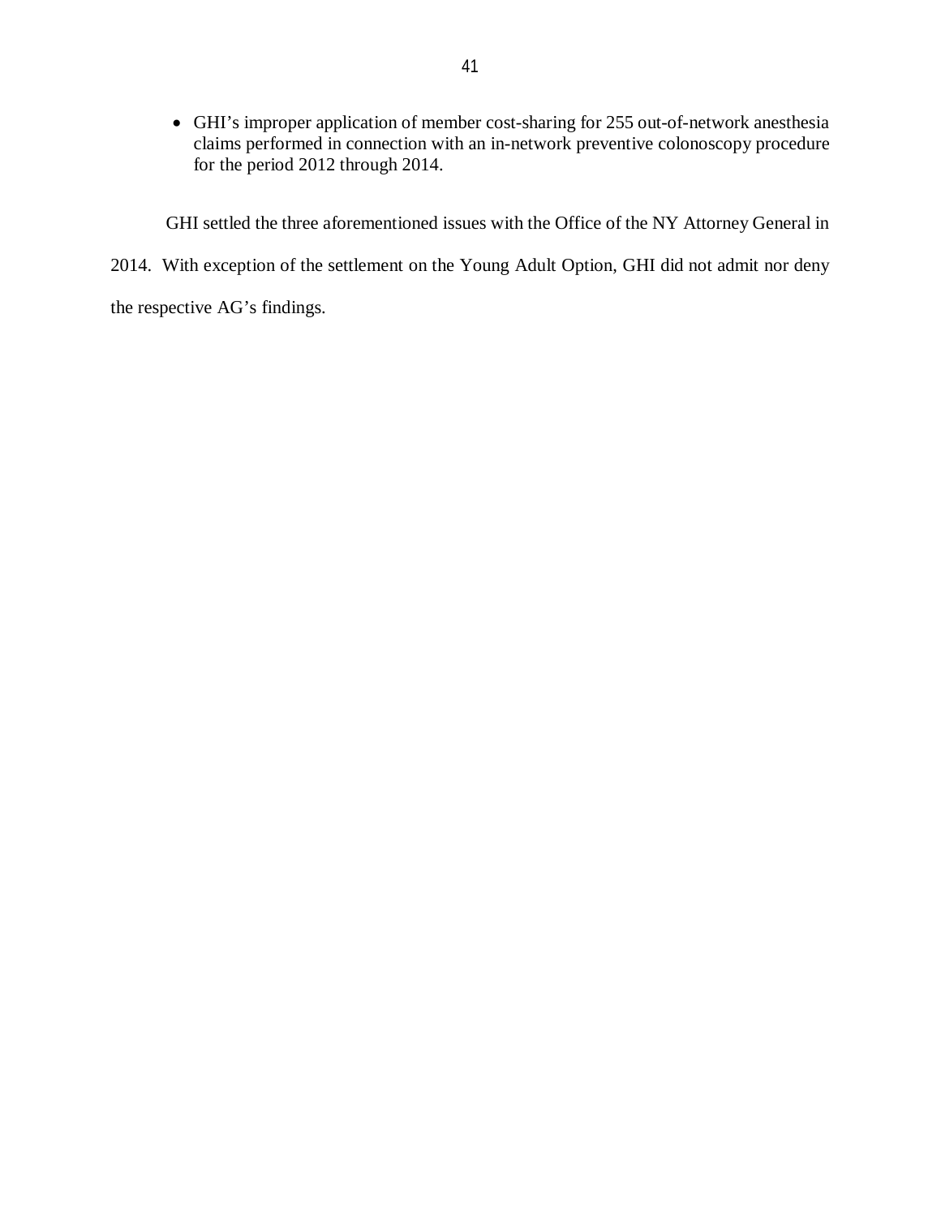- GHI's improper application of member cost-sharing for 255 out-of-network anesthesia claims performed in connection with an in-network preventive colonoscopy procedure for the period 2012 through 2014.

GHI settled the three aforementioned issues with the Office of the NY Attorney General in 2014. With exception of the settlement on the Young Adult Option, GHI did not admit nor deny the respective AG's findings.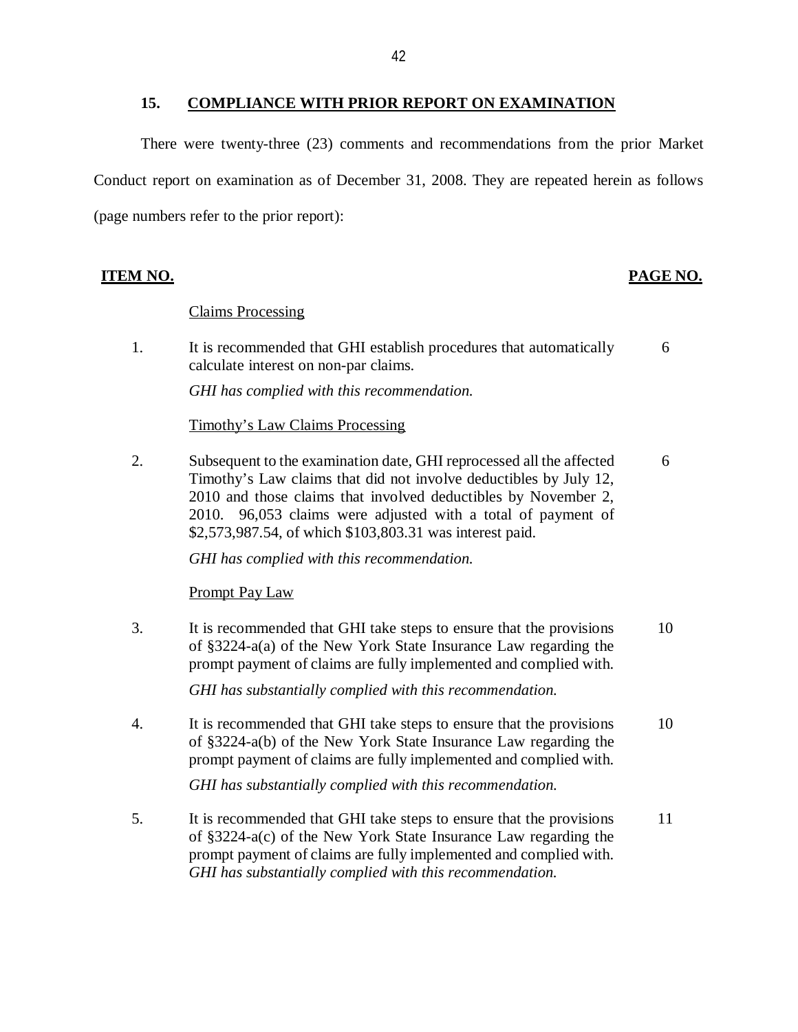## 15. COMPLIANCE WITH PRIOR REPORT ON EXAMINATION

There were twenty-three (23) comments and recommendations from the prior Market Conduct report on examination as of December 31, 2008. They are repeated herein as follows (page numbers refer to the prior report):

| ITEM NO. | | PAGE NO. |
|---|---|---|
| | Claims Processing | |
| 1. | It is recommended that GHI establish procedures that automatically calculate interest on non-par claims.<br>*GHI has complied with this recommendation.* | 6 |
| | Timothy's Law Claims Processing | |
| 2. | Subsequent to the examination date, GHI reprocessed all the affected Timothy's Law claims that did not involve deductibles by July 12, 2010 and those claims that involved deductibles by November 2, 2010. 96,053 claims were adjusted with a total of payment of $2,573,987.54, of which $103,803.31 was interest paid.<br>*GHI has complied with this recommendation.* | 6 |
| | Prompt Pay Law | |
| 3. | It is recommended that GHI take steps to ensure that the provisions of §3224-a(a) of the New York State Insurance Law regarding the prompt payment of claims are fully implemented and complied with.<br>*GHI has substantially complied with this recommendation.* | 10 |
| 4. | It is recommended that GHI take steps to ensure that the provisions of §3224-a(b) of the New York State Insurance Law regarding the prompt payment of claims are fully implemented and complied with.<br>*GHI has substantially complied with this recommendation.* | 10 |
| 5. | It is recommended that GHI take steps to ensure that the provisions of §3224-a(c) of the New York State Insurance Law regarding the prompt payment of claims are fully implemented and complied with.<br>*GHI has substantially complied with this recommendation.* | 11 |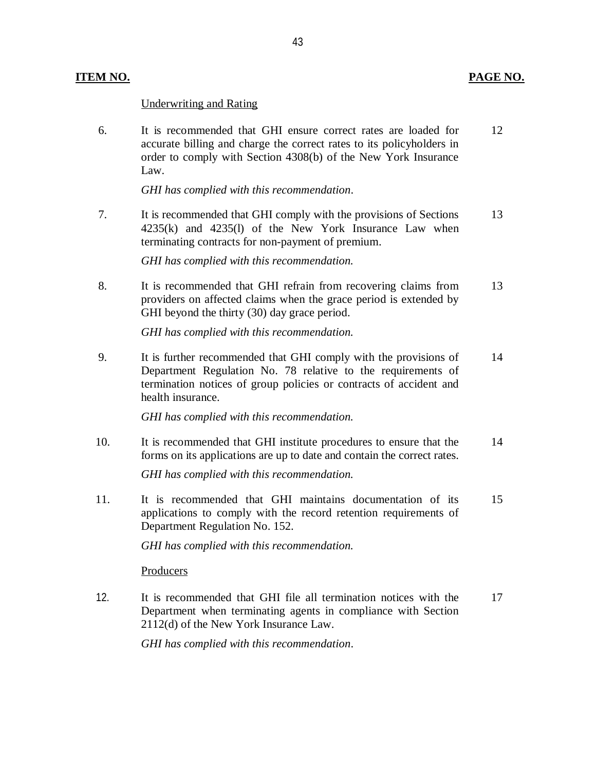| ITEM NO. | | PAGE NO. |
|---|---|---|
| | Underwriting and Rating | |
| 6. | It is recommended that GHI ensure correct rates are loaded for accurate billing and charge the correct rates to its policyholders in order to comply with Section 4308(b) of the New York Insurance Law.<br><br>*GHI has complied with this recommendation.* | 12 |
| 7. | It is recommended that GHI comply with the provisions of Sections 4235(k) and 4235(l) of the New York Insurance Law when terminating contracts for non-payment of premium.<br><br>*GHI has complied with this recommendation.* | 13 |
| 8. | It is recommended that GHI refrain from recovering claims from providers on affected claims when the grace period is extended by GHI beyond the thirty (30) day grace period.<br><br>*GHI has complied with this recommendation.* | 13 |
| 9. | It is further recommended that GHI comply with the provisions of Department Regulation No. 78 relative to the requirements of termination notices of group policies or contracts of accident and health insurance.<br><br>*GHI has complied with this recommendation.* | 14 |
| 10. | It is recommended that GHI institute procedures to ensure that the forms on its applications are up to date and contain the correct rates.<br><br>*GHI has complied with this recommendation.* | 14 |
| 11. | It is recommended that GHI maintains documentation of its applications to comply with the record retention requirements of Department Regulation No. 152.<br><br>*GHI has complied with this recommendation.* | 15 |
| | Producers | |
| 12. | It is recommended that GHI file all termination notices with the Department when terminating agents in compliance with Section 2112(d) of the New York Insurance Law.<br><br>*GHI has complied with this recommendation.* | 17 |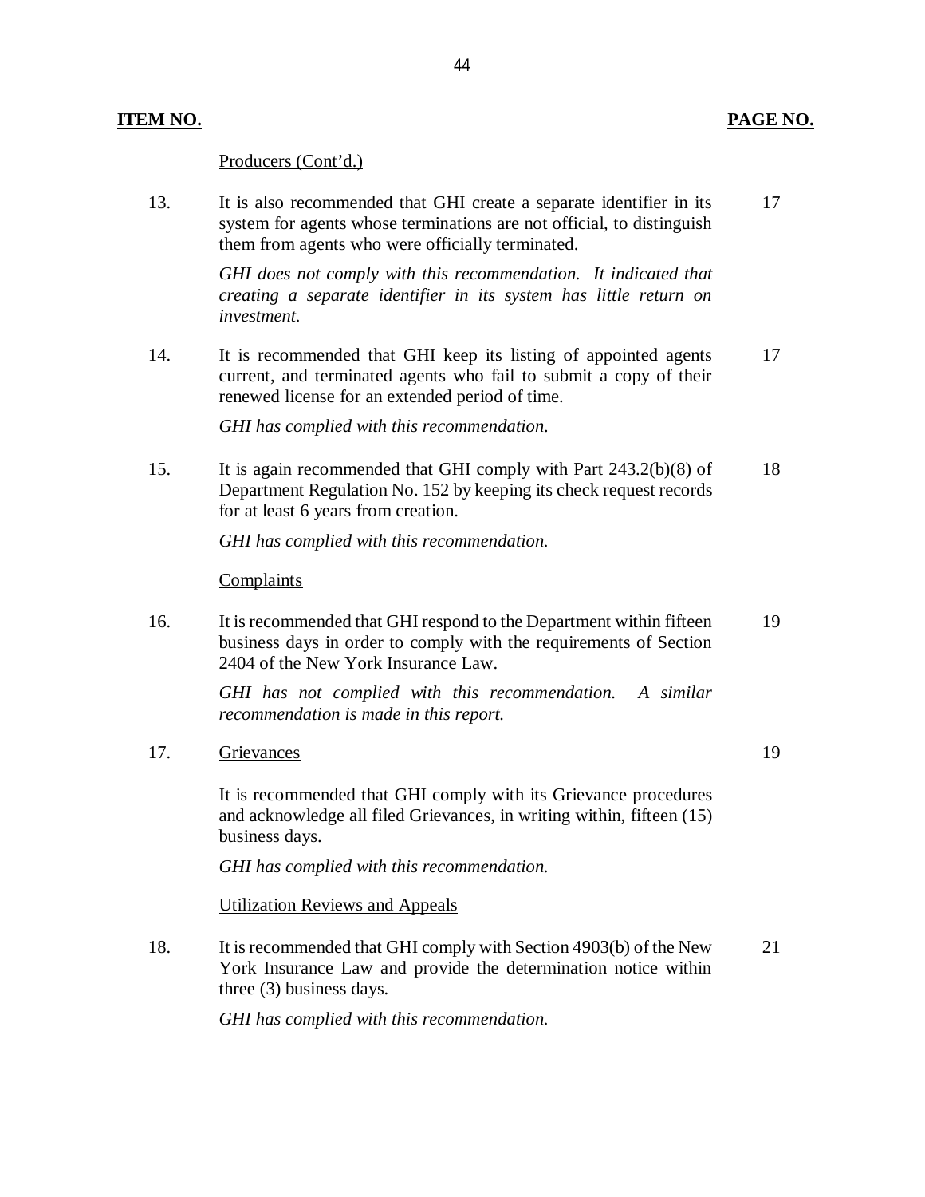| ITEM NO. | | PAGE NO. |
|---|---|---|
| | Producers (Cont'd.) | |
| 13. | It is also recommended that GHI create a separate identifier in its system for agents whose terminations are not official, to distinguish them from agents who were officially terminated.<br><br>*GHI does not comply with this recommendation. It indicated that creating a separate identifier in its system has little return on investment.* | 17 |
| 14. | It is recommended that GHI keep its listing of appointed agents current, and terminated agents who fail to submit a copy of their renewed license for an extended period of time.<br><br>*GHI has complied with this recommendation.* | 17 |
| 15. | It is again recommended that GHI comply with Part 243.2(b)(8) of Department Regulation No. 152 by keeping its check request records for at least 6 years from creation.<br><br>*GHI has complied with this recommendation.* | 18 |
| | Complaints | |
| 16. | It is recommended that GHI respond to the Department within fifteen business days in order to comply with the requirements of Section 2404 of the New York Insurance Law.<br><br>*GHI has not complied with this recommendation. A similar recommendation is made in this report.* | 19 |
| 17. | Grievances<br><br>It is recommended that GHI comply with its Grievance procedures and acknowledge all filed Grievances, in writing within, fifteen (15) business days.<br><br>*GHI has complied with this recommendation.* | 19 |
| | Utilization Reviews and Appeals | |
| 18. | It is recommended that GHI comply with Section 4903(b) of the New York Insurance Law and provide the determination notice within three (3) business days.<br><br>*GHI has complied with this recommendation.* | 21 |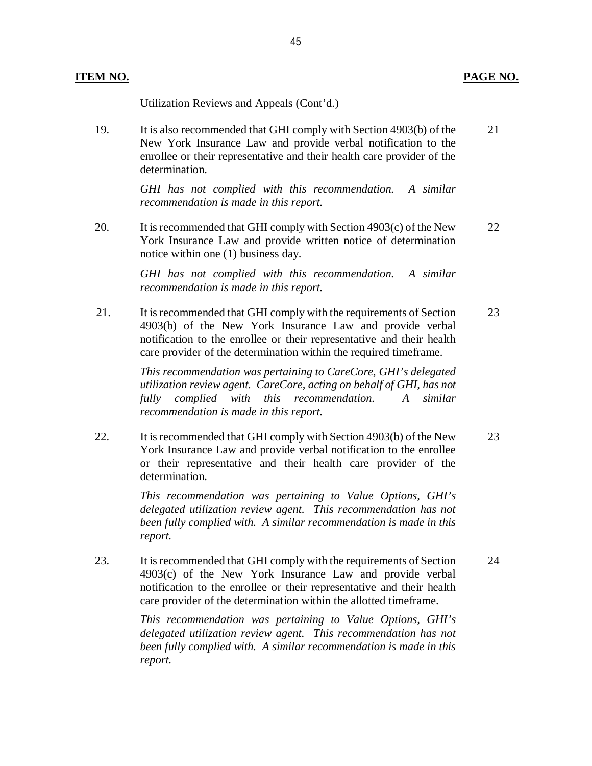| ITEM NO. | | PAGE NO. |
|---|---|---|
| | Utilization Reviews and Appeals (Cont'd.) | |
| 19. | It is also recommended that GHI comply with Section 4903(b) of the New York Insurance Law and provide verbal notification to the enrollee or their representative and their health care provider of the determination.<br><br>*GHI has not complied with this recommendation. A similar recommendation is made in this report.* | 21 |
| 20. | It is recommended that GHI comply with Section 4903(c) of the New York Insurance Law and provide written notice of determination notice within one (1) business day.<br><br>*GHI has not complied with this recommendation. A similar recommendation is made in this report.* | 22 |
| 21. | It is recommended that GHI comply with the requirements of Section 4903(b) of the New York Insurance Law and provide verbal notification to the enrollee or their representative and their health care provider of the determination within the required timeframe.<br><br>*This recommendation was pertaining to CareCore, GHI's delegated utilization review agent. CareCore, acting on behalf of GHI, has not fully complied with this recommendation. A similar recommendation is made in this report.* | 23 |
| 22. | It is recommended that GHI comply with Section 4903(b) of the New York Insurance Law and provide verbal notification to the enrollee or their representative and their health care provider of the determination.<br><br>*This recommendation was pertaining to Value Options, GHI's delegated utilization review agent. This recommendation has not been fully complied with. A similar recommendation is made in this report.* | 23 |
| 23. | It is recommended that GHI comply with the requirements of Section 4903(c) of the New York Insurance Law and provide verbal notification to the enrollee or their representative and their health care provider of the determination within the allotted timeframe.<br><br>*This recommendation was pertaining to Value Options, GHI's delegated utilization review agent. This recommendation has not been fully complied with. A similar recommendation is made in this report.* | 24 |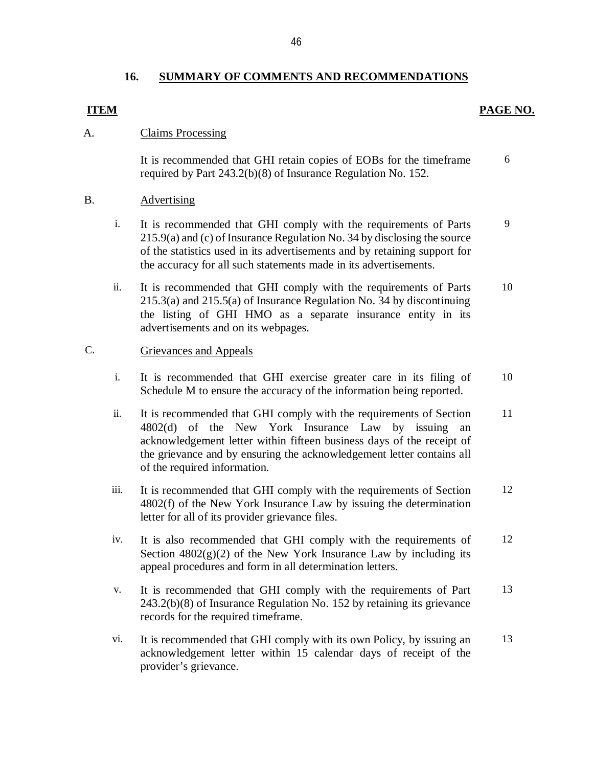## 16. SUMMARY OF COMMENTS AND RECOMMENDATIONS

| ITEM | | | PAGE NO. |
|---|---|---|---|
| A. | | Claims Processing | |
| | | It is recommended that GHI retain copies of EOBs for the timeframe required by Part 243.2(b)(8) of Insurance Regulation No. 152. | 6 |
| B. | | Advertising | |
| | i. | It is recommended that GHI comply with the requirements of Parts 215.9(a) and (c) of Insurance Regulation No. 34 by disclosing the source of the statistics used in its advertisements and by retaining support for the accuracy for all such statements made in its advertisements. | 9 |
| | ii. | It is recommended that GHI comply with the requirements of Parts 215.3(a) and 215.5(a) of Insurance Regulation No. 34 by discontinuing the listing of GHI HMO as a separate insurance entity in its advertisements and on its webpages. | 10 |
| C. | | Grievances and Appeals | |
| | i. | It is recommended that GHI exercise greater care in its filing of Schedule M to ensure the accuracy of the information being reported. | 10 |
| | ii. | It is recommended that GHI comply with the requirements of Section 4802(d) of the New York Insurance Law by issuing an acknowledgement letter within fifteen business days of the receipt of the grievance and by ensuring the acknowledgement letter contains all of the required information. | 11 |
| | iii. | It is recommended that GHI comply with the requirements of Section 4802(f) of the New York Insurance Law by issuing the determination letter for all of its provider grievance files. | 12 |
| | iv. | It is also recommended that GHI comply with the requirements of Section 4802(g)(2) of the New York Insurance Law by including its appeal procedures and form in all determination letters. | 12 |
| | v. | It is recommended that GHI comply with the requirements of Part 243.2(b)(8) of Insurance Regulation No. 152 by retaining its grievance records for the required timeframe. | 13 |
| | vi. | It is recommended that GHI comply with its own Policy, by issuing an acknowledgement letter within 15 calendar days of receipt of the provider's grievance. | 13 |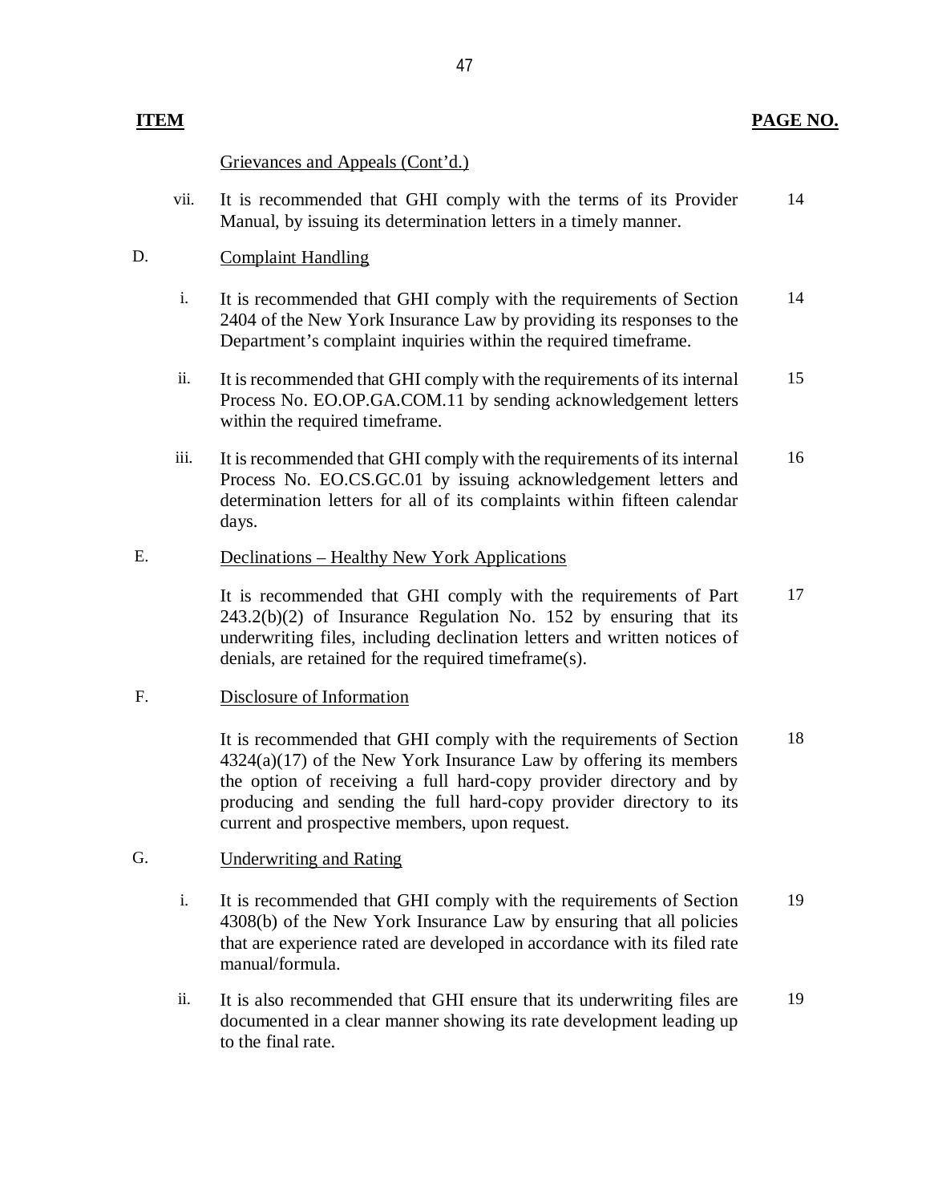| ITEM | | | PAGE NO. |
|---|---|---|---|
| | | Grievances and Appeals (Cont'd.) | |
| | vii. | It is recommended that GHI comply with the terms of its Provider Manual, by issuing its determination letters in a timely manner. | 14 |
| D. | | Complaint Handling | |
| | i. | It is recommended that GHI comply with the requirements of Section 2404 of the New York Insurance Law by providing its responses to the Department's complaint inquiries within the required timeframe. | 14 |
| | ii. | It is recommended that GHI comply with the requirements of its internal Process No. EO.OP.GA.COM.11 by sending acknowledgement letters within the required timeframe. | 15 |
| | iii. | It is recommended that GHI comply with the requirements of its internal Process No. EO.CS.GC.01 by issuing acknowledgement letters and determination letters for all of its complaints within fifteen calendar days. | 16 |
| E. | | Declinations – Healthy New York Applications | |
| | | It is recommended that GHI comply with the requirements of Part 243.2(b)(2) of Insurance Regulation No. 152 by ensuring that its underwriting files, including declination letters and written notices of denials, are retained for the required timeframe(s). | 17 |
| F. | | Disclosure of Information | |
| | | It is recommended that GHI comply with the requirements of Section 4324(a)(17) of the New York Insurance Law by offering its members the option of receiving a full hard-copy provider directory and by producing and sending the full hard-copy provider directory to its current and prospective members, upon request. | 18 |
| G. | | Underwriting and Rating | |
| | i. | It is recommended that GHI comply with the requirements of Section 4308(b) of the New York Insurance Law by ensuring that all policies that are experience rated are developed in accordance with its filed rate manual/formula. | 19 |
| | ii. | It is also recommended that GHI ensure that its underwriting files are documented in a clear manner showing its rate development leading up to the final rate. | 19 |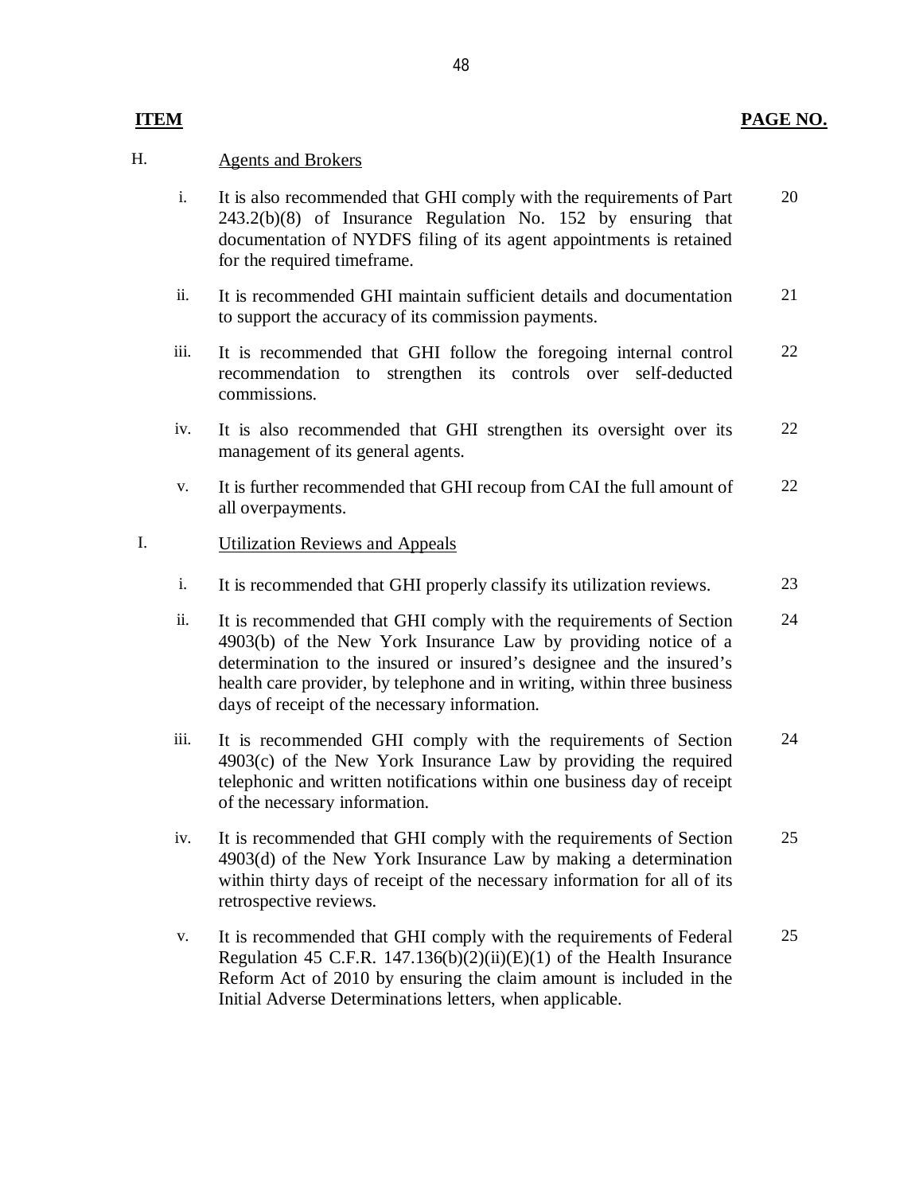| ITEM | | | PAGE NO. |
|---|---|---|---|
| H. | Agents and Brokers | | |
| | i. | It is also recommended that GHI comply with the requirements of Part 243.2(b)(8) of Insurance Regulation No. 152 by ensuring that documentation of NYDFS filing of its agent appointments is retained for the required timeframe. | 20 |
| | ii. | It is recommended GHI maintain sufficient details and documentation to support the accuracy of its commission payments. | 21 |
| | iii. | It is recommended that GHI follow the foregoing internal control recommendation to strengthen its controls over self-deducted commissions. | 22 |
| | iv. | It is also recommended that GHI strengthen its oversight over its management of its general agents. | 22 |
| | v. | It is further recommended that GHI recoup from CAI the full amount of all overpayments. | 22 |
| I. | Utilization Reviews and Appeals | | |
| | i. | It is recommended that GHI properly classify its utilization reviews. | 23 |
| | ii. | It is recommended that GHI comply with the requirements of Section 4903(b) of the New York Insurance Law by providing notice of a determination to the insured or insured's designee and the insured's health care provider, by telephone and in writing, within three business days of receipt of the necessary information. | 24 |
| | iii. | It is recommended GHI comply with the requirements of Section 4903(c) of the New York Insurance Law by providing the required telephonic and written notifications within one business day of receipt of the necessary information. | 24 |
| | iv. | It is recommended that GHI comply with the requirements of Section 4903(d) of the New York Insurance Law by making a determination within thirty days of receipt of the necessary information for all of its retrospective reviews. | 25 |
| | v. | It is recommended that GHI comply with the requirements of Federal Regulation 45 C.F.R. 147.136(b)(2)(ii)(E)(1) of the Health Insurance Reform Act of 2010 by ensuring the claim amount is included in the Initial Adverse Determinations letters, when applicable. | 25 |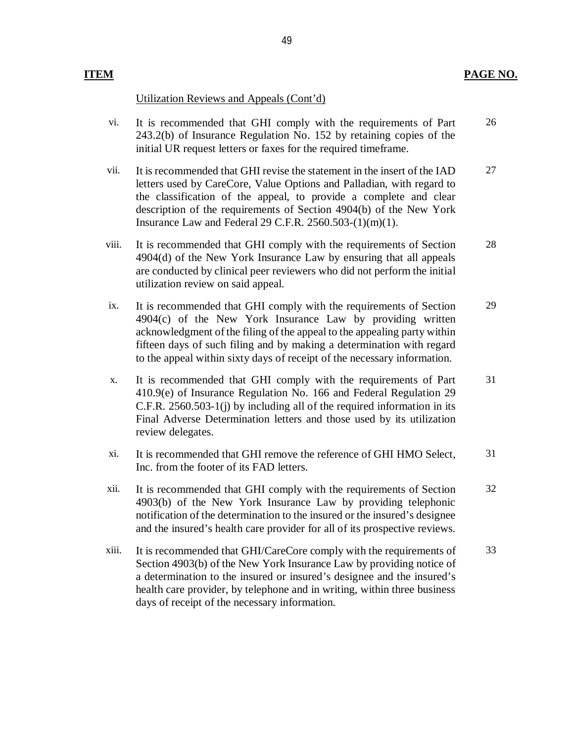| ITEM | | PAGE NO. |
|---|---|---|
| | Utilization Reviews and Appeals (Cont'd) | |
| vi. | It is recommended that GHI comply with the requirements of Part 243.2(b) of Insurance Regulation No. 152 by retaining copies of the initial UR request letters or faxes for the required timeframe. | 26 |
| vii. | It is recommended that GHI revise the statement in the insert of the IAD letters used by CareCore, Value Options and Palladian, with regard to the classification of the appeal, to provide a complete and clear description of the requirements of Section 4904(b) of the New York Insurance Law and Federal 29 C.F.R. 2560.503-(1)(m)(1). | 27 |
| viii. | It is recommended that GHI comply with the requirements of Section 4904(d) of the New York Insurance Law by ensuring that all appeals are conducted by clinical peer reviewers who did not perform the initial utilization review on said appeal. | 28 |
| ix. | It is recommended that GHI comply with the requirements of Section 4904(c) of the New York Insurance Law by providing written acknowledgment of the filing of the appeal to the appealing party within fifteen days of such filing and by making a determination with regard to the appeal within sixty days of receipt of the necessary information. | 29 |
| x. | It is recommended that GHI comply with the requirements of Part 410.9(e) of Insurance Regulation No. 166 and Federal Regulation 29 C.F.R. 2560.503-1(j) by including all of the required information in its Final Adverse Determination letters and those used by its utilization review delegates. | 31 |
| xi. | It is recommended that GHI remove the reference of GHI HMO Select, Inc. from the footer of its FAD letters. | 31 |
| xii. | It is recommended that GHI comply with the requirements of Section 4903(b) of the New York Insurance Law by providing telephonic notification of the determination to the insured or the insured's designee and the insured's health care provider for all of its prospective reviews. | 32 |
| xiii. | It is recommended that GHI/CareCore comply with the requirements of Section 4903(b) of the New York Insurance Law by providing notice of a determination to the insured or insured's designee and the insured's health care provider, by telephone and in writing, within three business days of receipt of the necessary information. | 33 |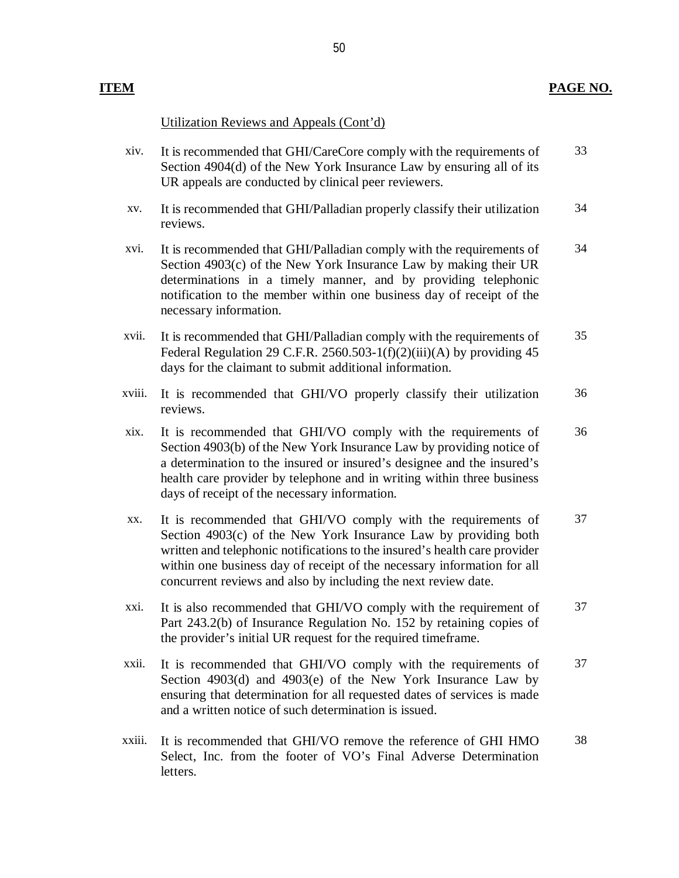| ITEM | | PAGE NO. |
|---|---|---|
| | Utilization Reviews and Appeals (Cont'd) | |
| xiv. | It is recommended that GHI/CareCore comply with the requirements of Section 4904(d) of the New York Insurance Law by ensuring all of its UR appeals are conducted by clinical peer reviewers. | 33 |
| xv. | It is recommended that GHI/Palladian properly classify their utilization reviews. | 34 |
| xvi. | It is recommended that GHI/Palladian comply with the requirements of Section 4903(c) of the New York Insurance Law by making their UR determinations in a timely manner, and by providing telephonic notification to the member within one business day of receipt of the necessary information. | 34 |
| xvii. | It is recommended that GHI/Palladian comply with the requirements of Federal Regulation 29 C.F.R. 2560.503-1(f)(2)(iii)(A) by providing 45 days for the claimant to submit additional information. | 35 |
| xviii. | It is recommended that GHI/VO properly classify their utilization reviews. | 36 |
| xix. | It is recommended that GHI/VO comply with the requirements of Section 4903(b) of the New York Insurance Law by providing notice of a determination to the insured or insured's designee and the insured's health care provider by telephone and in writing within three business days of receipt of the necessary information. | 36 |
| xx. | It is recommended that GHI/VO comply with the requirements of Section 4903(c) of the New York Insurance Law by providing both written and telephonic notifications to the insured's health care provider within one business day of receipt of the necessary information for all concurrent reviews and also by including the next review date. | 37 |
| xxi. | It is also recommended that GHI/VO comply with the requirement of Part 243.2(b) of Insurance Regulation No. 152 by retaining copies of the provider's initial UR request for the required timeframe. | 37 |
| xxii. | It is recommended that GHI/VO comply with the requirements of Section 4903(d) and 4903(e) of the New York Insurance Law by ensuring that determination for all requested dates of services is made and a written notice of such determination is issued. | 37 |
| xxiii. | It is recommended that GHI/VO remove the reference of GHI HMO Select, Inc. from the footer of VO's Final Adverse Determination letters. | 38 |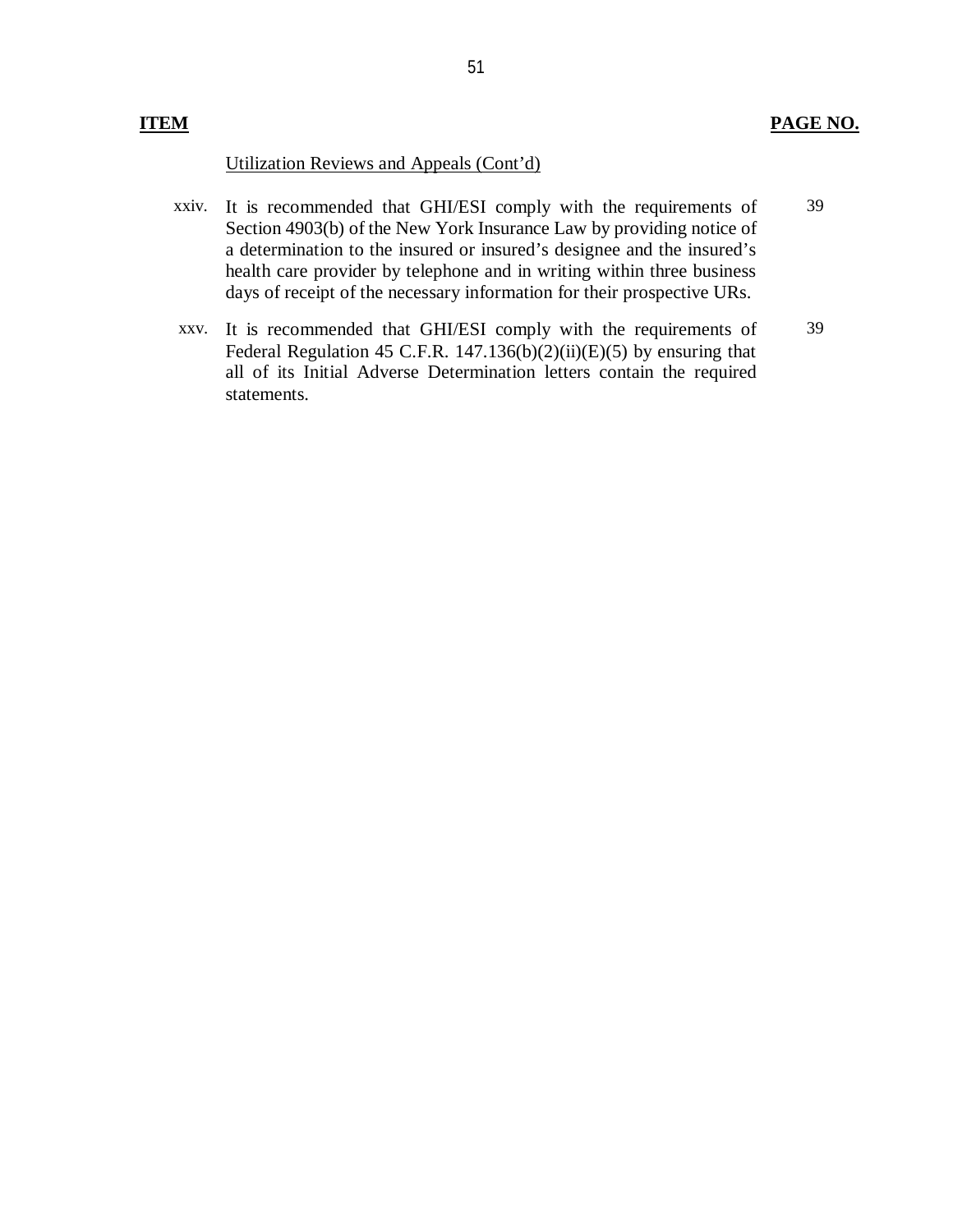| **ITEM** | | **PAGE NO.** |
|---|---|---|
| | Utilization Reviews and Appeals (Cont'd) | |
| xxiv. | It is recommended that GHI/ESI comply with the requirements of Section 4903(b) of the New York Insurance Law by providing notice of a determination to the insured or insured's designee and the insured's health care provider by telephone and in writing within three business days of receipt of the necessary information for their prospective URs. | 39 |
| xxv. | It is recommended that GHI/ESI comply with the requirements of Federal Regulation 45 C.F.R. 147.136(b)(2)(ii)(E)(5) by ensuring that all of its Initial Adverse Determination letters contain the required statements. | 39 |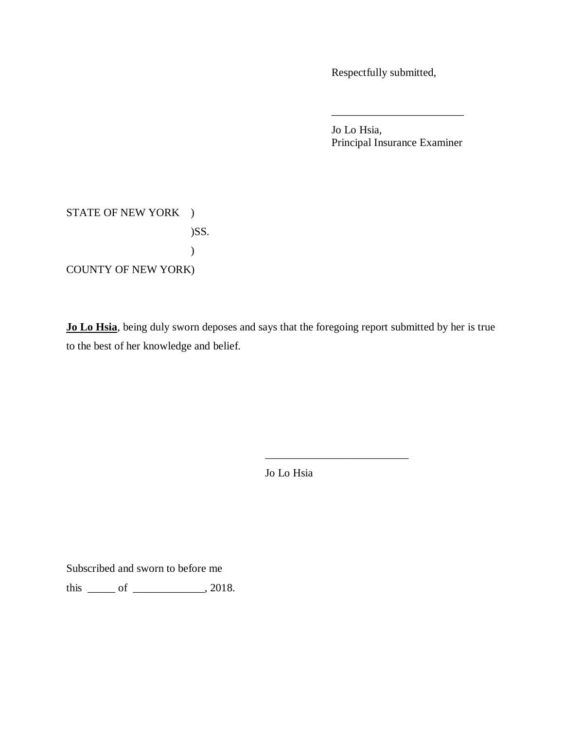Respectfully submitted,

\_\_\_\_\_\_\_\_\_\_\_\_\_\_\_\_\_\_\_\_\_\_\_\_

Jo Lo Hsia,
Principal Insurance Examiner

STATE OF NEW YORK )
)SS.
)
COUNTY OF NEW YORK)

**Jo Lo Hsia**, being duly sworn deposes and says that the foregoing report submitted by her is true to the best of her knowledge and belief.

\_\_\_\_\_\_\_\_\_\_\_\_\_\_\_\_\_\_\_\_\_\_\_\_\_\_

Jo Lo Hsia

Subscribed and sworn to before me
this \_\_\_\_\_ of \_\_\_\_\_\_\_\_\_\_\_\_\_, 2018.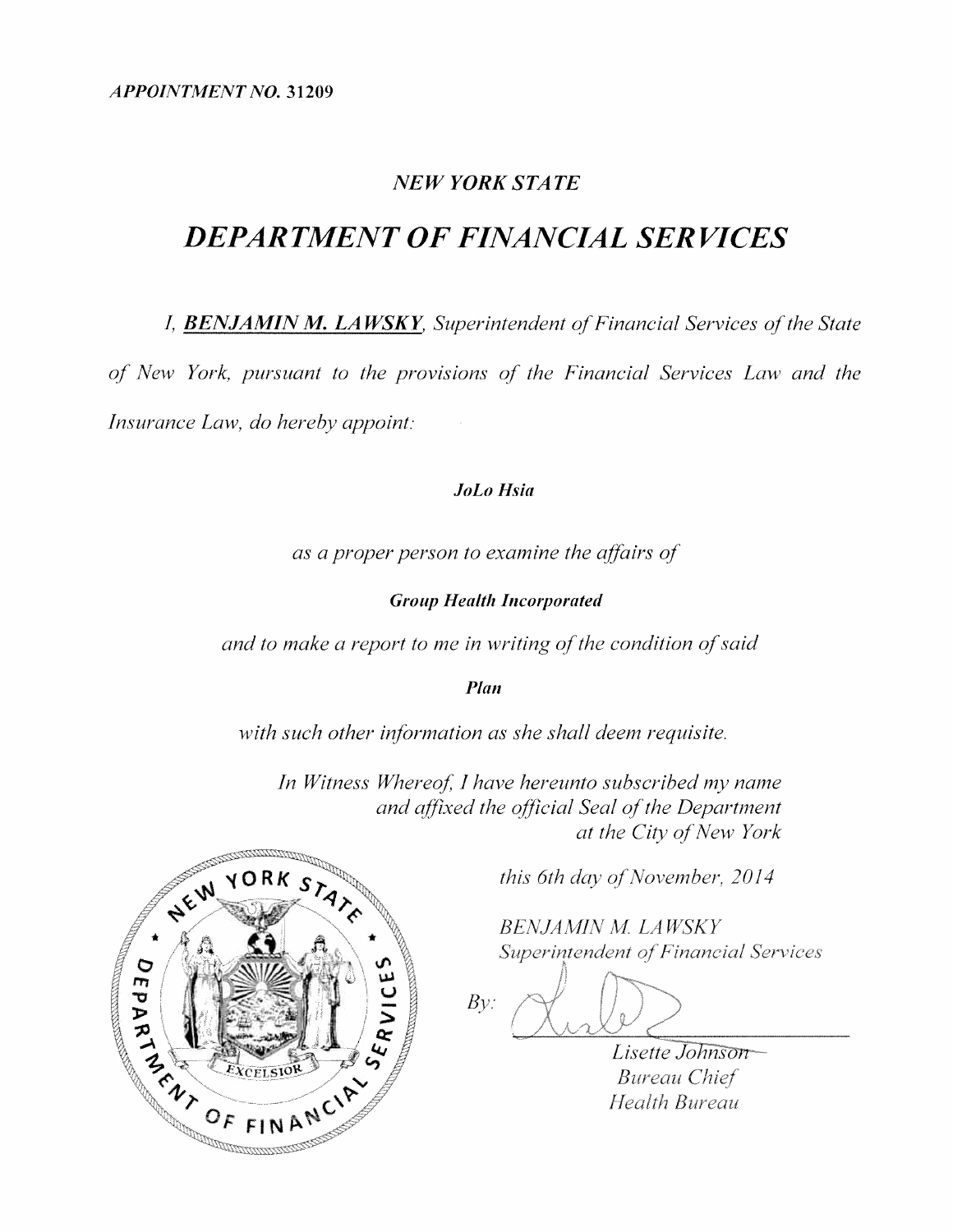*APPOINTMENT NO.* **31209**

# *NEW YORK STATE*

# *DEPARTMENT OF FINANCIAL SERVICES*

*I,* ***BENJAMIN M. LAWSKY****, Superintendent of Financial Services of the State of New York, pursuant to the provisions of the Financial Services Law and the Insurance Law, do hereby appoint:*

***JoLo Hsia***

*as a proper person to examine the affairs of*

***Group Health Incorporated***

*and to make a report to me in writing of the condition of said*

***Plan***

*with such other information as she shall deem requisite.*

*In Witness Whereof, I have hereunto subscribed my name and affixed the official Seal of the Department at the City of New York*

*this 6th day of November, 2014*

*BENJAMIN M. LAWSKY*
*Superintendent of Financial Services*

*By:*

*Lisette Johnson*
*Bureau Chief*
*Health Bureau*

NEW YORK STATE DEPARTMENT OF FINANCIAL SERVICES EXCELSIOR